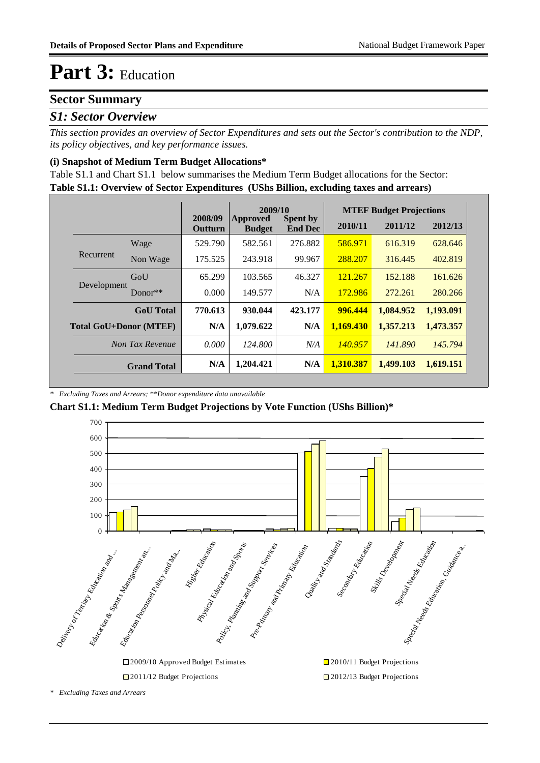# Part 3: Education

## Sector Summary

### *S1: Sector Overview*

*This section provides an overview of Sector Expenditures and sets out the Sector's contribution to the NDP, its policy objectives, and key performance issues.*

#### (i) Snapshot of Medium Term Budget Allocations*

Table S1.1 and Chart S1.1 below summarises the Medium Term Budget allocations for the Sector:

**Table S1.1: Overview of Sector Expenditures (UShs Billion, excluding taxes and arrears)**

| | | 2008/09 | 2009/10 | | MTEF Budget Projections | | |
|---|---|---|---|---|---|---|---|
| | | Outturn | Approved Budget | Spent by End Dec | 2010/11 | 2011/12 | 2012/13 |
| Recurrent | Wage | 529.790 | 582.561 | 276.882 | 586.971 | 616.319 | 628.646 |
| | Non Wage | 175.525 | 243.918 | 99.967 | 288.207 | 316.445 | 402.819 |
| Development | GoU | 65.299 | 103.565 | 46.327 | 121.267 | 152.188 | 161.626 |
| | Donor** | 0.000 | 149.577 | N/A | 172.986 | 272.261 | 280.266 |
| **GoU Total** | | **770.613** | **930.044** | **423.177** | **996.444** | **1,084.952** | **1,193.091** |
| **Total GoU+Donor (MTEF)** | | **N/A** | **1,079.622** | **N/A** | **1,169.430** | **1,357.213** | **1,473.357** |
| *Non Tax Revenue* | | *0.000* | *124.800* | *N/A* | *140.957* | *141.890* | *145.794* |
| **Grand Total** | | **N/A** | **1,204.421** | **N/A** | **1,310.387** | **1,499.103** | **1,619.151** |

*\* Excluding Taxes and Arrears; \*\*Donor expenditure data unavailable*

**Chart S1.1: Medium Term Budget Projections by Vote Function (UShs Billion)***

*\* Excluding Taxes and Arrears*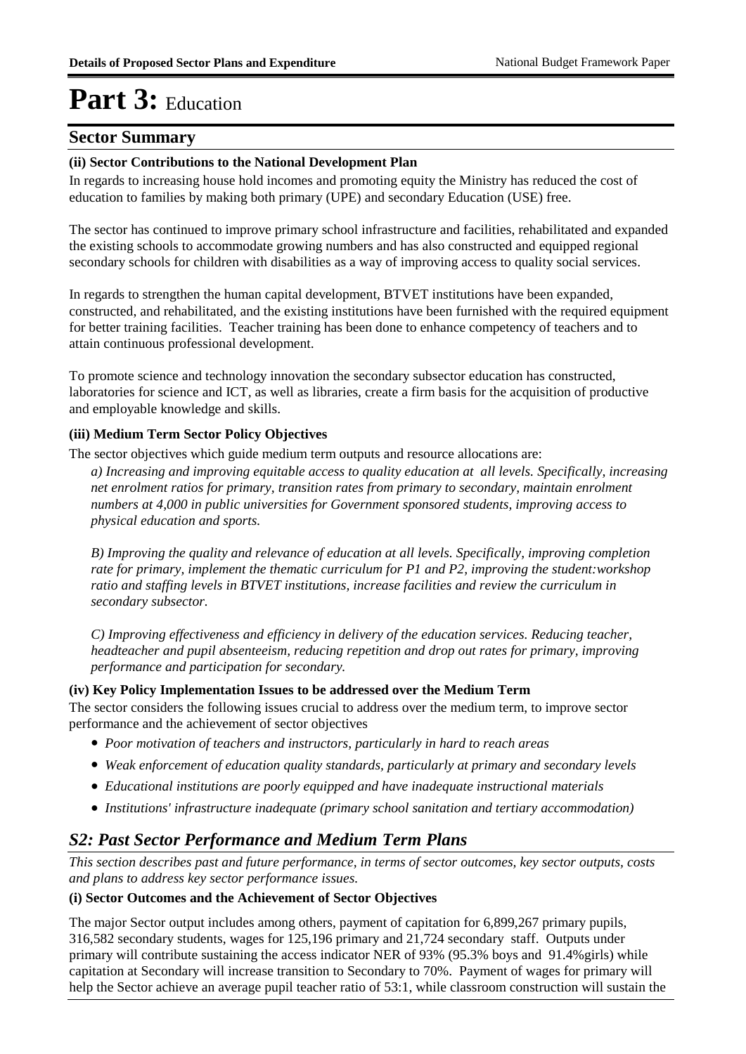# Part 3: Education

## Sector Summary

### (ii) Sector Contributions to the National Development Plan

In regards to increasing house hold incomes and promoting equity the Ministry has reduced the cost of education to families by making both primary (UPE) and secondary Education (USE) free.

The sector has continued to improve primary school infrastructure and facilities, rehabilitated and expanded the existing schools to accommodate growing numbers and has also constructed and equipped regional secondary schools for children with disabilities as a way of improving access to quality social services.

In regards to strengthen the human capital development, BTVET institutions have been expanded, constructed, and rehabilitated, and the existing institutions have been furnished with the required equipment for better training facilities. Teacher training has been done to enhance competency of teachers and to attain continuous professional development.

To promote science and technology innovation the secondary subsector education has constructed, laboratories for science and ICT, as well as libraries, create a firm basis for the acquisition of productive and employable knowledge and skills.

### (iii) Medium Term Sector Policy Objectives

The sector objectives which guide medium term outputs and resource allocations are:

*a) Increasing and improving equitable access to quality education at all levels. Specifically, increasing net enrolment ratios for primary, transition rates from primary to secondary, maintain enrolment numbers at 4,000 in public universities for Government sponsored students, improving access to physical education and sports.*

*B) Improving the quality and relevance of education at all levels. Specifically, improving completion rate for primary, implement the thematic curriculum for P1 and P2, improving the student:workshop ratio and staffing levels in BTVET institutions, increase facilities and review the curriculum in secondary subsector.*

*C) Improving effectiveness and efficiency in delivery of the education services. Reducing teacher, headteacher and pupil absenteeism, reducing repetition and drop out rates for primary, improving performance and participation for secondary.*

### (iv) Key Policy Implementation Issues to be addressed over the Medium Term

The sector considers the following issues crucial to address over the medium term, to improve sector performance and the achievement of sector objectives

- *Poor motivation of teachers and instructors, particularly in hard to reach areas*
- *Weak enforcement of education quality standards, particularly at primary and secondary levels*
- *Educational institutions are poorly equipped and have inadequate instructional materials*
- *Institutions' infrastructure inadequate (primary school sanitation and tertiary accommodation)*

## *S2: Past Sector Performance and Medium Term Plans*

*This section describes past and future performance, in terms of sector outcomes, key sector outputs, costs and plans to address key sector performance issues.*

### (i) Sector Outcomes and the Achievement of Sector Objectives

The major Sector output includes among others, payment of capitation for 6,899,267 primary pupils, 316,582 secondary students, wages for 125,196 primary and 21,724 secondary staff. Outputs under primary will contribute sustaining the access indicator NER of 93% (95.3% boys and 91.4%girls) while capitation at Secondary will increase transition to Secondary to 70%. Payment of wages for primary will help the Sector achieve an average pupil teacher ratio of 53:1, while classroom construction will sustain the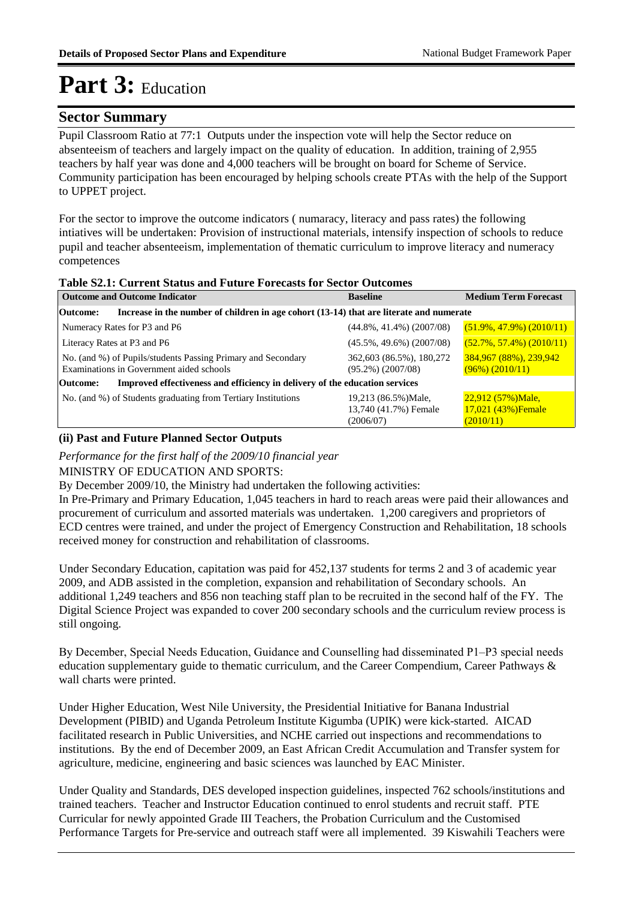# Part 3: Education

## Sector Summary

Pupil Classroom Ratio at 77:1 Outputs under the inspection vote will help the Sector reduce on absenteeism of teachers and largely impact on the quality of education. In addition, training of 2,955 teachers by half year was done and 4,000 teachers will be brought on board for Scheme of Service. Community participation has been encouraged by helping schools create PTAs with the help of the Support to UPPET project.

For the sector to improve the outcome indicators ( numaracy, literacy and pass rates) the following intiatives will be undertaken: Provision of instructional materials, intensify inspection of schools to reduce pupil and teacher absenteeism, implementation of thematic curriculum to improve literacy and numeracy competences

**Table S2.1: Current Status and Future Forecasts for Sector Outcomes**

| Outcome and Outcome Indicator | Baseline | Medium Term Forecast |
|---|---|---|
| **Outcome: Increase in the number of children in age cohort (13-14) that are literate and numerate** | | |
| Numeracy Rates for P3 and P6 | (44.8%, 41.4%) (2007/08) | (51.9%, 47.9%) (2010/11) |
| Literacy Rates at P3 and P6 | (45.5%, 49.6%) (2007/08) | (52.7%, 57.4%) (2010/11) |
| No. (and %) of Pupils/students Passing Primary and Secondary Examinations in Government aided schools | 362,603 (86.5%), 180,272 (95.2%) (2007/08) | 384,967 (88%), 239,942 (96%) (2010/11) |
| **Outcome: Improved effectiveness and efficiency in delivery of the education services** | | |
| No. (and %) of Students graduating from Tertiary Institutions | 19,213 (86.5%)Male, 13,740 (41.7%) Female (2006/07) | 22,912 (57%)Male, 17,021 (43%)Female (2010/11) |

### (ii) Past and Future Planned Sector Outputs

*Performance for the first half of the 2009/10 financial year*

MINISTRY OF EDUCATION AND SPORTS:

By December 2009/10, the Ministry had undertaken the following activities:

In Pre-Primary and Primary Education, 1,045 teachers in hard to reach areas were paid their allowances and procurement of curriculum and assorted materials was undertaken. 1,200 caregivers and proprietors of ECD centres were trained, and under the project of Emergency Construction and Rehabilitation, 18 schools received money for construction and rehabilitation of classrooms.

Under Secondary Education, capitation was paid for 452,137 students for terms 2 and 3 of academic year 2009, and ADB assisted in the completion, expansion and rehabilitation of Secondary schools. An additional 1,249 teachers and 856 non teaching staff plan to be recruited in the second half of the FY. The Digital Science Project was expanded to cover 200 secondary schools and the curriculum review process is still ongoing.

By December, Special Needs Education, Guidance and Counselling had disseminated P1–P3 special needs education supplementary guide to thematic curriculum, and the Career Compendium, Career Pathways & wall charts were printed.

Under Higher Education, West Nile University, the Presidential Initiative for Banana Industrial Development (PIBID) and Uganda Petroleum Institute Kigumba (UPIK) were kick-started. AICAD facilitated research in Public Universities, and NCHE carried out inspections and recommendations to institutions. By the end of December 2009, an East African Credit Accumulation and Transfer system for agriculture, medicine, engineering and basic sciences was launched by EAC Minister.

Under Quality and Standards, DES developed inspection guidelines, inspected 762 schools/institutions and trained teachers. Teacher and Instructor Education continued to enrol students and recruit staff. PTE Curricular for newly appointed Grade III Teachers, the Probation Curriculum and the Customised Performance Targets for Pre-service and outreach staff were all implemented. 39 Kiswahili Teachers were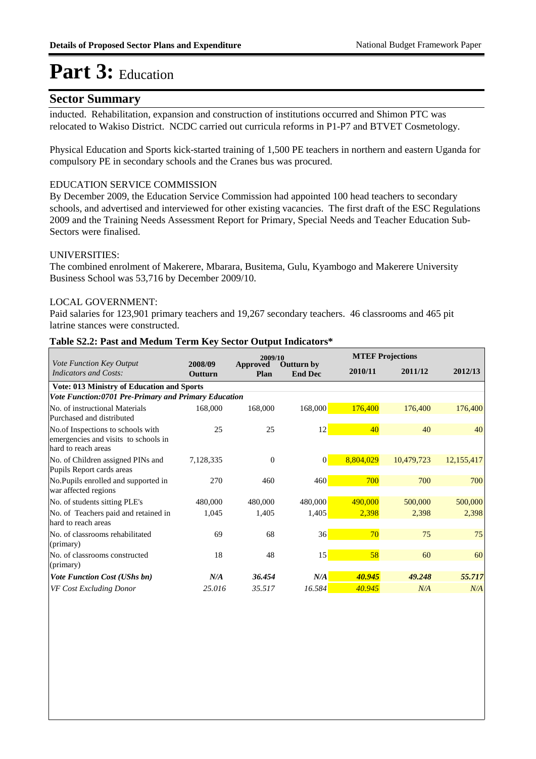# Part 3: Education

## Sector Summary

inducted. Rehabilitation, expansion and construction of institutions occurred and Shimon PTC was relocated to Wakiso District. NCDC carried out curricula reforms in P1-P7 and BTVET Cosmetology.

Physical Education and Sports kick-started training of 1,500 PE teachers in northern and eastern Uganda for compulsory PE in secondary schools and the Cranes bus was procured.

EDUCATION SERVICE COMMISSION

By December 2009, the Education Service Commission had appointed 100 head teachers to secondary schools, and advertised and interviewed for other existing vacancies. The first draft of the ESC Regulations 2009 and the Training Needs Assessment Report for Primary, Special Needs and Teacher Education Sub-Sectors were finalised.

UNIVERSITIES:

The combined enrolment of Makerere, Mbarara, Busitema, Gulu, Kyambogo and Makerere University Business School was 53,716 by December 2009/10.

LOCAL GOVERNMENT:

Paid salaries for 123,901 primary teachers and 19,267 secondary teachers. 46 classrooms and 465 pit latrine stances were constructed.

**Table S2.2: Past and Medum Term Key Sector Output Indicators***

| *Vote Function Key Output Indicators and Costs:* | 2008/09 Outturn | 2009/10 Approved Plan | 2009/10 Outturn by End Dec | MTEF Projections 2010/11 | MTEF Projections 2011/12 | MTEF Projections 2012/13 |
|---|---|---|---|---|---|---|
| **Vote: 013 Ministry of Education and Sports** | | | | | | |
| ***Vote Function:0701 Pre-Primary and Primary Education*** | | | | | | |
| No. of instructional Materials Purchased and distributed | 168,000 | 168,000 | 168,000 | 176,400 | 176,400 | 176,400 |
| No.of Inspections to schools with emergencies and visits to schools in hard to reach areas | 25 | 25 | 12 | 40 | 40 | 40 |
| No. of Children assigned PINs and Pupils Report cards areas | 7,128,335 | 0 | 0 | 8,804,029 | 10,479,723 | 12,155,417 |
| No.Pupils enrolled and supported in war affected regions | 270 | 460 | 460 | 700 | 700 | 700 |
| No. of students sitting PLE's | 480,000 | 480,000 | 480,000 | 490,000 | 500,000 | 500,000 |
| No. of Teachers paid and retained in hard to reach areas | 1,045 | 1,405 | 1,405 | 2,398 | 2,398 | 2,398 |
| No. of classrooms rehabilitated (primary) | 69 | 68 | 36 | 70 | 75 | 75 |
| No. of classrooms constructed (primary) | 18 | 48 | 15 | 58 | 60 | 60 |
| ***Vote Function Cost (UShs bn)*** | ***N/A*** | ***36.454*** | ***N/A*** | ***40.945*** | ***49.248*** | ***55.717*** |
| *VF Cost Excluding Donor* | *25.016* | *35.517* | *16.584* | *40.945* | *N/A* | *N/A* |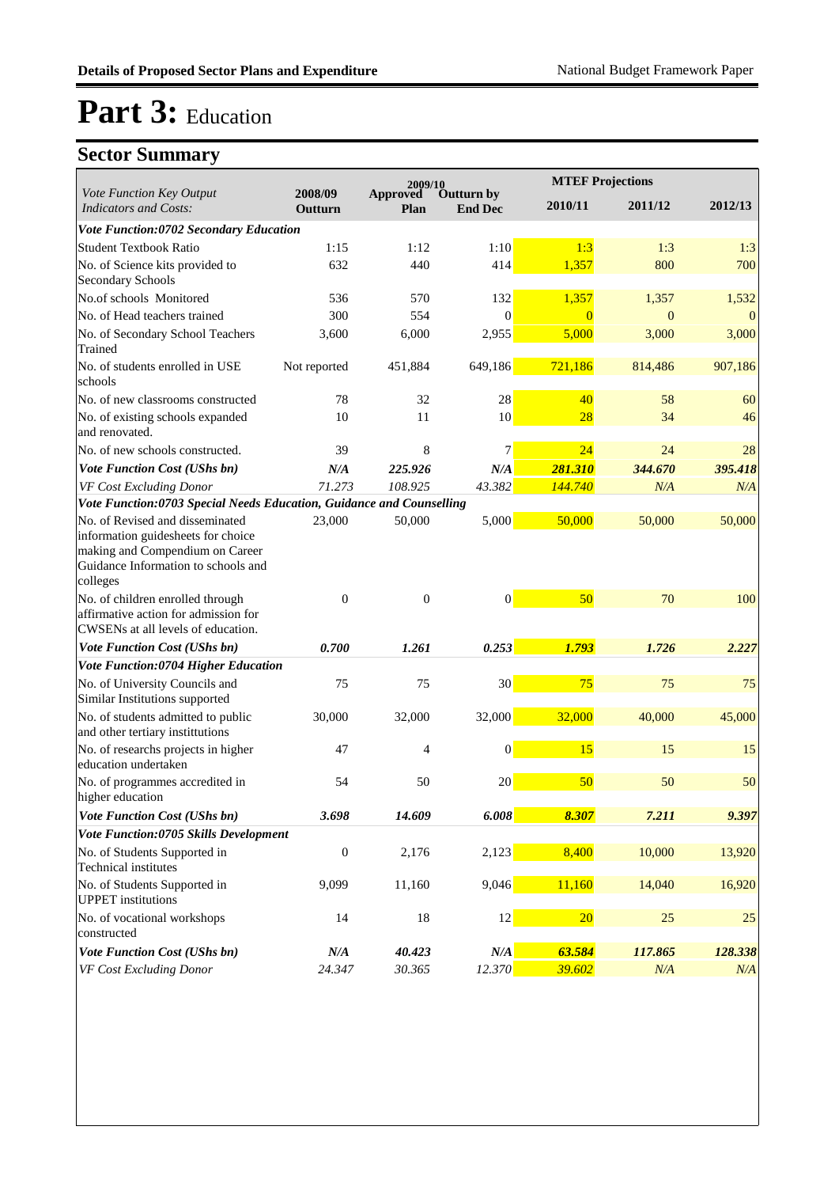# Part 3: Education

## Sector Summary

| Vote Function Key Output Indicators and Costs: | 2008/09 Outturn | 2009/10 Approved Plan | 2009/10 Outturn by End Dec | 2010/11 | 2011/12 | 2012/13 |
|---|---|---|---|---|---|---|
| | | | | MTEF Projections | | |
| ***Vote Function:0702 Secondary Education*** | | | | | | |
| Student Textbook Ratio | 1:15 | 1:12 | 1:10 | 1:3 | 1:3 | 1:3 |
| No. of Science kits provided to Secondary Schools | 632 | 440 | 414 | 1,357 | 800 | 700 |
| No.of schools Monitored | 536 | 570 | 132 | 1,357 | 1,357 | 1,532 |
| No. of Head teachers trained | 300 | 554 | 0 | 0 | 0 | 0 |
| No. of Secondary School Teachers Trained | 3,600 | 6,000 | 2,955 | 5,000 | 3,000 | 3,000 |
| No. of students enrolled in USE schools | Not reported | 451,884 | 649,186 | 721,186 | 814,486 | 907,186 |
| No. of new classrooms constructed | 78 | 32 | 28 | 40 | 58 | 60 |
| No. of existing schools expanded and renovated. | 10 | 11 | 10 | 28 | 34 | 46 |
| No. of new schools constructed. | 39 | 8 | 7 | 24 | 24 | 28 |
| ***Vote Function Cost (UShs bn)*** | ***N/A*** | ***225.926*** | ***N/A*** | ***281.310*** | ***344.670*** | ***395.418*** |
| *VF Cost Excluding Donor* | *71.273* | *108.925* | *43.382* | *144.740* | *N/A* | *N/A* |
| ***Vote Function:0703 Special Needs Education, Guidance and Counselling*** | | | | | | |
| No. of Revised and disseminated information guidesheets for choice making and Compendium on Career Guidance Information to schools and colleges | 23,000 | 50,000 | 5,000 | 50,000 | 50,000 | 50,000 |
| No. of children enrolled through affirmative action for admission for CWSENs at all levels of education. | 0 | 0 | 0 | 50 | 70 | 100 |
| ***Vote Function Cost (UShs bn)*** | ***0.700*** | ***1.261*** | ***0.253*** | ***1.793*** | ***1.726*** | ***2.227*** |
| ***Vote Function:0704 Higher Education*** | | | | | | |
| No. of University Councils and Similar Institutions supported | 75 | 75 | 30 | 75 | 75 | 75 |
| No. of students admitted to public and other tertiary instittutions | 30,000 | 32,000 | 32,000 | 32,000 | 40,000 | 45,000 |
| No. of researchs projects in higher education undertaken | 47 | 4 | 0 | 15 | 15 | 15 |
| No. of programmes accredited in higher education | 54 | 50 | 20 | 50 | 50 | 50 |
| ***Vote Function Cost (UShs bn)*** | ***3.698*** | ***14.609*** | ***6.008*** | ***8.307*** | ***7.211*** | ***9.397*** |
| ***Vote Function:0705 Skills Development*** | | | | | | |
| No. of Students Supported in Technical institutes | 0 | 2,176 | 2,123 | 8,400 | 10,000 | 13,920 |
| No. of Students Supported in UPPET institutions | 9,099 | 11,160 | 9,046 | 11,160 | 14,040 | 16,920 |
| No. of vocational workshops constructed | 14 | 18 | 12 | 20 | 25 | 25 |
| ***Vote Function Cost (UShs bn)*** | ***N/A*** | ***40.423*** | ***N/A*** | ***63.584*** | ***117.865*** | ***128.338*** |
| *VF Cost Excluding Donor* | *24.347* | *30.365* | *12.370* | *39.602* | *N/A* | *N/A* |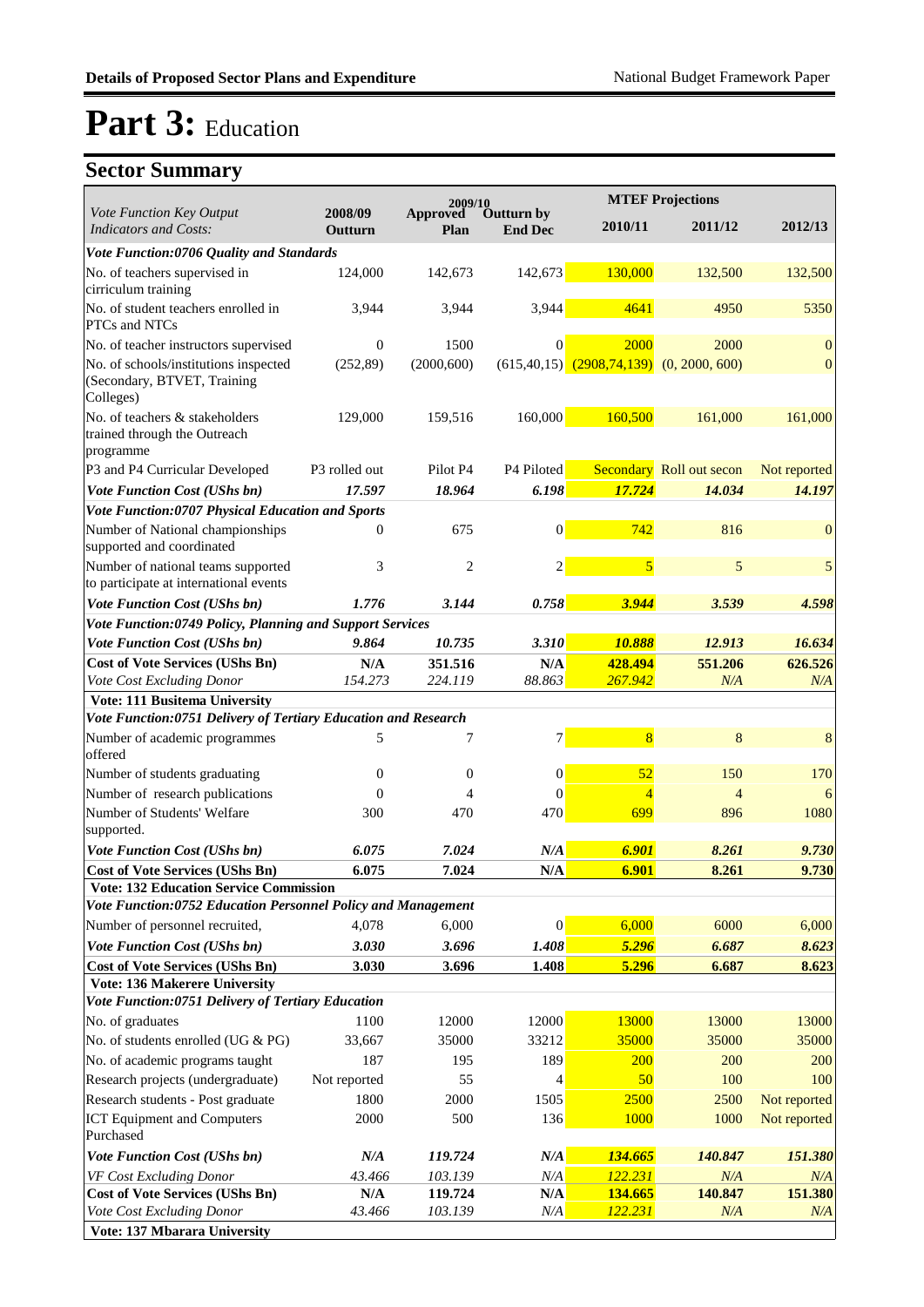# Part 3: Education

## Sector Summary

| Vote Function Key Output Indicators and Costs: | 2008/09 Outturn | 2009/10 Approved Plan | 2009/10 Outturn by End Dec | MTEF Projections 2010/11 | MTEF Projections 2011/12 | MTEF Projections 2012/13 |
|---|---|---|---|---|---|---|
| ***Vote Function:0706 Quality and Standards*** | | | | | | |
| No. of teachers supervised in cirriculum training | 124,000 | 142,673 | 142,673 | 130,000 | 132,500 | 132,500 |
| No. of student teachers enrolled in PTCs and NTCs | 3,944 | 3,944 | 3,944 | 4641 | 4950 | 5350 |
| No. of teacher instructors supervised | 0 | 1500 | 0 | 2000 | 2000 | 0 |
| No. of schools/institutions inspected (Secondary, BTVET, Training Colleges) | (252,89) | (2000,600) | (615,40,15) | (2908,74,139) | (0, 2000, 600) | 0 |
| No. of teachers & stakeholders trained through the Outreach programme | 129,000 | 159,516 | 160,000 | 160,500 | 161,000 | 161,000 |
| P3 and P4 Curricular Developed | P3 rolled out | Pilot P4 | P4 Piloted | Secondary | Roll out secon | Not reported |
| ***Vote Function Cost (UShs bn)*** | ***17.597*** | ***18.964*** | ***6.198*** | ***17.724*** | ***14.034*** | ***14.197*** |
| ***Vote Function:0707 Physical Education and Sports*** | | | | | | |
| Number of National championships supported and coordinated | 0 | 675 | 0 | 742 | 816 | 0 |
| Number of national teams supported to participate at international events | 3 | 2 | 2 | 5 | 5 | 5 |
| ***Vote Function Cost (UShs bn)*** | ***1.776*** | ***3.144*** | ***0.758*** | ***3.944*** | ***3.539*** | ***4.598*** |
| ***Vote Function:0749 Policy, Planning and Support Services*** | | | | | | |
| ***Vote Function Cost (UShs bn)*** | ***9.864*** | ***10.735*** | ***3.310*** | ***10.888*** | ***12.913*** | ***16.634*** |
| **Cost of Vote Services (UShs Bn)** | **N/A** | **351.516** | **N/A** | **428.494** | **551.206** | **626.526** |
| *Vote Cost Excluding Donor* | *154.273* | *224.119* | *88.863* | *267.942* | *N/A* | *N/A* |
| **Vote: 111 Busitema University** | | | | | | |
| ***Vote Function:0751 Delivery of Tertiary Education and Research*** | | | | | | |
| Number of academic programmes offered | 5 | 7 | 7 | 8 | 8 | 8 |
| Number of students graduating | 0 | 0 | 0 | 52 | 150 | 170 |
| Number of research publications | 0 | 4 | 0 | 4 | 4 | 6 |
| Number of Students' Welfare supported. | 300 | 470 | 470 | 699 | 896 | 1080 |
| ***Vote Function Cost (UShs bn)*** | ***6.075*** | ***7.024*** | ***N/A*** | ***6.901*** | ***8.261*** | ***9.730*** |
| **Cost of Vote Services (UShs Bn)** | **6.075** | **7.024** | **N/A** | **6.901** | **8.261** | **9.730** |
| **Vote: 132 Education Service Commission** | | | | | | |
| ***Vote Function:0752 Education Personnel Policy and Management*** | | | | | | |
| Number of personnel recruited, | 4,078 | 6,000 | 0 | 6,000 | 6000 | 6,000 |
| ***Vote Function Cost (UShs bn)*** | ***3.030*** | ***3.696*** | ***1.408*** | ***5.296*** | ***6.687*** | ***8.623*** |
| **Cost of Vote Services (UShs Bn)** | **3.030** | **3.696** | **1.408** | **5.296** | **6.687** | **8.623** |
| **Vote: 136 Makerere University** | | | | | | |
| ***Vote Function:0751 Delivery of Tertiary Education*** | | | | | | |
| No. of graduates | 1100 | 12000 | 12000 | 13000 | 13000 | 13000 |
| No. of students enrolled (UG & PG) | 33,667 | 35000 | 33212 | 35000 | 35000 | 35000 |
| No. of academic programs taught | 187 | 195 | 189 | 200 | 200 | 200 |
| Research projects (undergraduate) | Not reported | 55 | 4 | 50 | 100 | 100 |
| Research students - Post graduate | 1800 | 2000 | 1505 | 2500 | 2500 | Not reported |
| ICT Equipment and Computers Purchased | 2000 | 500 | 136 | 1000 | 1000 | Not reported |
| ***Vote Function Cost (UShs bn)*** | ***N/A*** | ***119.724*** | ***N/A*** | ***134.665*** | ***140.847*** | ***151.380*** |
| *VF Cost Excluding Donor* | *43.466* | *103.139* | *N/A* | *122.231* | *N/A* | *N/A* |
| **Cost of Vote Services (UShs Bn)** | **N/A** | **119.724** | **N/A** | **134.665** | **140.847** | **151.380** |
| *Vote Cost Excluding Donor* | *43.466* | *103.139* | *N/A* | *122.231* | *N/A* | *N/A* |
| **Vote: 137 Mbarara University** | | | | | | |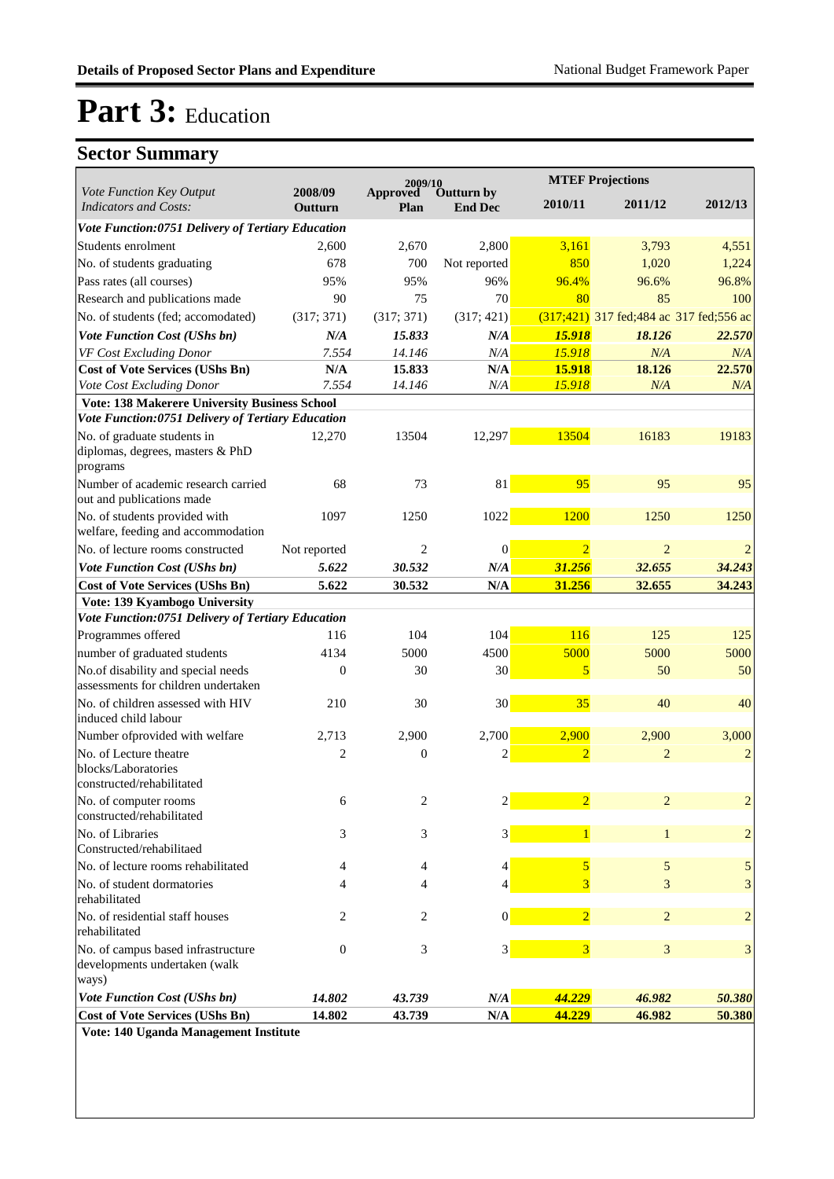# Part 3: Education

## Sector Summary

| *Vote Function Key Output Indicators and Costs:* | 2008/09 Outturn | 2009/10 Approved Plan | 2009/10 Outturn by End Dec | MTEF Projections 2010/11 | 2011/12 | 2012/13 |
|---|---|---|---|---|---|---|
| ***Vote Function:0751 Delivery of Tertiary Education*** | | | | | | |
| Students enrolment | 2,600 | 2,670 | 2,800 | 3,161 | 3,793 | 4,551 |
| No. of students graduating | 678 | 700 | Not reported | 850 | 1,020 | 1,224 |
| Pass rates (all courses) | 95% | 95% | 96% | 96.4% | 96.6% | 96.8% |
| Research and publications made | 90 | 75 | 70 | 80 | 85 | 100 |
| No. of students (fed; accomodated) | (317; 371) | (317; 371) | (317; 421) | (317;421) | 317 fed;484 ac | 317 fed;556 ac |
| ***Vote Function Cost (UShs bn)*** | ***N/A*** | ***15.833*** | ***N/A*** | ***15.918*** | ***18.126*** | ***22.570*** |
| *VF Cost Excluding Donor* | *7.554* | *14.146* | *N/A* | *15.918* | *N/A* | *N/A* |
| **Cost of Vote Services (UShs Bn)** | **N/A** | **15.833** | **N/A** | **15.918** | **18.126** | **22.570** |
| *Vote Cost Excluding Donor* | *7.554* | *14.146* | *N/A* | *15.918* | *N/A* | *N/A* |
| **Vote: 138 Makerere University Business School** | | | | | | |
| ***Vote Function:0751 Delivery of Tertiary Education*** | | | | | | |
| No. of graduate students in diplomas, degrees, masters & PhD programs | 12,270 | 13504 | 12,297 | 13504 | 16183 | 19183 |
| Number of academic research carried out and publications made | 68 | 73 | 81 | 95 | 95 | 95 |
| No. of students provided with welfare, feeding and accommodation | 1097 | 1250 | 1022 | 1200 | 1250 | 1250 |
| No. of lecture rooms constructed | Not reported | 2 | 0 | 2 | 2 | 2 |
| ***Vote Function Cost (UShs bn)*** | ***5.622*** | ***30.532*** | ***N/A*** | ***31.256*** | ***32.655*** | ***34.243*** |
| **Cost of Vote Services (UShs Bn)** | **5.622** | **30.532** | **N/A** | **31.256** | **32.655** | **34.243** |
| **Vote: 139 Kyambogo University** | | | | | | |
| ***Vote Function:0751 Delivery of Tertiary Education*** | | | | | | |
| Programmes offered | 116 | 104 | 104 | 116 | 125 | 125 |
| number of graduated students | 4134 | 5000 | 4500 | 5000 | 5000 | 5000 |
| No.of disability and special needs assessments for children undertaken | 0 | 30 | 30 | 5 | 50 | 50 |
| No. of children assessed with HIV induced child labour | 210 | 30 | 30 | 35 | 40 | 40 |
| Number ofprovided with welfare | 2,713 | 2,900 | 2,700 | 2,900 | 2,900 | 3,000 |
| No. of Lecture theatre blocks/Laboratories constructed/rehabilitated | 2 | 0 | 2 | 2 | 2 | 2 |
| No. of computer rooms constructed/rehabilitated | 6 | 2 | 2 | 2 | 2 | 2 |
| No. of Libraries Constructed/rehabilitaed | 3 | 3 | 3 | 1 | 1 | 2 |
| No. of lecture rooms rehabilitated | 4 | 4 | 4 | 5 | 5 | 5 |
| No. of student dormatories rehabilitated | 4 | 4 | 4 | 3 | 3 | 3 |
| No. of residential staff houses rehabilitated | 2 | 2 | 0 | 2 | 2 | 2 |
| No. of campus based infrastructure developments undertaken (walk ways) | 0 | 3 | 3 | 3 | 3 | 3 |
| ***Vote Function Cost (UShs bn)*** | ***14.802*** | ***43.739*** | ***N/A*** | ***44.229*** | ***46.982*** | ***50.380*** |
| **Cost of Vote Services (UShs Bn)** | **14.802** | **43.739** | **N/A** | **44.229** | **46.982** | **50.380** |
| **Vote: 140 Uganda Management Institute** | | | | | | |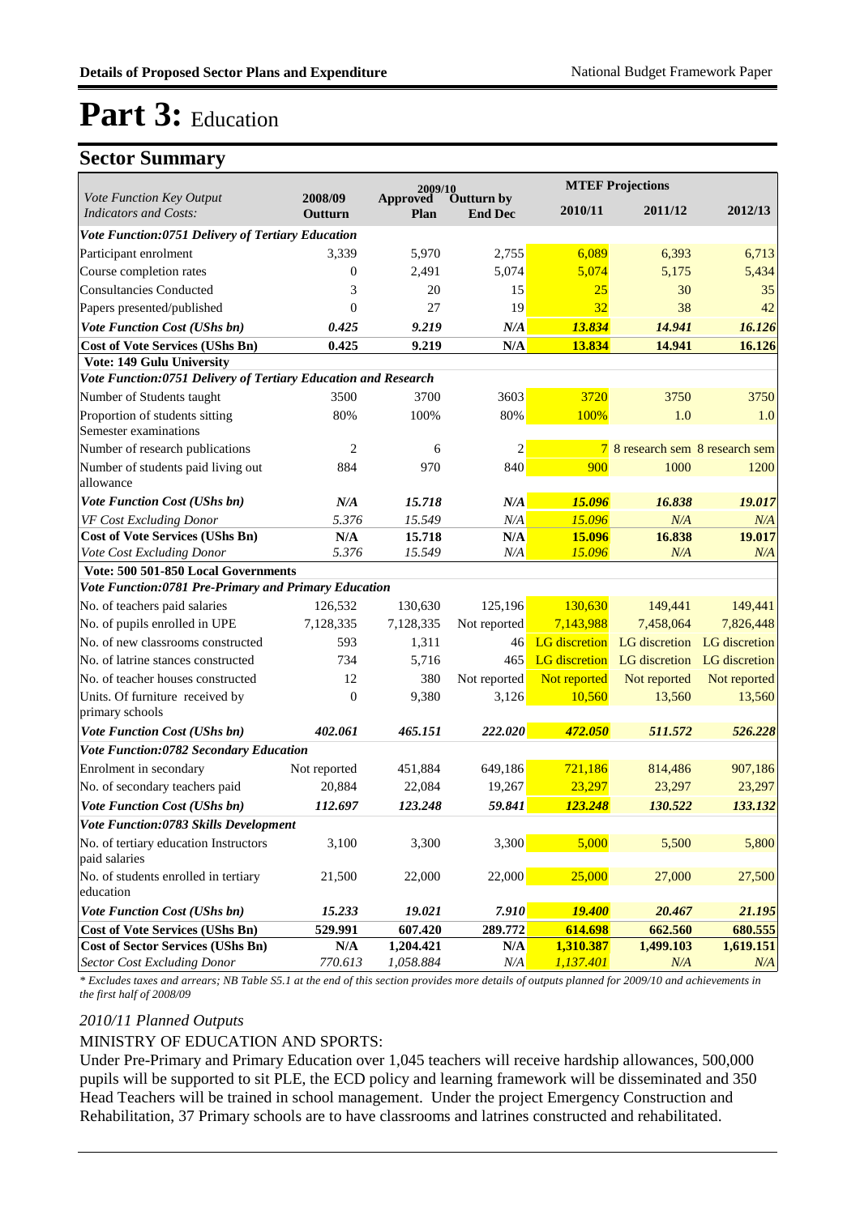# Part 3: Education

## Sector Summary

| Vote Function Key Output Indicators and Costs: | 2008/09 Outturn | 2009/10 Approved Plan | 2009/10 Outturn by End Dec | 2010/11 | 2011/12 | 2012/13 |
|---|---|---|---|---|---|---|
| | | | | MTEF Projections | | |
| ***Vote Function:0751 Delivery of Tertiary Education*** | | | | | | |
| Participant enrolment | 3,339 | 5,970 | 2,755 | 6,089 | 6,393 | 6,713 |
| Course completion rates | 0 | 2,491 | 5,074 | 5,074 | 5,175 | 5,434 |
| Consultancies Conducted | 3 | 20 | 15 | 25 | 30 | 35 |
| Papers presented/published | 0 | 27 | 19 | 32 | 38 | 42 |
| ***Vote Function Cost (UShs bn)*** | ***0.425*** | ***9.219*** | ***N/A*** | ***13.834*** | ***14.941*** | ***16.126*** |
| **Cost of Vote Services (UShs Bn)** | **0.425** | **9.219** | **N/A** | **13.834** | **14.941** | **16.126** |
| **Vote: 149 Gulu University** | | | | | | |
| ***Vote Function:0751 Delivery of Tertiary Education and Research*** | | | | | | |
| Number of Students taught | 3500 | 3700 | 3603 | 3720 | 3750 | 3750 |
| Proportion of students sitting Semester examinations | 80% | 100% | 80% | 100% | 1.0 | 1.0 |
| Number of research publications | 2 | 6 | 2 | 7 | 8 research sem | 8 research sem |
| Number of students paid living out allowance | 884 | 970 | 840 | 900 | 1000 | 1200 |
| ***Vote Function Cost (UShs bn)*** | ***N/A*** | ***15.718*** | ***N/A*** | ***15.096*** | ***16.838*** | ***19.017*** |
| *VF Cost Excluding Donor* | *5.376* | *15.549* | *N/A* | *15.096* | *N/A* | *N/A* |
| **Cost of Vote Services (UShs Bn)** | **N/A** | **15.718** | **N/A** | **15.096** | **16.838** | **19.017** |
| *Vote Cost Excluding Donor* | *5.376* | *15.549* | *N/A* | *15.096* | *N/A* | *N/A* |
| **Vote: 500 501-850 Local Governments** | | | | | | |
| ***Vote Function:0781 Pre-Primary and Primary Education*** | | | | | | |
| No. of teachers paid salaries | 126,532 | 130,630 | 125,196 | 130,630 | 149,441 | 149,441 |
| No. of pupils enrolled in UPE | 7,128,335 | 7,128,335 | Not reported | 7,143,988 | 7,458,064 | 7,826,448 |
| No. of new classrooms constructed | 593 | 1,311 | 46 | LG discretion | LG discretion | LG discretion |
| No. of latrine stances constructed | 734 | 5,716 | 465 | LG discretion | LG discretion | LG discretion |
| No. of teacher houses constructed | 12 | 380 | Not reported | Not reported | Not reported | Not reported |
| Units. Of furniture received by primary schools | 0 | 9,380 | 3,126 | 10,560 | 13,560 | 13,560 |
| ***Vote Function Cost (UShs bn)*** | ***402.061*** | ***465.151*** | ***222.020*** | ***472.050*** | ***511.572*** | ***526.228*** |
| ***Vote Function:0782 Secondary Education*** | | | | | | |
| Enrolment in secondary | Not reported | 451,884 | 649,186 | 721,186 | 814,486 | 907,186 |
| No. of secondary teachers paid | 20,884 | 22,084 | 19,267 | 23,297 | 23,297 | 23,297 |
| ***Vote Function Cost (UShs bn)*** | ***112.697*** | ***123.248*** | ***59.841*** | ***123.248*** | ***130.522*** | ***133.132*** |
| ***Vote Function:0783 Skills Development*** | | | | | | |
| No. of tertiary education Instructors paid salaries | 3,100 | 3,300 | 3,300 | 5,000 | 5,500 | 5,800 |
| No. of students enrolled in tertiary education | 21,500 | 22,000 | 22,000 | 25,000 | 27,000 | 27,500 |
| ***Vote Function Cost (UShs bn)*** | ***15.233*** | ***19.021*** | ***7.910*** | ***19.400*** | ***20.467*** | ***21.195*** |
| **Cost of Vote Services (UShs Bn)** | **529.991** | **607.420** | **289.772** | **614.698** | **662.560** | **680.555** |
| **Cost of Sector Services (UShs Bn)** | **N/A** | **1,204.421** | **N/A** | **1,310.387** | **1,499.103** | **1,619.151** |
| *Sector Cost Excluding Donor* | *770.613* | *1,058.884* | *N/A* | *1,137.401* | *N/A* | *N/A* |

*\* Excludes taxes and arrears; NB Table S5.1 at the end of this section provides more details of outputs planned for 2009/10 and achievements in the first half of 2008/09*

*2010/11 Planned Outputs*

MINISTRY OF EDUCATION AND SPORTS:

Under Pre-Primary and Primary Education over 1,045 teachers will receive hardship allowances, 500,000 pupils will be supported to sit PLE, the ECD policy and learning framework will be disseminated and 350 Head Teachers will be trained in school management. Under the project Emergency Construction and Rehabilitation, 37 Primary schools are to have classrooms and latrines constructed and rehabilitated.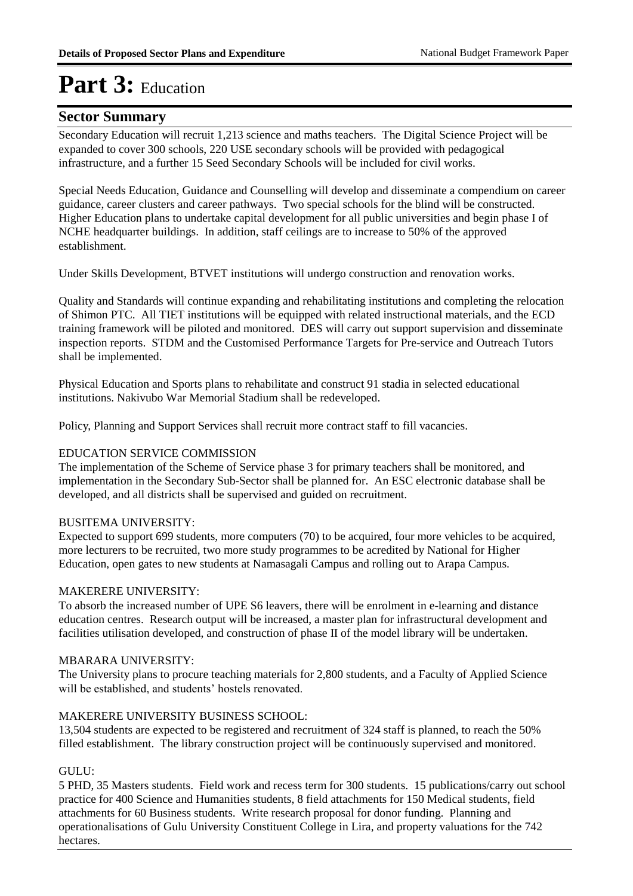# Part 3: Education

## Sector Summary

Secondary Education will recruit 1,213 science and maths teachers. The Digital Science Project will be expanded to cover 300 schools, 220 USE secondary schools will be provided with pedagogical infrastructure, and a further 15 Seed Secondary Schools will be included for civil works.

Special Needs Education, Guidance and Counselling will develop and disseminate a compendium on career guidance, career clusters and career pathways. Two special schools for the blind will be constructed. Higher Education plans to undertake capital development for all public universities and begin phase I of NCHE headquarter buildings. In addition, staff ceilings are to increase to 50% of the approved establishment.

Under Skills Development, BTVET institutions will undergo construction and renovation works.

Quality and Standards will continue expanding and rehabilitating institutions and completing the relocation of Shimon PTC. All TIET institutions will be equipped with related instructional materials, and the ECD training framework will be piloted and monitored. DES will carry out support supervision and disseminate inspection reports. STDM and the Customised Performance Targets for Pre-service and Outreach Tutors shall be implemented.

Physical Education and Sports plans to rehabilitate and construct 91 stadia in selected educational institutions. Nakivubo War Memorial Stadium shall be redeveloped.

Policy, Planning and Support Services shall recruit more contract staff to fill vacancies.

EDUCATION SERVICE COMMISSION
The implementation of the Scheme of Service phase 3 for primary teachers shall be monitored, and implementation in the Secondary Sub-Sector shall be planned for. An ESC electronic database shall be developed, and all districts shall be supervised and guided on recruitment.

BUSITEMA UNIVERSITY:
Expected to support 699 students, more computers (70) to be acquired, four more vehicles to be acquired, more lecturers to be recruited, two more study programmes to be acredited by National for Higher Education, open gates to new students at Namasagali Campus and rolling out to Arapa Campus.

MAKERERE UNIVERSITY:
To absorb the increased number of UPE S6 leavers, there will be enrolment in e-learning and distance education centres. Research output will be increased, a master plan for infrastructural development and facilities utilisation developed, and construction of phase II of the model library will be undertaken.

MBARARA UNIVERSITY:
The University plans to procure teaching materials for 2,800 students, and a Faculty of Applied Science will be established, and students' hostels renovated.

MAKERERE UNIVERSITY BUSINESS SCHOOL:
13,504 students are expected to be registered and recruitment of 324 staff is planned, to reach the 50% filled establishment. The library construction project will be continuously supervised and monitored.

GULU:
5 PHD, 35 Masters students. Field work and recess term for 300 students. 15 publications/carry out school practice for 400 Science and Humanities students, 8 field attachments for 150 Medical students, field attachments for 60 Business students. Write research proposal for donor funding. Planning and operationalisations of Gulu University Constituent College in Lira, and property valuations for the 742 hectares.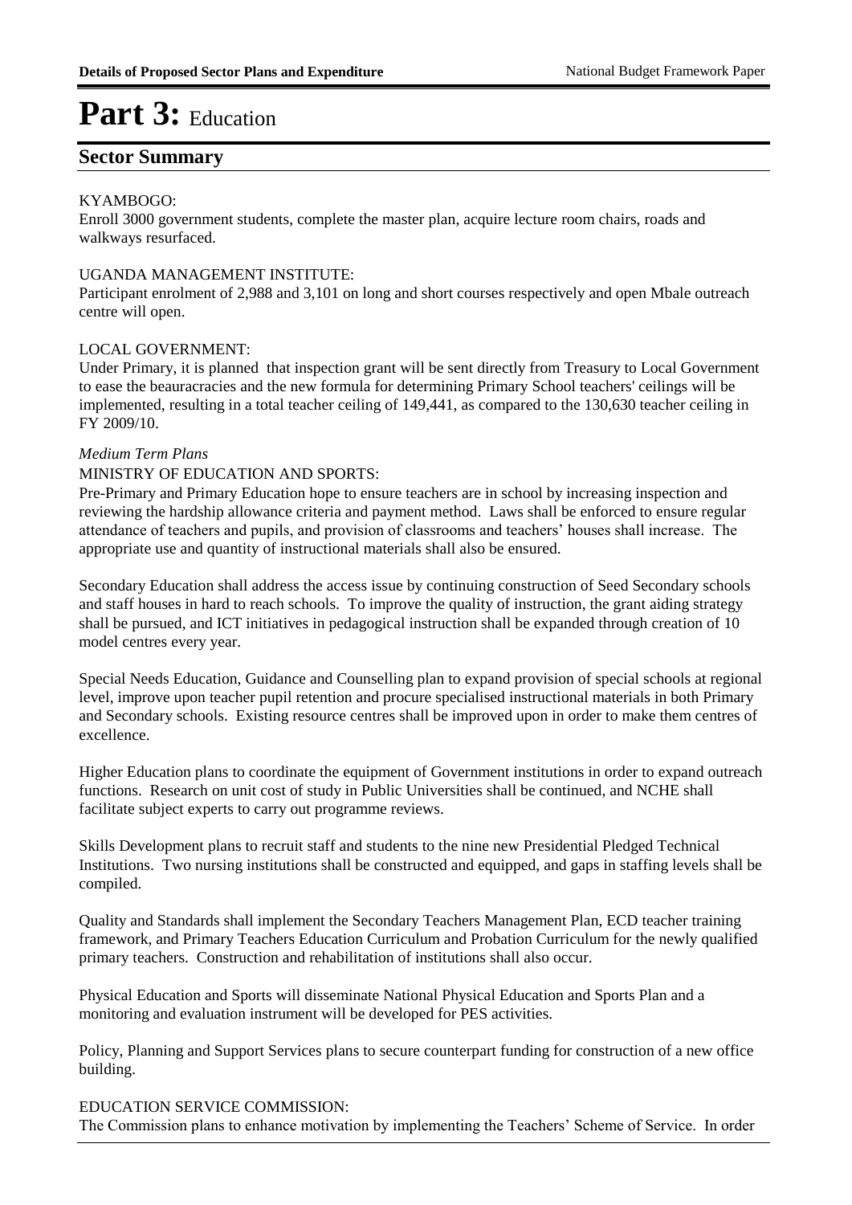# Part 3: Education

## Sector Summary

KYAMBOGO:
Enroll 3000 government students, complete the master plan, acquire lecture room chairs, roads and walkways resurfaced.

UGANDA MANAGEMENT INSTITUTE:
Participant enrolment of 2,988 and 3,101 on long and short courses respectively and open Mbale outreach centre will open.

LOCAL GOVERNMENT:
Under Primary, it is planned that inspection grant will be sent directly from Treasury to Local Government to ease the beauracracies and the new formula for determining Primary School teachers' ceilings will be implemented, resulting in a total teacher ceiling of 149,441, as compared to the 130,630 teacher ceiling in FY 2009/10.

*Medium Term Plans*

MINISTRY OF EDUCATION AND SPORTS:
Pre-Primary and Primary Education hope to ensure teachers are in school by increasing inspection and reviewing the hardship allowance criteria and payment method. Laws shall be enforced to ensure regular attendance of teachers and pupils, and provision of classrooms and teachers' houses shall increase. The appropriate use and quantity of instructional materials shall also be ensured.

Secondary Education shall address the access issue by continuing construction of Seed Secondary schools and staff houses in hard to reach schools. To improve the quality of instruction, the grant aiding strategy shall be pursued, and ICT initiatives in pedagogical instruction shall be expanded through creation of 10 model centres every year.

Special Needs Education, Guidance and Counselling plan to expand provision of special schools at regional level, improve upon teacher pupil retention and procure specialised instructional materials in both Primary and Secondary schools. Existing resource centres shall be improved upon in order to make them centres of excellence.

Higher Education plans to coordinate the equipment of Government institutions in order to expand outreach functions. Research on unit cost of study in Public Universities shall be continued, and NCHE shall facilitate subject experts to carry out programme reviews.

Skills Development plans to recruit staff and students to the nine new Presidential Pledged Technical Institutions. Two nursing institutions shall be constructed and equipped, and gaps in staffing levels shall be compiled.

Quality and Standards shall implement the Secondary Teachers Management Plan, ECD teacher training framework, and Primary Teachers Education Curriculum and Probation Curriculum for the newly qualified primary teachers. Construction and rehabilitation of institutions shall also occur.

Physical Education and Sports will disseminate National Physical Education and Sports Plan and a monitoring and evaluation instrument will be developed for PES activities.

Policy, Planning and Support Services plans to secure counterpart funding for construction of a new office building.

EDUCATION SERVICE COMMISSION:
The Commission plans to enhance motivation by implementing the Teachers' Scheme of Service. In order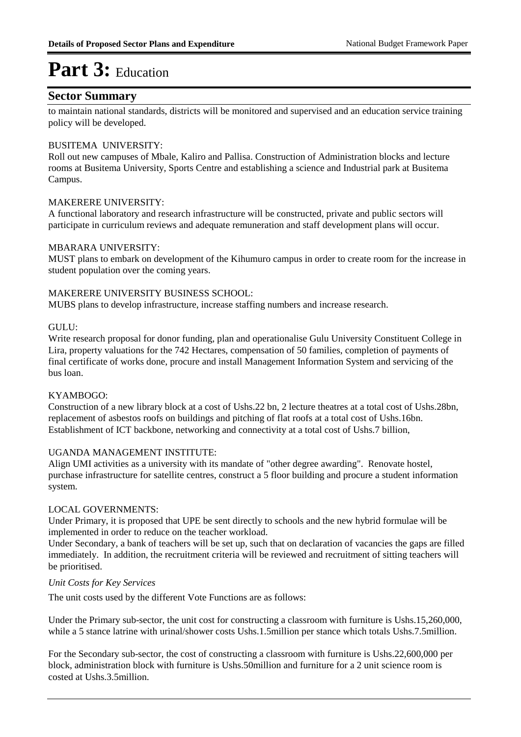# Part 3: Education

## Sector Summary

to maintain national standards, districts will be monitored and supervised and an education service training policy will be developed.

BUSITEMA UNIVERSITY:
Roll out new campuses of Mbale, Kaliro and Pallisa. Construction of Administration blocks and lecture rooms at Busitema University, Sports Centre and establishing a science and Industrial park at Busitema Campus.

MAKERERE UNIVERSITY:
A functional laboratory and research infrastructure will be constructed, private and public sectors will participate in curriculum reviews and adequate remuneration and staff development plans will occur.

MBARARA UNIVERSITY:
MUST plans to embark on development of the Kihumuro campus in order to create room for the increase in student population over the coming years.

MAKERERE UNIVERSITY BUSINESS SCHOOL:
MUBS plans to develop infrastructure, increase staffing numbers and increase research.

GULU:
Write research proposal for donor funding, plan and operationalise Gulu University Constituent College in Lira, property valuations for the 742 Hectares, compensation of 50 families, completion of payments of final certificate of works done, procure and install Management Information System and servicing of the bus loan.

KYAMBOGO:
Construction of a new library block at a cost of Ushs.22 bn, 2 lecture theatres at a total cost of Ushs.28bn, replacement of asbestos roofs on buildings and pitching of flat roofs at a total cost of Ushs.16bn. Establishment of ICT backbone, networking and connectivity at a total cost of Ushs.7 billion,

UGANDA MANAGEMENT INSTITUTE:
Align UMI activities as a university with its mandate of "other degree awarding". Renovate hostel, purchase infrastructure for satellite centres, construct a 5 floor building and procure a student information system.

LOCAL GOVERNMENTS:
Under Primary, it is proposed that UPE be sent directly to schools and the new hybrid formulae will be implemented in order to reduce on the teacher workload.
Under Secondary, a bank of teachers will be set up, such that on declaration of vacancies the gaps are filled immediately. In addition, the recruitment criteria will be reviewed and recruitment of sitting teachers will be prioritised.

*Unit Costs for Key Services*

The unit costs used by the different Vote Functions are as follows:

Under the Primary sub-sector, the unit cost for constructing a classroom with furniture is Ushs.15,260,000, while a 5 stance latrine with urinal/shower costs Ushs.1.5million per stance which totals Ushs.7.5million.

For the Secondary sub-sector, the cost of constructing a classroom with furniture is Ushs.22,600,000 per block, administration block with furniture is Ushs.50million and furniture for a 2 unit science room is costed at Ushs.3.5million.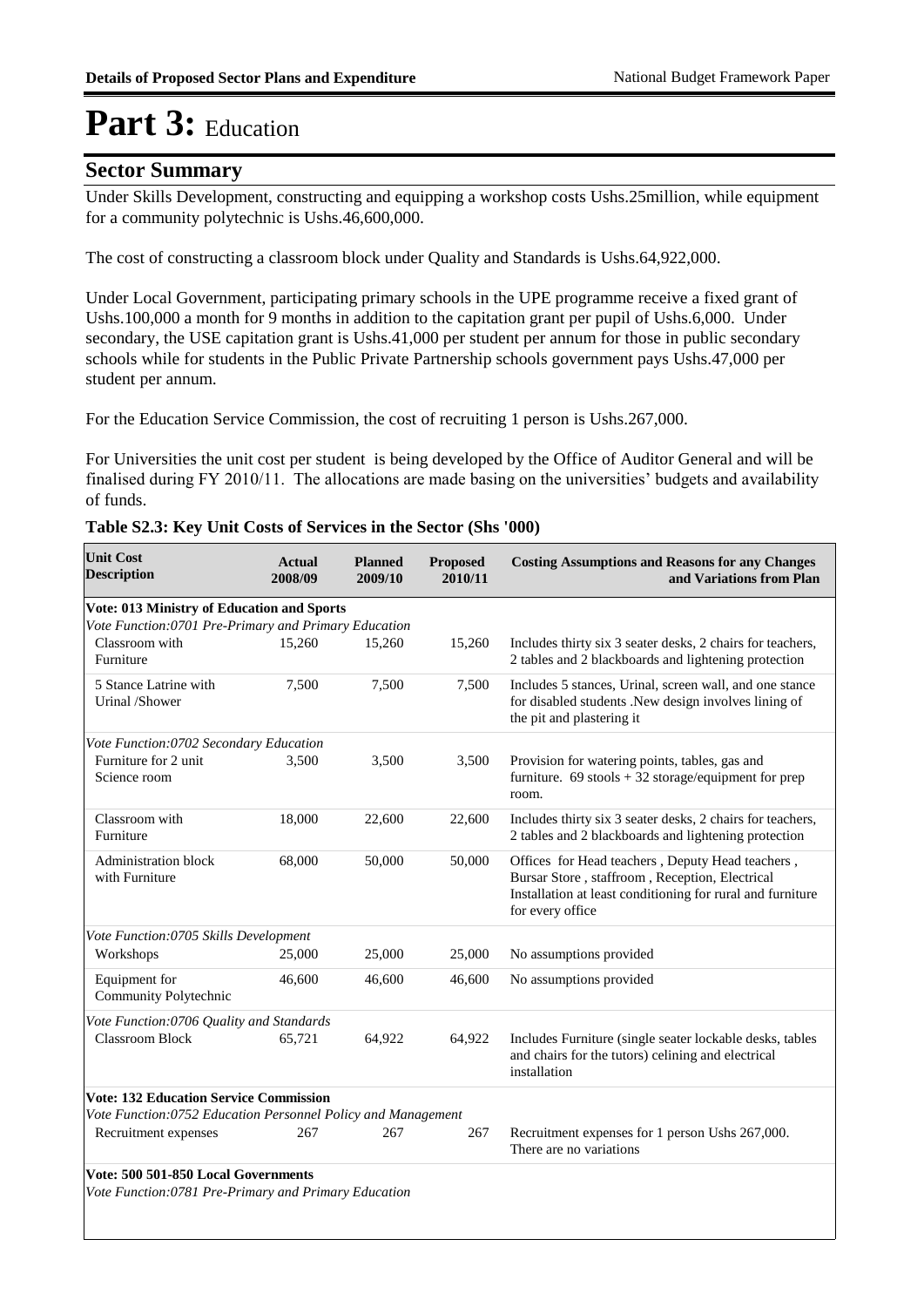# Part 3: Education

## Sector Summary

Under Skills Development, constructing and equipping a workshop costs Ushs.25million, while equipment for a community polytechnic is Ushs.46,600,000.

The cost of constructing a classroom block under Quality and Standards is Ushs.64,922,000.

Under Local Government, participating primary schools in the UPE programme receive a fixed grant of Ushs.100,000 a month for 9 months in addition to the capitation grant per pupil of Ushs.6,000. Under secondary, the USE capitation grant is Ushs.41,000 per student per annum for those in public secondary schools while for students in the Public Private Partnership schools government pays Ushs.47,000 per student per annum.

For the Education Service Commission, the cost of recruiting 1 person is Ushs.267,000.

For Universities the unit cost per student is being developed by the Office of Auditor General and will be finalised during FY 2010/11. The allocations are made basing on the universities' budgets and availability of funds.

**Table S2.3: Key Unit Costs of Services in the Sector (Shs '000)**

| Unit Cost Description | Actual 2008/09 | Planned 2009/10 | Proposed 2010/11 | Costing Assumptions and Reasons for any Changes and Variations from Plan |
|---|---|---|---|---|
| **Vote: 013 Ministry of Education and Sports** | | | | |
| *Vote Function:0701 Pre-Primary and Primary Education* | | | | |
| Classroom with Furniture | 15,260 | 15,260 | 15,260 | Includes thirty six 3 seater desks, 2 chairs for teachers, 2 tables and 2 blackboards and lightening protection |
| 5 Stance Latrine with Urinal /Shower | 7,500 | 7,500 | 7,500 | Includes 5 stances, Urinal, screen wall, and one stance for disabled students .New design involves lining of the pit and plastering it |
| *Vote Function:0702 Secondary Education* | | | | |
| Furniture for 2 unit Science room | 3,500 | 3,500 | 3,500 | Provision for watering points, tables, gas and furniture. 69 stools + 32 storage/equipment for prep room. |
| Classroom with Furniture | 18,000 | 22,600 | 22,600 | Includes thirty six 3 seater desks, 2 chairs for teachers, 2 tables and 2 blackboards and lightening protection |
| Administration block with Furniture | 68,000 | 50,000 | 50,000 | Offices for Head teachers , Deputy Head teachers , Bursar Store , staffroom , Reception, Electrical Installation at least conditioning for rural and furniture for every office |
| *Vote Function:0705 Skills Development* | | | | |
| Workshops | 25,000 | 25,000 | 25,000 | No assumptions provided |
| Equipment for Community Polytechnic | 46,600 | 46,600 | 46,600 | No assumptions provided |
| *Vote Function:0706 Quality and Standards* | | | | |
| Classroom Block | 65,721 | 64,922 | 64,922 | Includes Furniture (single seater lockable desks, tables and chairs for the tutors) celining and electrical installation |
| **Vote: 132 Education Service Commission** | | | | |
| *Vote Function:0752 Education Personnel Policy and Management* | | | | |
| Recruitment expenses | 267 | 267 | 267 | Recruitment expenses for 1 person Ushs 267,000. There are no variations |
| **Vote: 500 501-850 Local Governments** | | | | |
| *Vote Function:0781 Pre-Primary and Primary Education* | | | | |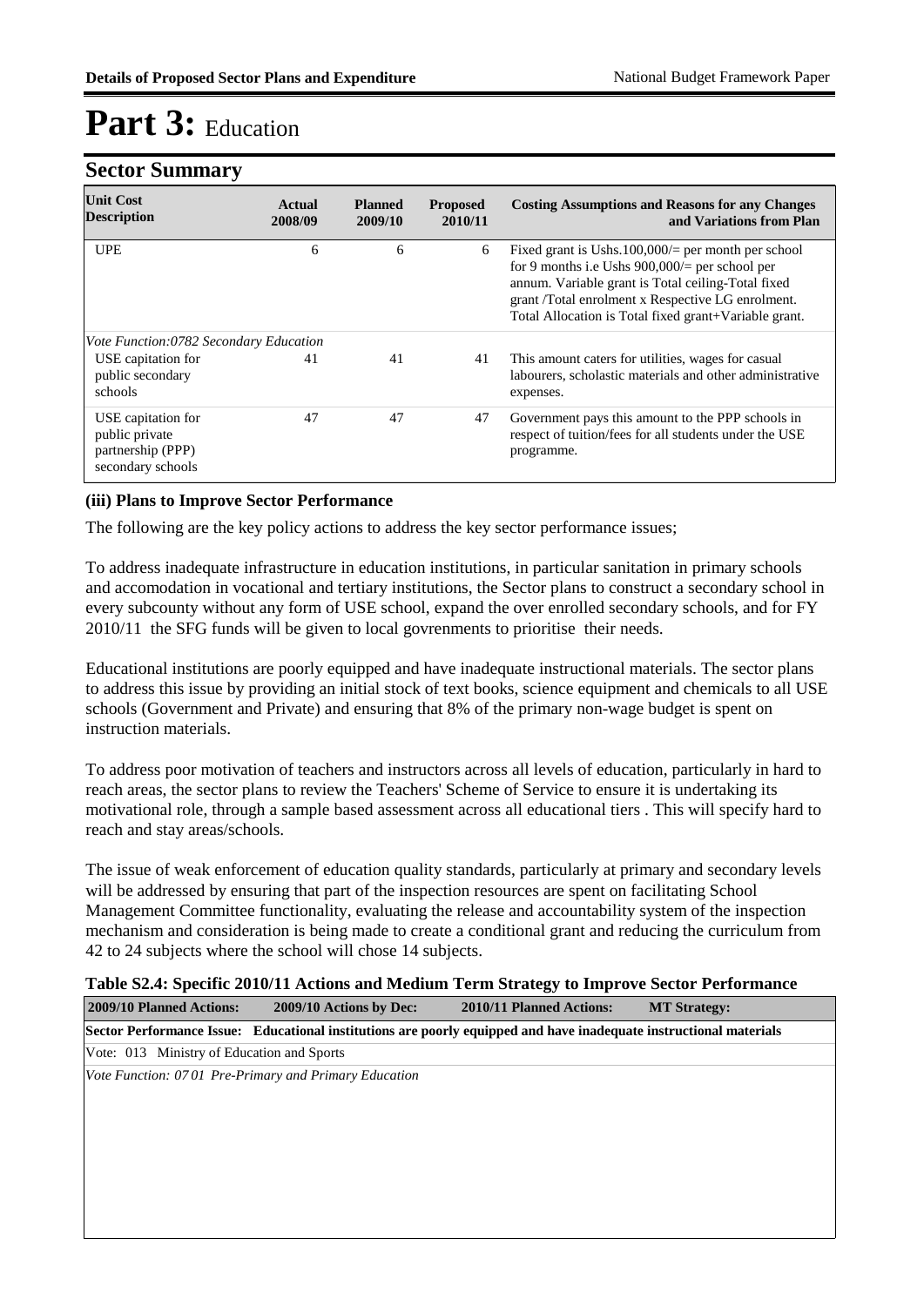# Part 3: Education

## Sector Summary

| Unit Cost Description | Actual 2008/09 | Planned 2009/10 | Proposed 2010/11 | Costing Assumptions and Reasons for any Changes and Variations from Plan |
|---|---|---|---|---|
| UPE | 6 | 6 | 6 | Fixed grant is Ushs.100,000/= per month per school for 9 months i.e Ushs 900,000/= per school per annum. Variable grant is Total ceiling-Total fixed grant /Total enrolment x Respective LG enrolment. Total Allocation is Total fixed grant+Variable grant. |
| *Vote Function:0782 Secondary Education* | | | | |
| USE capitation for public secondary schools | 41 | 41 | 41 | This amount caters for utilities, wages for casual labourers, scholastic materials and other administrative expenses. |
| USE capitation for public private partnership (PPP) secondary schools | 47 | 47 | 47 | Government pays this amount to the PPP schools in respect of tuition/fees for all students under the USE programme. |

### (iii) Plans to Improve Sector Performance

The following are the key policy actions to address the key sector performance issues;

To address inadequate infrastructure in education institutions, in particular sanitation in primary schools and accomodation in vocational and tertiary institutions, the Sector plans to construct a secondary school in every subcounty without any form of USE school, expand the over enrolled secondary schools, and for FY 2010/11 the SFG funds will be given to local govrenments to prioritise their needs.

Educational institutions are poorly equipped and have inadequate instructional materials. The sector plans to address this issue by providing an initial stock of text books, science equipment and chemicals to all USE schools (Government and Private) and ensuring that 8% of the primary non-wage budget is spent on instruction materials.

To address poor motivation of teachers and instructors across all levels of education, particularly in hard to reach areas, the sector plans to review the Teachers' Scheme of Service to ensure it is undertaking its motivational role, through a sample based assessment across all educational tiers . This will specify hard to reach and stay areas/schools.

The issue of weak enforcement of education quality standards, particularly at primary and secondary levels will be addressed by ensuring that part of the inspection resources are spent on facilitating School Management Committee functionality, evaluating the release and accountability system of the inspection mechanism and consideration is being made to create a conditional grant and reducing the curriculum from 42 to 24 subjects where the school will chose 14 subjects.

**Table S2.4: Specific 2010/11 Actions and Medium Term Strategy to Improve Sector Performance**

| 2009/10 Planned Actions: | 2009/10 Actions by Dec: | 2010/11 Planned Actions: | MT Strategy: |
|---|---|---|---|
| **Sector Performance Issue: Educational institutions are poorly equipped and have inadequate instructional materials** | | | |
| Vote: 013 Ministry of Education and Sports | | | |
| *Vote Function: 07 01 Pre-Primary and Primary Education* | | | |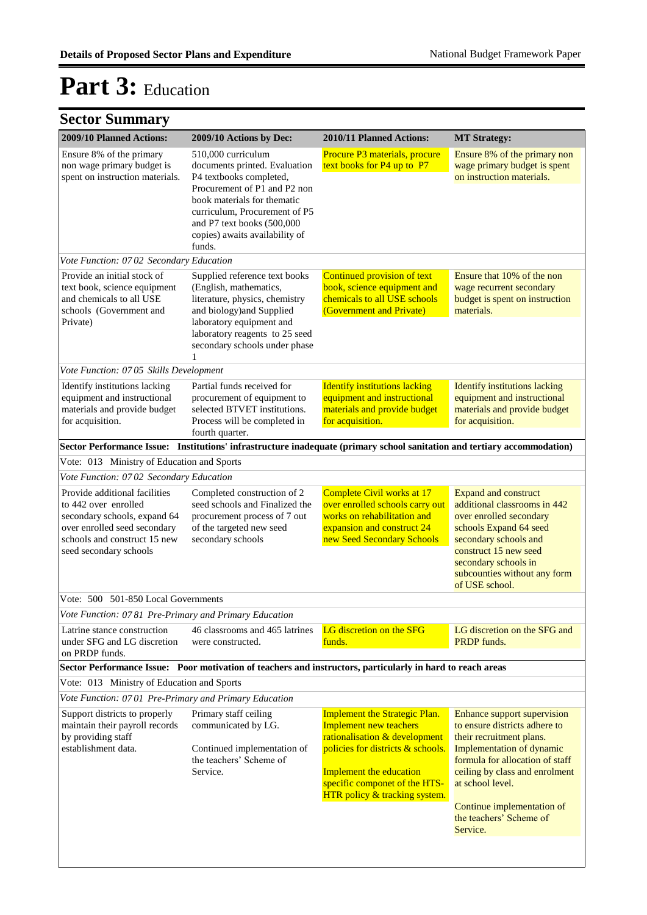# Part 3: Education

## Sector Summary

| 2009/10 Planned Actions: | 2009/10 Actions by Dec: | 2010/11 Planned Actions: | MT Strategy: |
|---|---|---|---|
| Ensure 8% of the primary non wage primary budget is spent on instruction materials. | 510,000 curriculum documents printed. Evaluation P4 textbooks completed, Procurement of P1 and P2 non book materials for thematic curriculum, Procurement of P5 and P7 text books (500,000 copies) awaits availability of funds. | Procure P3 materials, procure text books for P4 up to P7 | Ensure 8% of the primary non wage primary budget is spent on instruction materials. |
| *Vote Function: 07 02 Secondary Education* | | | |
| Provide an initial stock of text book, science equipment and chemicals to all USE schools (Government and Private) | Supplied reference text books (English, mathematics, literature, physics, chemistry and biology)and Supplied laboratory equipment and laboratory reagents to 25 seed secondary schools under phase 1 | Continued provision of text book, science equipment and chemicals to all USE schools (Government and Private) | Ensure that 10% of the non wage recurrent secondary budget is spent on instruction materials. |
| *Vote Function: 07 05 Skills Development* | | | |
| Identify institutions lacking equipment and instructional materials and provide budget for acquisition. | Partial funds received for procurement of equipment to selected BTVET institutions. Process will be completed in fourth quarter. | Identify institutions lacking equipment and instructional materials and provide budget for acquisition. | Identify institutions lacking equipment and instructional materials and provide budget for acquisition. |
| **Sector Performance Issue: Institutions' infrastructure inadequate (primary school sanitation and tertiary accommodation)** | | | |
| Vote: 013 Ministry of Education and Sports | | | |
| *Vote Function: 07 02 Secondary Education* | | | |
| Provide additional facilities to 442 over enrolled secondary schools, expand 64 over enrolled seed secondary schools and construct 15 new seed secondary schools | Completed construction of 2 seed schools and Finalized the procurement process of 7 out of the targeted new seed secondary schools | Complete Civil works at 17 over enrolled schools carry out works on rehabilitation and expansion and construct 24 new Seed Secondary Schools | Expand and construct additional classrooms in 442 over enrolled secondary schools Expand 64 seed secondary schools and construct 15 new seed secondary schools in subcounties without any form of USE school. |
| Vote: 500 501-850 Local Governments | | | |
| *Vote Function: 07 81 Pre-Primary and Primary Education* | | | |
| Latrine stance construction under SFG and LG discretion on PRDP funds. | 46 classrooms and 465 latrines were constructed. | LG discretion on the SFG funds. | LG discretion on the SFG and PRDP funds. |
| **Sector Performance Issue: Poor motivation of teachers and instructors, particularly in hard to reach areas** | | | |
| Vote: 013 Ministry of Education and Sports | | | |
| *Vote Function: 07 01 Pre-Primary and Primary Education* | | | |
| Support districts to properly maintain their payroll records by providing staff establishment data. | Primary staff ceiling communicated by LG.<br><br>Continued implementation of the teachers' Scheme of Service. | Implement the Strategic Plan. Implement new teachers rationalisation & development policies for districts & schools.<br><br>Implement the education specific componet of the HTS-HTR policy & tracking system. | Enhance support supervision to ensure districts adhere to their recruitment plans. Implementation of dynamic formula for allocation of staff ceiling by class and enrolment at school level.<br><br>Continue implementation of the teachers' Scheme of Service. |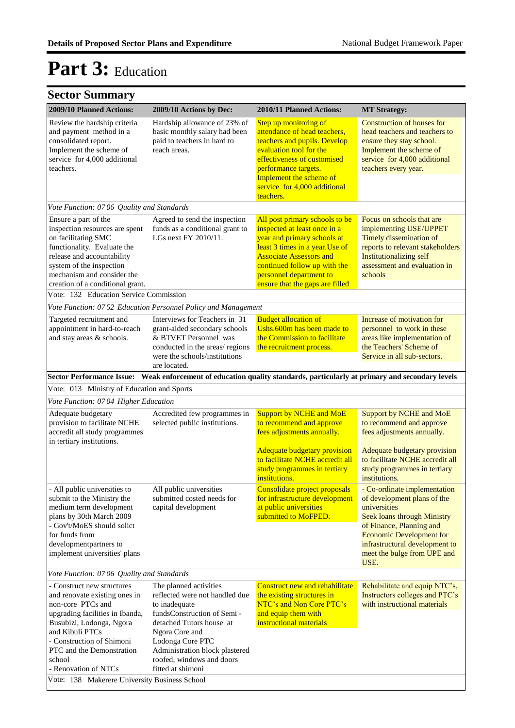# Part 3: Education

## Sector Summary

| 2009/10 Planned Actions: | 2009/10 Actions by Dec: | 2010/11 Planned Actions: | MT Strategy: |
|---|---|---|---|
| Review the hardship criteria and payment method in a consolidated report. Implement the scheme of service for 4,000 additional teachers. | Hardship allowance of 23% of basic monthly salary had been paid to teachers in hard to reach areas. | Step up monitoring of attendance of head teachers, teachers and pupils. Develop evaluation tool for the effectiveness of customised performance targets. Implement the scheme of service for 4,000 additional teachers. | Construction of houses for head teachers and teachers to ensure they stay school. Implement the scheme of service for 4,000 additional teachers every year. |
| *Vote Function: 07 06 Quality and Standards* | | | |
| Ensure a part of the inspection resources are spent on facilitating SMC functionality. Evaluate the release and accountability system of the inspection mechanism and consider the creation of a conditional grant. | Agreed to send the inspection funds as a conditional grant to LGs next FY 2010/11. | All post primary schools to be inspected at least once in a year and primary schools at least 3 times in a year.Use of Associate Assessors and continued follow up with the personnel department to ensure that the gaps are filled | Focus on schools that are implementing USE/UPPET Timely dissemination of reports to relevant stakeholders Institutionalizing self assessment and evaluation in schools |
| Vote: 132 Education Service Commission | | | |
| *Vote Function: 07 52 Education Personnel Policy and Management* | | | |
| Targeted recruitment and appointment in hard-to-reach and stay areas & schools. | Interviews for Teachers in 31 grant-aided secondary schools & BTVET Personnel was conducted in the areas/ regions were the schools/institutions are located. | Budget allocation of Ushs.600m has been made to the Commission to facilitate the recruitment process. | Increase of motivation for personnel to work in these areas like implementation of the Teachers' Scheme of Service in all sub-sectors. |
| **Sector Performance Issue: Weak enforcement of education quality standards, particularly at primary and secondary levels** | | | |
| Vote: 013 Ministry of Education and Sports | | | |
| *Vote Function: 07 04 Higher Education* | | | |
| Adequate budgetary provision to facilitate NCHE accredit all study programmes in tertiary institutions. | Accredited few programmes in selected public institutions. | Support by NCHE and MoE to recommend and approve fees adjustments annually.<br><br>Adequate budgetary provision to facilitate NCHE accredit all study programmes in tertiary institutions. | Support by NCHE and MoE to recommend and approve fees adjustments annually.<br><br>Adequate budgetary provision to facilitate NCHE accredit all study programmes in tertiary institutions. |
| - All public universities to submit to the Ministry the medium term development plans by 30th March 2009<br>- Gov't/MoES should solict for funds from developmentpartners to implement universities' plans | All public universities submitted costed needs for capital development | Consolidate project proposals for infrastructure development at public universities submitted to MoFPED. | - Co-ordinate implementation of development plans of the universities<br>Seek loans through Ministry of Finance, Planning and Economic Development for infrastructural development to meet the bulge from UPE and USE. |
| *Vote Function: 07 06 Quality and Standards* | | | |
| - Construct new structures and renovate existing ones in non-core PTCs and upgrading facilities in Ibanda, Busubizi, Lodonga, Ngora and Kibuli PTCs<br>- Construction of Shimoni PTC and the Demonstration school<br>- Renovation of NTCs | The planned activities reflected were not handled due to inadequate fundsConstruction of Semi - detached Tutors house at Ngora Core and Lodonga Core PTC Administration block plastered roofed, windows and doors fitted at shimoni | Construct new and rehabilitate the existing structures in NTC's and Non Core PTC's and equip them with instructional materials | Rehabilitate and equip NTC's, Instructors colleges and PTC's with instructional materials |
| Vote: 138 Makerere University Business School | | | |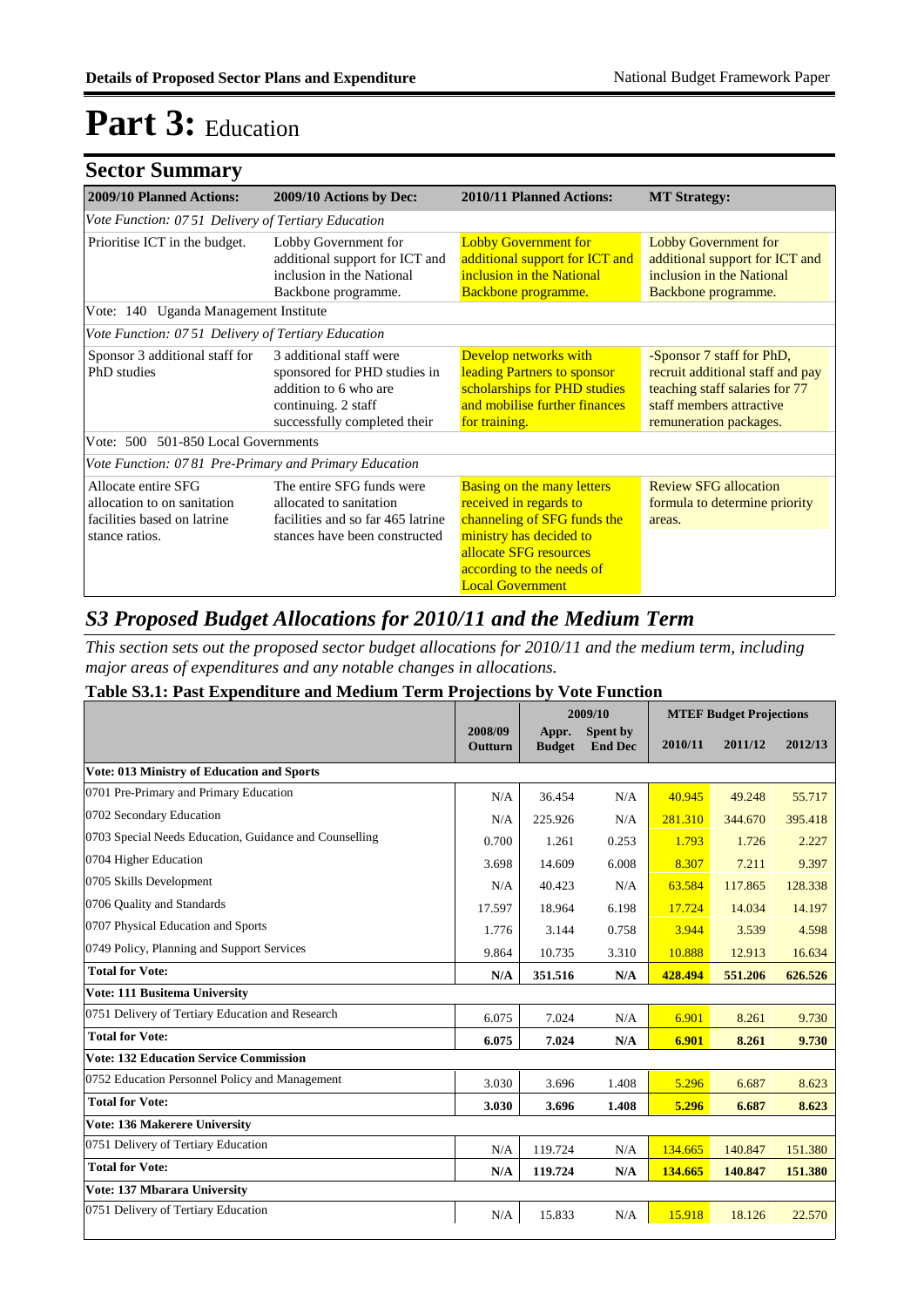# Part 3: Education

## Sector Summary

| 2009/10 Planned Actions: | 2009/10 Actions by Dec: | 2010/11 Planned Actions: | MT Strategy: |
|---|---|---|---|
| *Vote Function: 07 51 Delivery of Tertiary Education* | | | |
| Prioritise ICT in the budget. | Lobby Government for additional support for ICT and inclusion in the National Backbone programme. | Lobby Government for additional support for ICT and inclusion in the National Backbone programme. | Lobby Government for additional support for ICT and inclusion in the National Backbone programme. |
| Vote: 140 Uganda Management Institute | | | |
| *Vote Function: 07 51 Delivery of Tertiary Education* | | | |
| Sponsor 3 additional staff for PhD studies | 3 additional staff were sponsored for PHD studies in addition to 6 who are continuing. 2 staff successfully completed their | Develop networks with leading Partners to sponsor scholarships for PHD studies and mobilise further finances for training. | -Sponsor 7 staff for PhD, recruit additional staff and pay teaching staff salaries for 77 staff members attractive remuneration packages. |
| Vote: 500 501-850 Local Governments | | | |
| *Vote Function: 07 81 Pre-Primary and Primary Education* | | | |
| Allocate entire SFG allocation to on sanitation facilities based on latrine stance ratios. | The entire SFG funds were allocated to sanitation facilities and so far 465 latrine stances have been constructed | Basing on the many letters received in regards to channeling of SFG funds the ministry has decided to allocate SFG resources according to the needs of Local Government | Review SFG allocation formula to determine priority areas. |

## S3 Proposed Budget Allocations for 2010/11 and the Medium Term

*This section sets out the proposed sector budget allocations for 2010/11 and the medium term, including major areas of expenditures and any notable changes in allocations.*

### Table S3.1: Past Expenditure and Medium Term Projections by Vote Function

| | | 2009/10 | | MTEF Budget Projections | | |
|---|---|---|---|---|---|---|
| | 2008/09 Outturn | Appr. Budget | Spent by End Dec | 2010/11 | 2011/12 | 2012/13 |
| **Vote: 013 Ministry of Education and Sports** | | | | | | |
| 0701 Pre-Primary and Primary Education | N/A | 36.454 | N/A | 40.945 | 49.248 | 55.717 |
| 0702 Secondary Education | N/A | 225.926 | N/A | 281.310 | 344.670 | 395.418 |
| 0703 Special Needs Education, Guidance and Counselling | 0.700 | 1.261 | 0.253 | 1.793 | 1.726 | 2.227 |
| 0704 Higher Education | 3.698 | 14.609 | 6.008 | 8.307 | 7.211 | 9.397 |
| 0705 Skills Development | N/A | 40.423 | N/A | 63.584 | 117.865 | 128.338 |
| 0706 Quality and Standards | 17.597 | 18.964 | 6.198 | 17.724 | 14.034 | 14.197 |
| 0707 Physical Education and Sports | 1.776 | 3.144 | 0.758 | 3.944 | 3.539 | 4.598 |
| 0749 Policy, Planning and Support Services | 9.864 | 10.735 | 3.310 | 10.888 | 12.913 | 16.634 |
| **Total for Vote:** | **N/A** | **351.516** | **N/A** | **428.494** | **551.206** | **626.526** |
| **Vote: 111 Busitema University** | | | | | | |
| 0751 Delivery of Tertiary Education and Research | 6.075 | 7.024 | N/A | 6.901 | 8.261 | 9.730 |
| **Total for Vote:** | **6.075** | **7.024** | **N/A** | **6.901** | **8.261** | **9.730** |
| **Vote: 132 Education Service Commission** | | | | | | |
| 0752 Education Personnel Policy and Management | 3.030 | 3.696 | 1.408 | 5.296 | 6.687 | 8.623 |
| **Total for Vote:** | **3.030** | **3.696** | **1.408** | **5.296** | **6.687** | **8.623** |
| **Vote: 136 Makerere University** | | | | | | |
| 0751 Delivery of Tertiary Education | N/A | 119.724 | N/A | 134.665 | 140.847 | 151.380 |
| **Total for Vote:** | **N/A** | **119.724** | **N/A** | **134.665** | **140.847** | **151.380** |
| **Vote: 137 Mbarara University** | | | | | | |
| 0751 Delivery of Tertiary Education | N/A | 15.833 | N/A | 15.918 | 18.126 | 22.570 |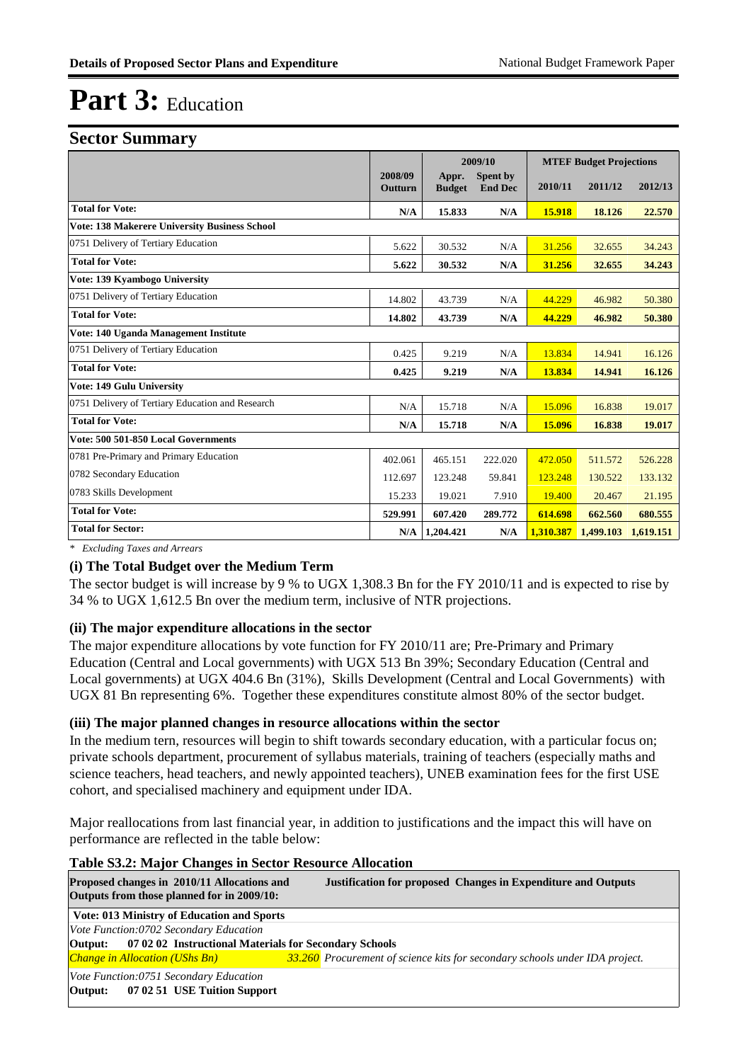# Part 3: Education

## Sector Summary

| | 2008/09 Outturn | 2009/10 Appr. Budget | 2009/10 Spent by End Dec | MTEF Budget Projections 2010/11 | 2011/12 | 2012/13 |
|---|---|---|---|---|---|---|
| **Total for Vote:** | **N/A** | **15.833** | **N/A** | **15.918** | **18.126** | **22.570** |
| **Vote: 138 Makerere University Business School** | | | | | | |
| 0751 Delivery of Tertiary Education | 5.622 | 30.532 | N/A | 31.256 | 32.655 | 34.243 |
| **Total for Vote:** | **5.622** | **30.532** | **N/A** | **31.256** | **32.655** | **34.243** |
| **Vote: 139 Kyambogo University** | | | | | | |
| 0751 Delivery of Tertiary Education | 14.802 | 43.739 | N/A | 44.229 | 46.982 | 50.380 |
| **Total for Vote:** | **14.802** | **43.739** | **N/A** | **44.229** | **46.982** | **50.380** |
| **Vote: 140 Uganda Management Institute** | | | | | | |
| 0751 Delivery of Tertiary Education | 0.425 | 9.219 | N/A | 13.834 | 14.941 | 16.126 |
| **Total for Vote:** | **0.425** | **9.219** | **N/A** | **13.834** | **14.941** | **16.126** |
| **Vote: 149 Gulu University** | | | | | | |
| 0751 Delivery of Tertiary Education and Research | N/A | 15.718 | N/A | 15.096 | 16.838 | 19.017 |
| **Total for Vote:** | **N/A** | **15.718** | **N/A** | **15.096** | **16.838** | **19.017** |
| **Vote: 500 501-850 Local Governments** | | | | | | |
| 0781 Pre-Primary and Primary Education | 402.061 | 465.151 | 222.020 | 472.050 | 511.572 | 526.228 |
| 0782 Secondary Education | 112.697 | 123.248 | 59.841 | 123.248 | 130.522 | 133.132 |
| 0783 Skills Development | 15.233 | 19.021 | 7.910 | 19.400 | 20.467 | 21.195 |
| **Total for Vote:** | **529.991** | **607.420** | **289.772** | **614.698** | **662.560** | **680.555** |
| **Total for Sector:** | **N/A** | **1,204.421** | **N/A** | **1,310.387** | **1,499.103** | **1,619.151** |

*\* Excluding Taxes and Arrears*

### (i) The Total Budget over the Medium Term

The sector budget is will increase by 9 % to UGX 1,308.3 Bn for the FY 2010/11 and is expected to rise by 34 % to UGX 1,612.5 Bn over the medium term, inclusive of NTR projections.

### (ii) The major expenditure allocations in the sector

The major expenditure allocations by vote function for FY 2010/11 are; Pre-Primary and Primary Education (Central and Local governments) with UGX 513 Bn 39%; Secondary Education (Central and Local governments) at UGX 404.6 Bn (31%), Skills Development (Central and Local Governments) with UGX 81 Bn representing 6%. Together these expenditures constitute almost 80% of the sector budget.

### (iii) The major planned changes in resource allocations within the sector

In the medium tern, resources will begin to shift towards secondary education, with a particular focus on; private schools department, procurement of syllabus materials, training of teachers (especially maths and science teachers, head teachers, and newly appointed teachers), UNEB examination fees for the first USE cohort, and specialised machinery and equipment under IDA.

Major reallocations from last financial year, in addition to justifications and the impact this will have on performance are reflected in the table below:

**Table S3.2: Major Changes in Sector Resource Allocation**

| Proposed changes in 2010/11 Allocations and Outputs from those planned for in 2009/10: | | Justification for proposed Changes in Expenditure and Outputs |
|---|---|---|
| **Vote: 013 Ministry of Education and Sports** | | |
| *Vote Function:0702 Secondary Education* | | |
| **Output: 07 02 02 Instructional Materials for Secondary Schools** | | |
| *Change in Allocation (UShs Bn)* | *33.260* | *Procurement of science kits for secondary schools under IDA project.* |
| *Vote Function:0751 Secondary Education* | | |
| **Output: 07 02 51 USE Tuition Support** | | |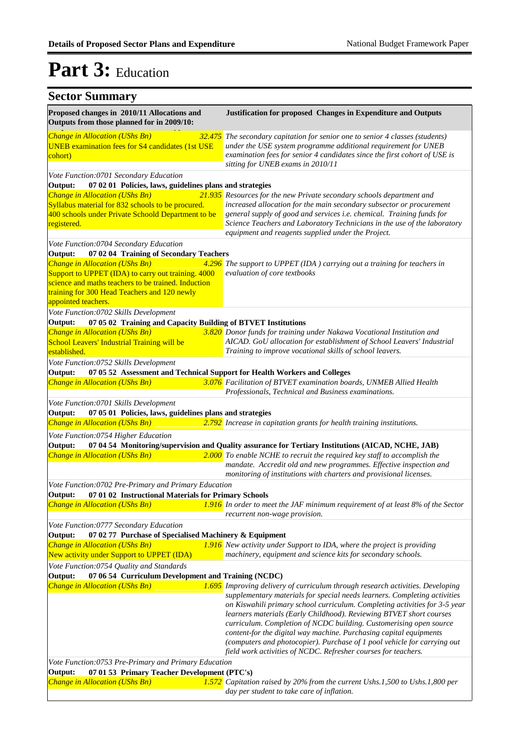# Part 3: Education

## Sector Summary

| Proposed changes in 2010/11 Allocations and Outputs from those planned for in 2009/10: | Justification for proposed Changes in Expenditure and Outputs |
|---|---|
| *Change in Allocation (UShs Bn)* *32.475* UNEB examination fees for S4 candidates (1st USE cohort) | *The secondary capitation for senior one to senior 4 classes (students) under the USE system programme additional requirement for UNEB examination fees for senior 4 candidates since the first cohort of USE is sitting for UNEB exams in 2010/11* |
| *Vote Function:0701 Secondary Education* **Output: 07 02 01 Policies, laws, guidelines plans and strategies** | |
| *Change in Allocation (UShs Bn)* *21.935* Syllabus material for 832 schools to be procured. 400 schools under Private Schoold Department to be registered. | *Resources for the new Private secondary schools department and increased allocation for the main secondary subsector or procurement general supply of good and services i.e. chemical. Training funds for Science Teachers and Laboratory Technicians in the use of the laboratory equipment and reagents supplied under the Project.* |
| *Vote Function:0704 Secondary Education* **Output: 07 02 04 Training of Secondary Teachers** | |
| *Change in Allocation (UShs Bn)* *4.296* Support to UPPET (IDA) to carry out training. 4000 science and maths teachers to be trained. Induction training for 300 Head Teachers and 120 newly appointed teachers. | *The support to UPPET (IDA ) carrying out a training for teachers in evaluation of core textbooks* |
| *Vote Function:0702 Skills Development* **Output: 07 05 02 Training and Capacity Building of BTVET Institutions** | |
| *Change in Allocation (UShs Bn)* *3.820* School Leavers' Industrial Training will be established. | *Donor funds for training under Nakawa Vocational Institution and AICAD. GoU allocation for establishment of School Leavers' Industrial Training to improve vocational skills of school leavers.* |
| *Vote Function:0752 Skills Development* **Output: 07 05 52 Assessment and Technical Support for Health Workers and Colleges** | |
| *Change in Allocation (UShs Bn)* *3.076* | *Facilitation of BTVET examination boards, UNMEB Allied Health Professionals, Technical and Business examinations.* |
| *Vote Function:0701 Skills Development* **Output: 07 05 01 Policies, laws, guidelines plans and strategies** | |
| *Change in Allocation (UShs Bn)* *2.792* | *Increase in capitation grants for health training institutions.* |
| *Vote Function:0754 Higher Education* **Output: 07 04 54 Monitoring/supervision and Quality assurance for Tertiary Institutions (AICAD, NCHE, JAB)** | |
| *Change in Allocation (UShs Bn)* *2.000* | *To enable NCHE to recruit the required key staff to accomplish the mandate. Accredit old and new programmes. Effective inspection and monitoring of institutions with charters and provisional licenses.* |
| *Vote Function:0702 Pre-Primary and Primary Education* **Output: 07 01 02 Instructional Materials for Primary Schools** | |
| *Change in Allocation (UShs Bn)* *1.916* | *In order to meet the JAF minimum requirement of at least 8% of the Sector recurrent non-wage provision.* |
| *Vote Function:0777 Secondary Education* **Output: 07 02 77 Purchase of Specialised Machinery & Equipment** | |
| *Change in Allocation (UShs Bn)* *1.916* New activity under Support to UPPET (IDA) | *New activity under Support to IDA, where the project is providing machinery, equipment and science kits for secondary schools.* |
| *Vote Function:0754 Quality and Standards* **Output: 07 06 54 Curriculum Development and Training (NCDC)** | |
| *Change in Allocation (UShs Bn)* *1.695* | *Improving delivery of curriculum through research activities. Developing supplementary materials for special needs learners. Completing activities on Kiswahili primary school curriculum. Completing activities for 3-5 year learners materials (Early Childhood). Reviewing BTVET short courses curriculum. Completion of NCDC building. Customerising open source content-for the digital way machine. Purchasing capital equipments (computers and photocopier). Purchase of 1 pool vehicle for carrying out field work activities of NCDC. Refresher courses for teachers.* |
| *Vote Function:0753 Pre-Primary and Primary Education* **Output: 07 01 53 Primary Teacher Development (PTC's)** | |
| *Change in Allocation (UShs Bn)* *1.572* | *Capitation raised by 20% from the current Ushs.1,500 to Ushs.1,800 per day per student to take care of inflation.* |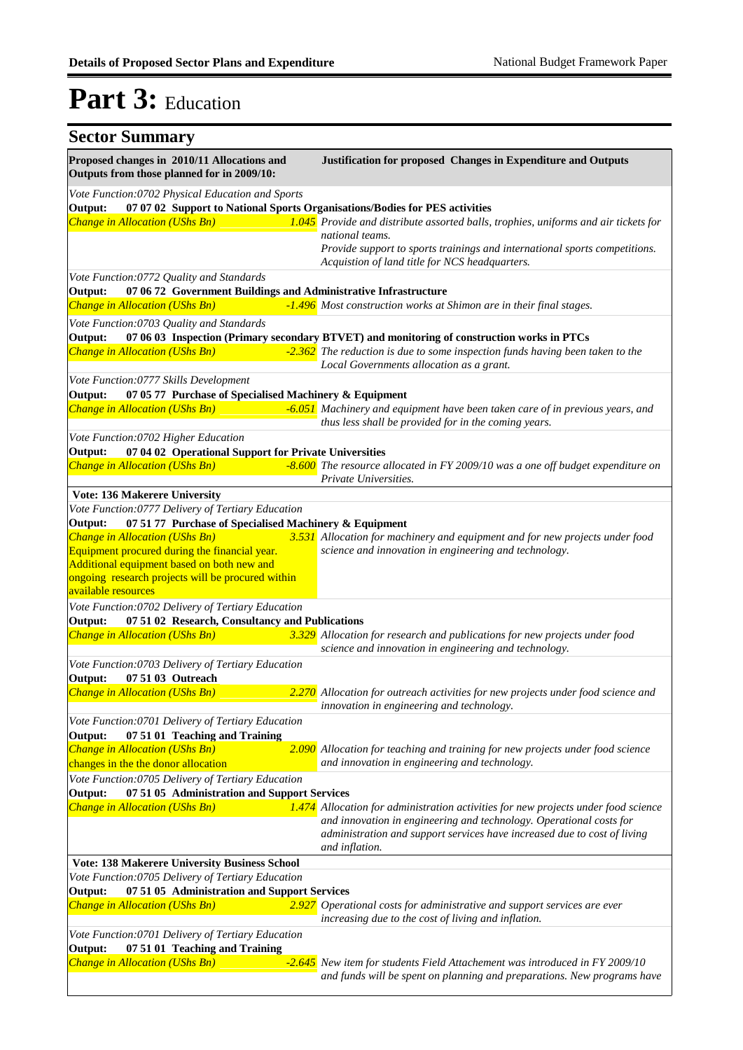# Part 3: Education

## Sector Summary

| Proposed changes in 2010/11 Allocations and Outputs from those planned for in 2009/10: | | Justification for proposed Changes in Expenditure and Outputs |
|---|---|---|
| *Vote Function:0702 Physical Education and Sports* | | |
| **Output: 07 07 02 Support to National Sports Organisations/Bodies for PES activities** | | |
| *Change in Allocation (UShs Bn)* | *1.045* | *Provide and distribute assorted balls, trophies, uniforms and air tickets for national teams.*<br>*Provide support to sports trainings and international sports competitions.*<br>*Acquisition of land title for NCS headquarters.* |
| *Vote Function:0772 Quality and Standards* | | |
| **Output: 07 06 72 Government Buildings and Administrative Infrastructure** | | |
| *Change in Allocation (UShs Bn)* | *-1.496* | *Most construction works at Shimon are in their final stages.* |
| *Vote Function:0703 Quality and Standards* | | |
| **Output: 07 06 03 Inspection (Primary secondary BTVET) and monitoring of construction works in PTCs** | | |
| *Change in Allocation (UShs Bn)* | *-2.362* | *The reduction is due to some inspection funds having been taken to the Local Governments allocation as a grant.* |
| *Vote Function:0777 Skills Development* | | |
| **Output: 07 05 77 Purchase of Specialised Machinery & Equipment** | | |
| *Change in Allocation (UShs Bn)* | *-6.051* | *Machinery and equipment have been taken care of in previous years, and thus less shall be provided for in the coming years.* |
| *Vote Function:0702 Higher Education* | | |
| **Output: 07 04 02 Operational Support for Private Universities** | | |
| *Change in Allocation (UShs Bn)* | *-8.600* | *The resource allocated in FY 2009/10 was a one off budget expenditure on Private Universities.* |
| **Vote: 136 Makerere University** | | |
| *Vote Function:0777 Delivery of Tertiary Education* | | |
| **Output: 07 51 77 Purchase of Specialised Machinery & Equipment** | | |
| *Change in Allocation (UShs Bn)*<br>Equipment procured during the financial year. Additional equipment based on both new and ongoing research projects will be procured within available resources | *3.531* | *Allocation for machinery and equipment and for new projects under food science and innovation in engineering and technology.* |
| *Vote Function:0702 Delivery of Tertiary Education* | | |
| **Output: 07 51 02 Research, Consultancy and Publications** | | |
| *Change in Allocation (UShs Bn)* | *3.329* | *Allocation for research and publications for new projects under food science and innovation in engineering and technology.* |
| *Vote Function:0703 Delivery of Tertiary Education* | | |
| **Output: 07 51 03 Outreach** | | |
| *Change in Allocation (UShs Bn)* | *2.270* | *Allocation for outreach activities for new projects under food science and innovation in engineering and technology.* |
| *Vote Function:0701 Delivery of Tertiary Education* | | |
| **Output: 07 51 01 Teaching and Training** | | |
| *Change in Allocation (UShs Bn)*<br>changes in the the donor allocation | *2.090* | *Allocation for teaching and training for new projects under food science and innovation in engineering and technology.* |
| *Vote Function:0705 Delivery of Tertiary Education* | | |
| **Output: 07 51 05 Administration and Support Services** | | |
| *Change in Allocation (UShs Bn)* | *1.474* | *Allocation for administration activities for new projects under food science and innovation in engineering and technology. Operational costs for administration and support services have increased due to cost of living and inflation.* |
| **Vote: 138 Makerere University Business School** | | |
| *Vote Function:0705 Delivery of Tertiary Education* | | |
| **Output: 07 51 05 Administration and Support Services** | | |
| *Change in Allocation (UShs Bn)* | *2.927* | *Operational costs for administrative and support services are ever increasing due to the cost of living and inflation.* |
| *Vote Function:0701 Delivery of Tertiary Education* | | |
| **Output: 07 51 01 Teaching and Training** | | |
| *Change in Allocation (UShs Bn)* | *-2.645* | *New item for students Field Attachement was introduced in FY 2009/10 and funds will be spent on planning and preparations. New programs have* |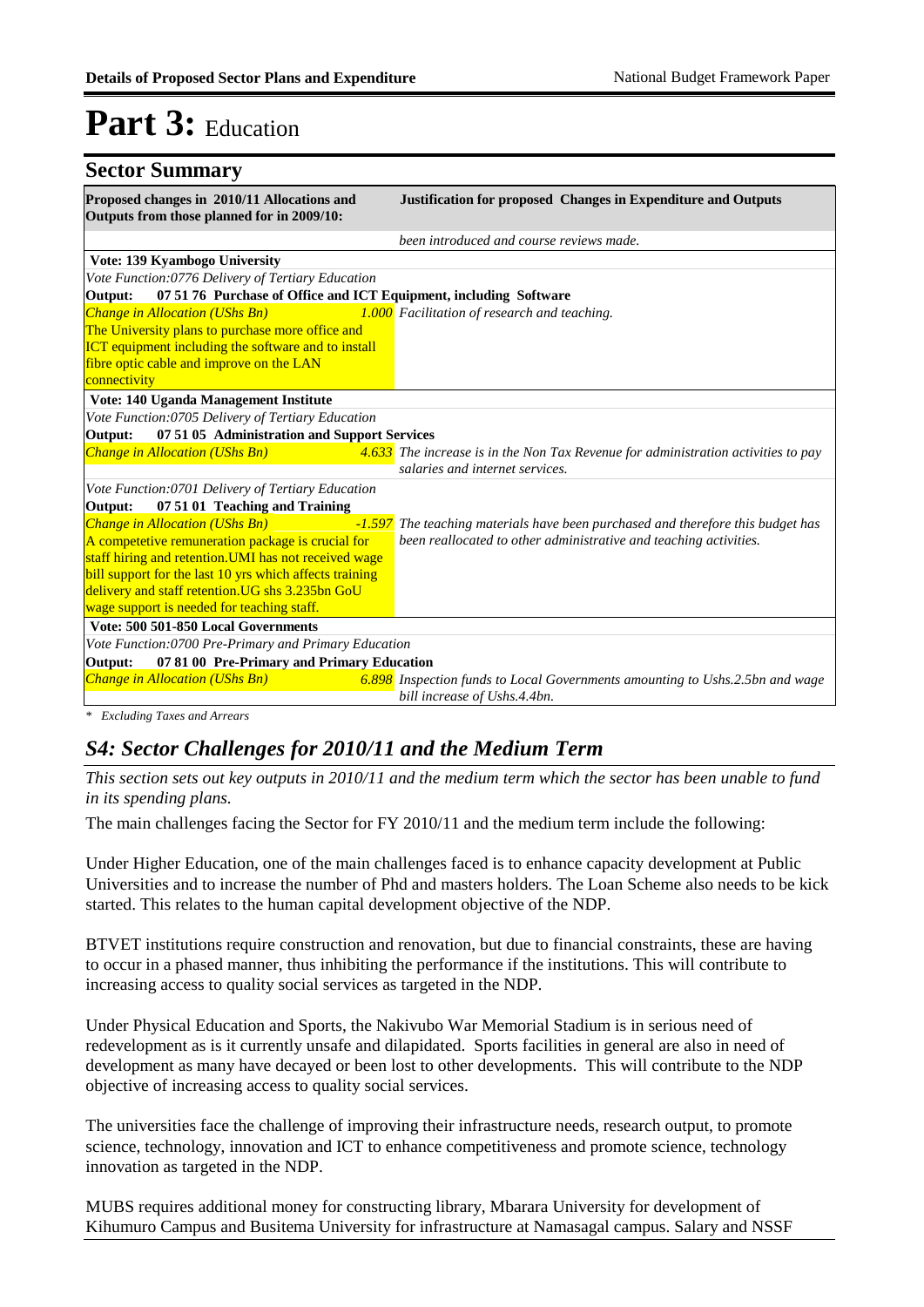# Part 3: Education

## Sector Summary

| Proposed changes in 2010/11 Allocations and Outputs from those planned for in 2009/10: | | Justification for proposed Changes in Expenditure and Outputs |
|---|---|---|
| | | *been introduced and course reviews made.* |
| **Vote: 139 Kyambogo University** | | |
| *Vote Function:0776 Delivery of Tertiary Education* | | |
| **Output: 07 51 76 Purchase of Office and ICT Equipment, including Software** | | |
| *Change in Allocation (UShs Bn)* The University plans to purchase more office and ICT equipment including the software and to install fibre optic cable and improve on the LAN connectivity | *1.000* | *Facilitation of research and teaching.* |
| **Vote: 140 Uganda Management Institute** | | |
| *Vote Function:0705 Delivery of Tertiary Education* | | |
| **Output: 07 51 05 Administration and Support Services** | | |
| *Change in Allocation (UShs Bn)* | *4.633* | *The increase is in the Non Tax Revenue for administration activities to pay salaries and internet services.* |
| *Vote Function:0701 Delivery of Tertiary Education* | | |
| **Output: 07 51 01 Teaching and Training** | | |
| *Change in Allocation (UShs Bn)* A competetive remuneration package is crucial for staff hiring and retention.UMI has not received wage bill support for the last 10 yrs which affects training delivery and staff retention.UG shs 3.235bn GoU wage support is needed for teaching staff. | *-1.597* | *The teaching materials have been purchased and therefore this budget has been reallocated to other administrative and teaching activities.* |
| **Vote: 500 501-850 Local Governments** | | |
| *Vote Function:0700 Pre-Primary and Primary Education* | | |
| **Output: 07 81 00 Pre-Primary and Primary Education** | | |
| *Change in Allocation (UShs Bn)* | *6.898* | *Inspection funds to Local Governments amounting to Ushs.2.5bn and wage bill increase of Ushs.4.4bn.* |

*\* Excluding Taxes and Arrears*

## *S4: Sector Challenges for 2010/11 and the Medium Term*

*This section sets out key outputs in 2010/11 and the medium term which the sector has been unable to fund in its spending plans.*

The main challenges facing the Sector for FY 2010/11 and the medium term include the following:

Under Higher Education, one of the main challenges faced is to enhance capacity development at Public Universities and to increase the number of Phd and masters holders. The Loan Scheme also needs to be kick started. This relates to the human capital development objective of the NDP.

BTVET institutions require construction and renovation, but due to financial constraints, these are having to occur in a phased manner, thus inhibiting the performance if the institutions. This will contribute to increasing access to quality social services as targeted in the NDP.

Under Physical Education and Sports, the Nakivubo War Memorial Stadium is in serious need of redevelopment as is it currently unsafe and dilapidated. Sports facilities in general are also in need of development as many have decayed or been lost to other developments. This will contribute to the NDP objective of increasing access to quality social services.

The universities face the challenge of improving their infrastructure needs, research output, to promote science, technology, innovation and ICT to enhance competitiveness and promote science, technology innovation as targeted in the NDP.

MUBS requires additional money for constructing library, Mbarara University for development of Kihumuro Campus and Busitema University for infrastructure at Namasagal campus. Salary and NSSF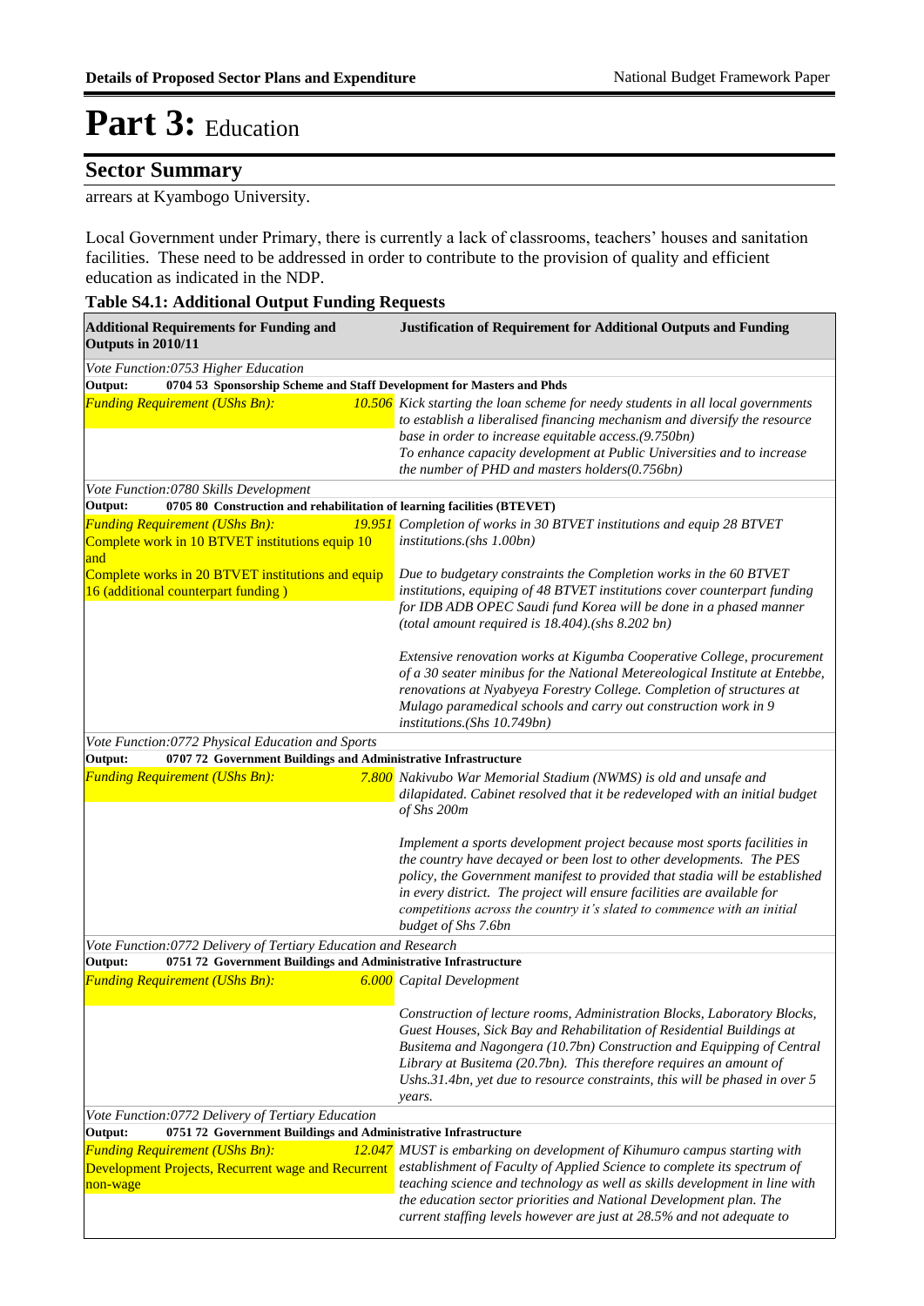# Part 3: Education

## Sector Summary

arrears at Kyambogo University.

Local Government under Primary, there is currently a lack of classrooms, teachers' houses and sanitation facilities. These need to be addressed in order to contribute to the provision of quality and efficient education as indicated in the NDP.

**Table S4.1: Additional Output Funding Requests**

| Additional Requirements for Funding and Outputs in 2010/11 | | Justification of Requirement for Additional Outputs and Funding |
|---|---|---|
| *Vote Function:0753 Higher Education* | | |
| **Output: 0704 53 Sponsorship Scheme and Staff Development for Masters and Phds** | | |
| *Funding Requirement (UShs Bn):* | *10.506* | *Kick starting the loan scheme for needy students in all local governments to establish a liberalised financing mechanism and diversify the resource base in order to increase equitable access.(9.750bn)*<br>*To enhance capacity development at Public Universities and to increase the number of PHD and masters holders(0.756bn)* |
| *Vote Function:0780 Skills Development* | | |
| **Output: 0705 80 Construction and rehabilitation of learning facilities (BTEVET)** | | |
| *Funding Requirement (UShs Bn):*<br>Complete work in 10 BTVET institutions equip 10 and<br>Complete works in 20 BTVET institutions and equip 16 (additional counterpart funding ) | *19.951* | *Completion of works in 30 BTVET institutions and equip 28 BTVET institutions.(shs 1.00bn)*<br><br>*Due to budgetary constraints the Completion works in the 60 BTVET institutions, equiping of 48 BTVET institutions cover counterpart funding for IDB ADB OPEC Saudi fund Korea will be done in a phased manner (total amount required is 18.404).(shs 8.202 bn)*<br><br>*Extensive renovation works at Kigumba Cooperative College, procurement of a 30 seater minibus for the National Metereological Institute at Entebbe, renovations at Nyabyeya Forestry College. Completion of structures at Mulago paramedical schools and carry out construction work in 9 institutions.(Shs 10.749bn)* |
| *Vote Function:0772 Physical Education and Sports* | | |
| **Output: 0707 72 Government Buildings and Administrative Infrastructure** | | |
| *Funding Requirement (UShs Bn):* | *7.800* | *Nakivubo War Memorial Stadium (NWMS) is old and unsafe and dilapidated. Cabinet resolved that it be redeveloped with an initial budget of Shs 200m*<br><br>*Implement a sports development project because most sports facilities in the country have decayed or been lost to other developments. The PES policy, the Government manifest to provided that stadia will be established in every district. The project will ensure facilities are available for competitions across the country it's slated to commence with an initial budget of Shs 7.6bn* |
| *Vote Function:0772 Delivery of Tertiary Education and Research* | | |
| **Output: 0751 72 Government Buildings and Administrative Infrastructure** | | |
| *Funding Requirement (UShs Bn):* | *6.000* | *Capital Development*<br><br>*Construction of lecture rooms, Administration Blocks, Laboratory Blocks, Guest Houses, Sick Bay and Rehabilitation of Residential Buildings at Busitema and Nagongera (10.7bn) Construction and Equipping of Central Library at Busitema (20.7bn). This therefore requires an amount of Ushs.31.4bn, yet due to resource constraints, this will be phased in over 5 years.* |
| *Vote Function:0772 Delivery of Tertiary Education* | | |
| **Output: 0751 72 Government Buildings and Administrative Infrastructure** | | |
| *Funding Requirement (UShs Bn):*<br>Development Projects, Recurrent wage and Recurrent non-wage | *12.047* | *MUST is embarking on development of Kihumuro campus starting with establishment of Faculty of Applied Science to complete its spectrum of teaching science and technology as well as skills development in line with the education sector priorities and National Development plan. The current staffing levels however are just at 28.5% and not adequate to* |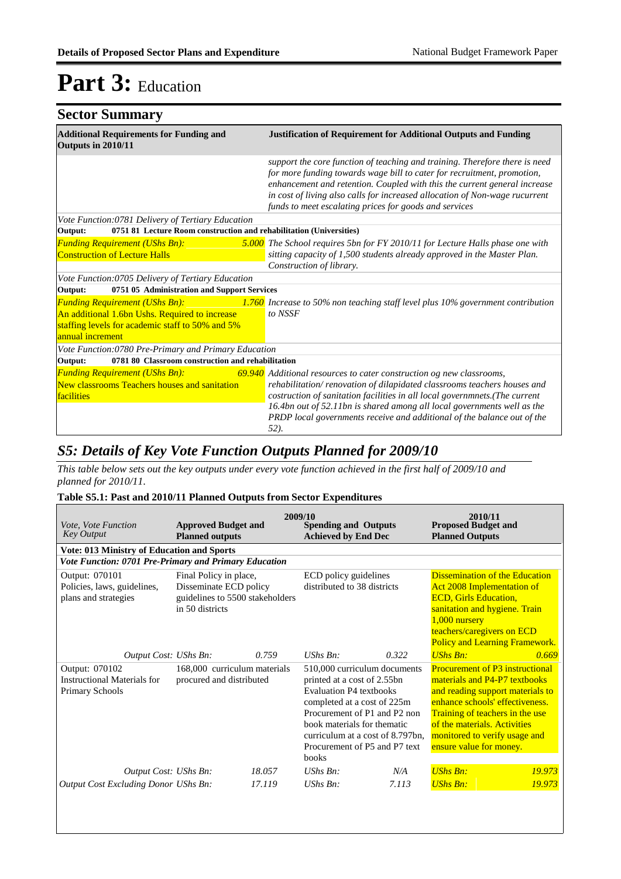# Part 3: Education

## Sector Summary

| Additional Requirements for Funding and Outputs in 2010/11 | | Justification of Requirement for Additional Outputs and Funding |
|---|---|---|
| | | *support the core function of teaching and training. Therefore there is need for more funding towards wage bill to cater for recruitment, promotion, enhancement and retention. Coupled with this the current general increase in cost of living also calls for increased allocation of Non-wage rucurrent funds to meet escalating prices for goods and services* |
| *Vote Function:0781 Delivery of Tertiary Education* | | |
| **Output: 0751 81 Lecture Room construction and rehabilitation (Universities)** | | |
| *Funding Requirement (UShs Bn):* Construction of Lecture Halls | *5.000* | *The School requires 5bn for FY 2010/11 for Lecture Halls phase one with sitting capacity of 1,500 students already approved in the Master Plan. Construction of library.* |
| *Vote Function:0705 Delivery of Tertiary Education* | | |
| **Output: 0751 05 Administration and Support Services** | | |
| *Funding Requirement (UShs Bn):* An additional 1.6bn Ushs. Required to increase staffing levels for academic staff to 50% and 5% annual increment | *1.760* | *Increase to 50% non teaching staff level plus 10% government contribution to NSSF* |
| *Vote Function:0780 Pre-Primary and Primary Education* | | |
| **Output: 0781 80 Classroom construction and rehabilitation** | | |
| *Funding Requirement (UShs Bn):* New classrooms Teachers houses and sanitation facilities | *69.940* | *Additional resources to cater construction og new classrooms, rehabilitation/ renovation of dilapidated classrooms teachers houses and costruction of sanitation facilities in all local governmnets.(The current 16.4bn out of 52.11bn is shared among all local governments well as the PRDP local governments receive and additional of the balance out of the 52).* |

## *S5: Details of Key Vote Function Outputs Planned for 2009/10*

*This table below sets out the key outputs under every vote function achieved in the first half of 2009/10 and planned for 2010/11.*

**Table S5.1: Past and 2010/11 Planned Outputs from Sector Expenditures**

| *Vote, Vote Function Key Output* | 2009/10 **Approved Budget and Planned outputs** | | **Spending and Outputs Achieved by End Dec** | | 2010/11 **Proposed Budget and Planned Outputs** | |
|---|---|---|---|---|---|---|
| **Vote: 013 Ministry of Education and Sports** | | | | | | |
| ***Vote Function: 0701 Pre-Primary and Primary Education*** | | | | | | |
| Output: 070101 Policies, laws, guidelines, plans and strategies | Final Policy in place, Disseminate ECD policy guidelines to 5500 stakeholders in 50 districts | | ECD policy guidelines distributed to 38 districts | | Dissemination of the Education Act 2008 Implementation of ECD, Girls Education, sanitation and hygiene. Train 1,000 nursery teachers/caregivers on ECD Policy and Learning Framework. | |
| *Output Cost: UShs Bn:* | | *0.759* | *UShs Bn:* | *0.322* | *UShs Bn:* | *0.669* |
| Output: 070102 Instructional Materials for Primary Schools | 168,000 curriculum materials procured and distributed | | 510,000 curriculum documents printed at a cost of 2.55bn Evaluation P4 textbooks completed at a cost of 225m Procurement of P1 and P2 non book materials for thematic curriculum at a cost of 8.797bn, Procurement of P5 and P7 text books | | Procurement of P3 instructional materials and P4-P7 textbooks and reading support materials to enhance schools' effectiveness. Training of teachers in the use of the materials. Activities monitored to verify usage and ensure value for money. | |
| *Output Cost: UShs Bn:* | | *18.057* | *UShs Bn:* | *N/A* | *UShs Bn:* | *19.973* |
| *Output Cost Excluding Donor UShs Bn:* | | *17.119* | *UShs Bn:* | *7.113* | *UShs Bn:* | *19.973* |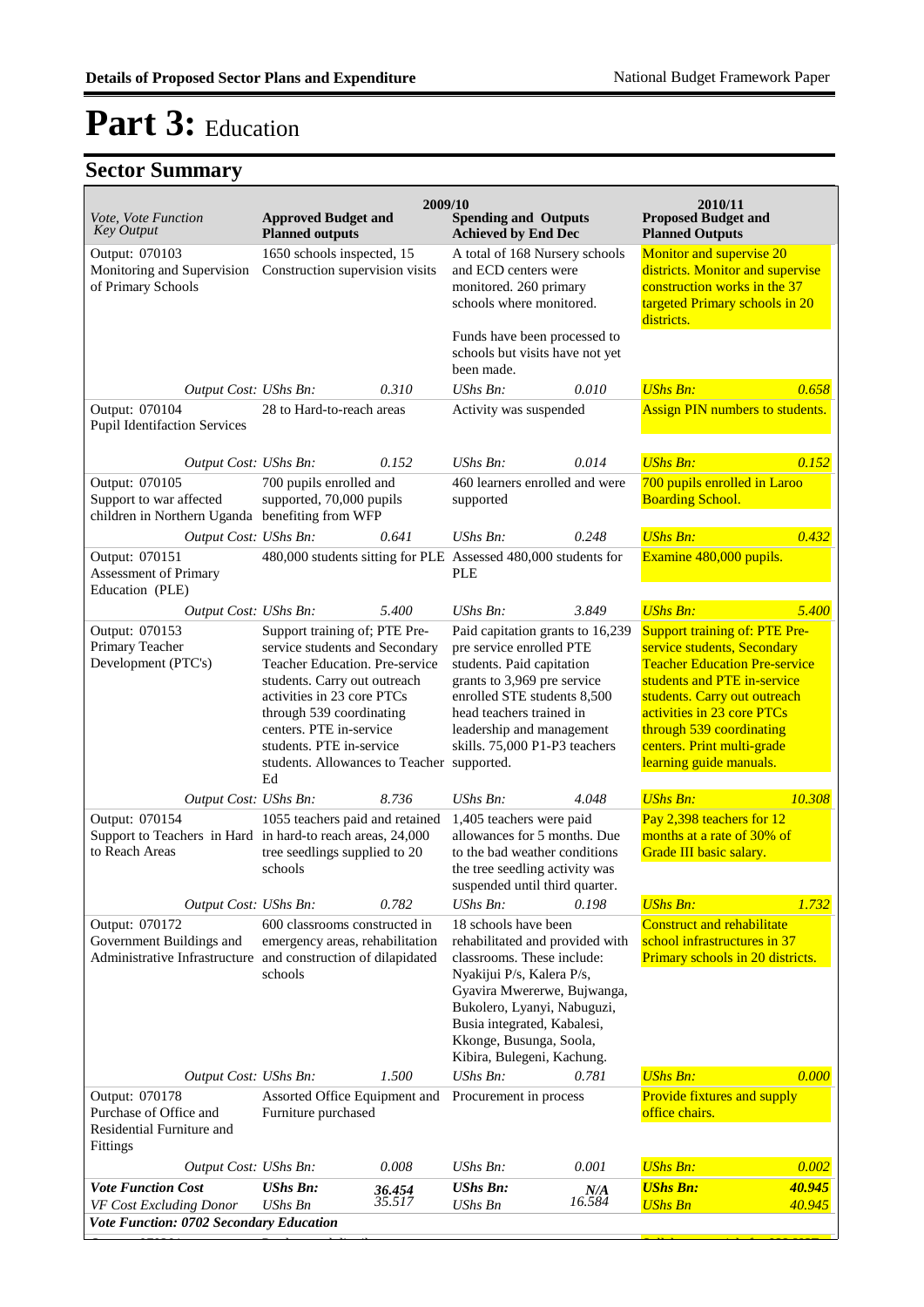# Part 3: Education

## Sector Summary

| Vote, Vote Function Key Output | 2009/10 Approved Budget and Planned outputs | | Spending and Outputs Achieved by End Dec | | 2010/11 Proposed Budget and Planned Outputs | |
|---|---|---|---|---|---|---|
| Output: 070103 Monitoring and Supervision of Primary Schools | 1650 schools inspected, 15 Construction supervision visits | | A total of 168 Nursery schools and ECD centers were monitored. 260 primary schools where monitored.<br><br>Funds have been processed to schools but visits have not yet been made. | | Monitor and supervise 20 districts. Monitor and supervise construction works in the 37 targeted Primary schools in 20 districts. | |
| *Output Cost:* | *UShs Bn:* | *0.310* | *UShs Bn:* | *0.010* | *UShs Bn:* | *0.658* |
| Output: 070104 Pupil Identifcation Services | 28 to Hard-to-reach areas | | Activity was suspended | | Assign PIN numbers to students. | |
| *Output Cost:* | *UShs Bn:* | *0.152* | *UShs Bn:* | *0.014* | *UShs Bn:* | *0.152* |
| Output: 070105 Support to war affected children in Northern Uganda | 700 pupils enrolled and supported, 70,000 pupils benefiting from WFP | | 460 learners enrolled and were supported | | 700 pupils enrolled in Laroo Boarding School. | |
| *Output Cost:* | *UShs Bn:* | *0.641* | *UShs Bn:* | *0.248* | *UShs Bn:* | *0.432* |
| Output: 070151 Assessment of Primary Education (PLE) | 480,000 students sitting for PLE | | Assessed 480,000 students for PLE | | Examine 480,000 pupils. | |
| *Output Cost:* | *UShs Bn:* | *5.400* | *UShs Bn:* | *3.849* | *UShs Bn:* | *5.400* |
| Output: 070153 Primary Teacher Development (PTC's) | Support training of; PTE Pre-service students and Secondary Teacher Education. Pre-service students. Carry out outreach activities in 23 core PTCs through 539 coordinating centers. PTE in-service students. PTE in-service students. Allowances to Teacher Ed | | Paid capitation grants to 16,239 pre service enrolled PTE students. Paid capitation grants to 3,969 pre service enrolled STE students 8,500 head teachers trained in leadership and management skills. 75,000 P1-P3 teachers supported. | | Support training of: PTE Pre-service students, Secondary Teacher Education Pre-service students and PTE in-service students. Carry out outreach activities in 23 core PTCs through 539 coordinating centers. Print multi-grade learning guide manuals. | |
| *Output Cost:* | *UShs Bn:* | *8.736* | *UShs Bn:* | *4.048* | *UShs Bn:* | *10.308* |
| Output: 070154 Support to Teachers in Hard to Reach Areas | 1055 teachers paid and retained in hard-to reach areas, 24,000 tree seedlings supplied to 20 schools | | 1,405 teachers were paid allowances for 5 months. Due to the bad weather conditions the tree seedling activity was suspended until third quarter. | | Pay 2,398 teachers for 12 months at a rate of 30% of Grade III basic salary. | |
| *Output Cost:* | *UShs Bn:* | *0.782* | *UShs Bn:* | *0.198* | *UShs Bn:* | *1.732* |
| Output: 070172 Government Buildings and Administrative Infrastructure | 600 classrooms constructed in emergency areas, rehabilitation and construction of dilapidated schools | | 18 schools have been rehabilitated and provided with classrooms. These include: Nyakijui P/s, Kalera P/s, Gyavira Mwererwe, Bujwanga, Bukolero, Lyanyi, Nabuguzi, Busia integrated, Kabalesi, Kkonge, Busunga, Soola, Kibira, Bulegeni, Kachung. | | Construct and rehabilitate school infrastructures in 37 Primary schools in 20 districts. | |
| *Output Cost:* | *UShs Bn:* | *1.500* | *UShs Bn:* | *0.781* | *UShs Bn:* | *0.000* |
| Output: 070178 Purchase of Office and Residential Furniture and Fittings | Assorted Office Equipment and Furniture purchased | | Procurement in process | | Provide fixtures and supply office chairs. | |
| *Output Cost:* | *UShs Bn:* | *0.008* | *UShs Bn:* | *0.001* | *UShs Bn:* | *0.002* |
| ***Vote Function Cost*** | ***UShs Bn:*** | ***36.454*** | ***UShs Bn:*** | ***N/A*** | ***UShs Bn:*** | ***40.945*** |
| *VF Cost Excluding Donor* | *UShs Bn* | *35.517* | *UShs Bn* | *16.584* | *UShs Bn* | *40.945* |
| ***Vote Function: 0702 Secondary Education*** | | | | | | |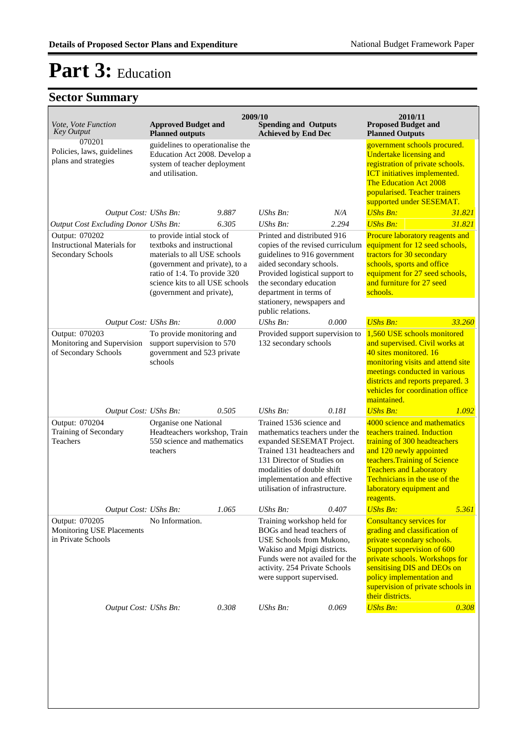# Part 3: Education

## Sector Summary

| Vote, Vote Function Key Output | 2009/10 Approved Budget and Planned outputs | | 2009/10 Spending and Outputs Achieved by End Dec | | 2010/11 Proposed Budget and Planned Outputs | |
|---|---|---|---|---|---|---|
| 070201 Policies, laws, guidelines plans and strategies | guidelines to operationalise the Education Act 2008. Develop a system of teacher deployment and utilisation. | | | | government schools procured. Undertake licensing and registration of private schools. ICT initiatives implemented. The Education Act 2008 popularised. Teacher trainers supported under SESEMAT. | |
| *Output Cost: UShs Bn:* | | *9.887* | *UShs Bn:* | *N/A* | *UShs Bn:* | *31.821* |
| *Output Cost Excluding Donor UShs Bn:* | | *6.305* | *UShs Bn:* | *2.294* | *UShs Bn:* | *31.821* |
| Output: 070202 Instructional Materials for Secondary Schools | to provide intial stock of textboks and instructional materials to all USE schools (government and private), to a ratio of 1:4. To provide 320 science kits to all USE schools (government and private), | | Printed and distributed 916 copies of the revised curriculum guidelines to 916 government aided secondary schools. Provided logistical support to the secondary education department in terms of stationery, newspapers and public relations. | | Procure laboratory reagents and equipment for 12 seed schools, tractors for 30 secondary schools, sports and office equipment for 27 seed schools, and furniture for 27 seed schools. | |
| *Output Cost: UShs Bn:* | | *0.000* | *UShs Bn:* | *0.000* | *UShs Bn:* | *33.260* |
| Output: 070203 Monitoring and Supervision of Secondary Schools | To provide monitoring and support supervision to 570 government and 523 private schools | | Provided support supervision to 132 secondary schools | | 1,560 USE schools monitored and supervised. Civil works at 40 sites monitored. 16 monitoring visits and attend site meetings conducted in various districts and reports prepared. 3 vehicles for coordination office maintained. | |
| *Output Cost: UShs Bn:* | | *0.505* | *UShs Bn:* | *0.181* | *UShs Bn:* | *1.092* |
| Output: 070204 Training of Secondary Teachers | Organise one National Headteachers workshop, Train 550 science and mathematics teachers | | Trained 1536 science and mathematics teachers under the expanded SESEMAT Project. Trained 131 headteachers and 131 Director of Studies on modalities of double shift implementation and effective utilisation of infrastructure. | | 4000 science and mathematics teachers trained. Induction training of 300 headteachers and 120 newly appointed teachers.Training of Science Teachers and Laboratory Technicians in the use of the laboratory equipment and reagents. | |
| *Output Cost: UShs Bn:* | | *1.065* | *UShs Bn:* | *0.407* | *UShs Bn:* | *5.361* |
| Output: 070205 Monitoring USE Placements in Private Schools | No Information. | | Training workshop held for BOGs and head teachers of USE Schools from Mukono, Wakiso and Mpigi districts. Funds were not availed for the activity. 254 Private Schools were support supervised. | | Consultancy services for grading and classification of private secondary schools. Support supervision of 600 private schools. Workshops for sensitising DIS and DEOs on policy implementation and supervision of private schools in their districts. | |
| *Output Cost: UShs Bn:* | | *0.308* | *UShs Bn:* | *0.069* | *UShs Bn:* | *0.308* |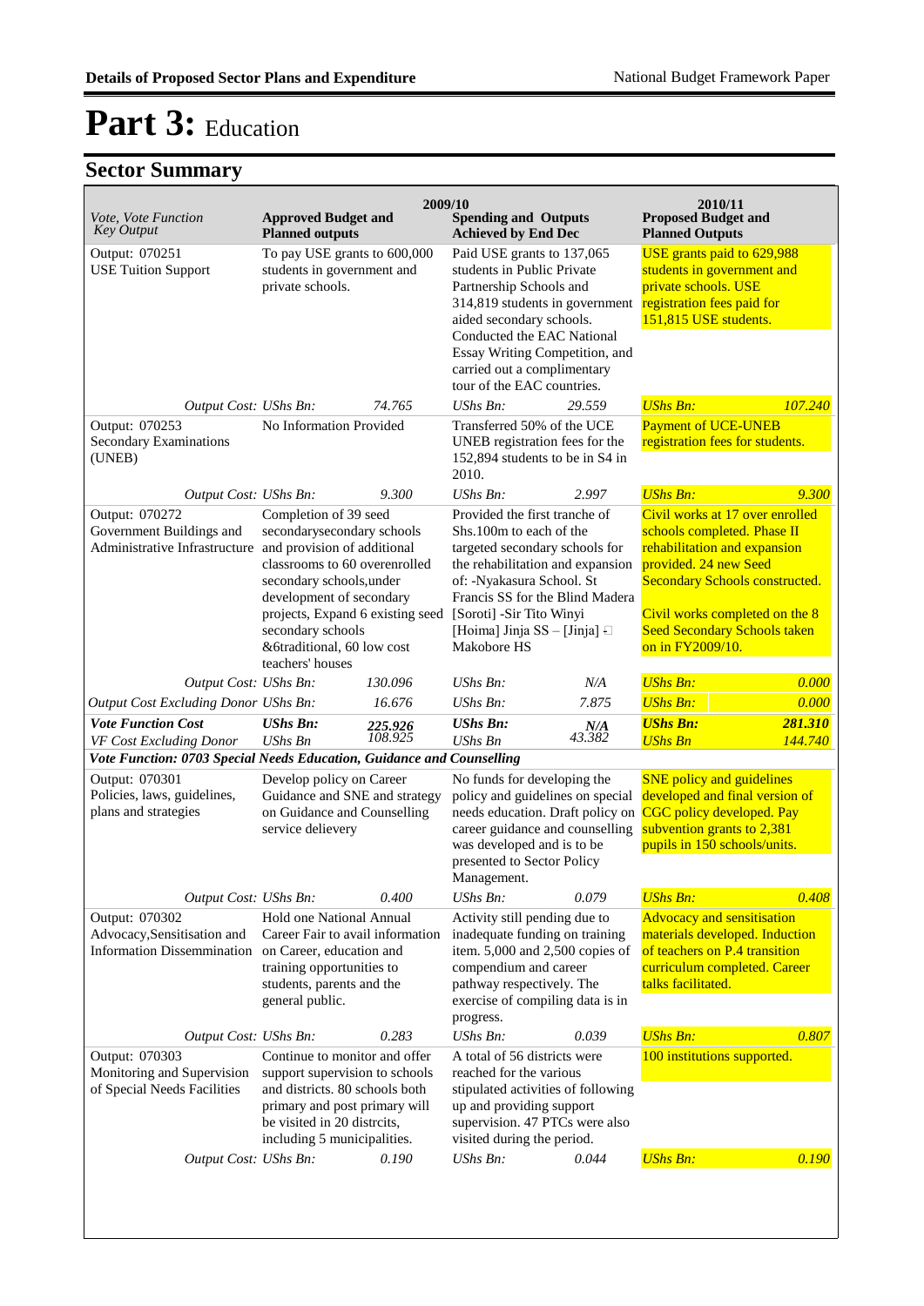# Part 3: Education

## Sector Summary

| Vote, Vote Function<br>Key Output | 2009/10<br>Approved Budget and Planned outputs | | Spending and Outputs Achieved by End Dec | | 2010/11<br>Proposed Budget and Planned Outputs | |
|---|---|---|---|---|---|---|
| Output: 070251<br>USE Tuition Support | To pay USE grants to 600,000 students in government and private schools. | | Paid USE grants to 137,065 students in Public Private Partnership Schools and 314,819 students in government aided secondary schools. Conducted the EAC National Essay Writing Competition, and carried out a complimentary tour of the EAC countries. | | USE grants paid to 629,988 students in government and private schools. USE registration fees paid for 151,815 USE students. | |
| *Output Cost:* | *UShs Bn:* | *74.765* | *UShs Bn:* | *29.559* | *UShs Bn:* | *107.240* |
| Output: 070253<br>Secondary Examinations (UNEB) | No Information Provided | | Transferred 50% of the UCE UNEB registration fees for the 152,894 students to be in S4 in 2010. | | Payment of UCE-UNEB registration fees for students. | |
| *Output Cost:* | *UShs Bn:* | *9.300* | *UShs Bn:* | *2.997* | *UShs Bn:* | *9.300* |
| Output: 070272<br>Government Buildings and Administrative Infrastructure | Completion of 39 seed secondarysecondary schools and provision of additional classrooms to 60 overenrolled secondary schools,under development of secondary projects, Expand 6 existing seed secondary schools &6traditional, 60 low cost teachers' houses | | Provided the first tranche of Shs.100m to each of the targeted secondary schools for the rehabilitation and expansion of: -Nyakasura School. St Francis SS for the Blind Madera [Soroti] -Sir Tito Winyi [Hoima] Jinja SS – [Jinja]  Makobore HS | | Civil works at 17 over enrolled schools completed. Phase II rehabilitation and expansion provided. 24 new Seed Secondary Schools constructed.<br><br>Civil works completed on the 8 Seed Secondary Schools taken on in FY2009/10. | |
| *Output Cost:* | *UShs Bn:* | *130.096* | *UShs Bn:* | *N/A* | *UShs Bn:* | *0.000* |
| *Output Cost Excluding Donor* | *UShs Bn:* | *16.676* | *UShs Bn:* | *7.875* | *UShs Bn:* | *0.000* |
| ***Vote Function Cost*** | ***UShs Bn:*** | ***225.926*** | ***UShs Bn:*** | ***N/A*** | ***UShs Bn:*** | ***281.310*** |
| *VF Cost Excluding Donor* | *UShs Bn* | *108.925* | *UShs Bn* | *43.382* | *UShs Bn* | *144.740* |
| ***Vote Function: 0703 Special Needs Education, Guidance and Counselling*** | | | | | | |
| Output: 070301<br>Policies, laws, guidelines, plans and strategies | Develop policy on Career Guidance and SNE and strategy on Guidance and Counselling service delievery | | No funds for developing the policy and guidelines on special needs education. Draft policy on career guidance and counselling was developed and is to be presented to Sector Policy Management. | | SNE policy and guidelines developed and final version of CGC policy developed. Pay subvention grants to 2,381 pupils in 150 schools/units. | |
| *Output Cost:* | *UShs Bn:* | *0.400* | *UShs Bn:* | *0.079* | *UShs Bn:* | *0.408* |
| Output: 070302<br>Advocacy,Sensitisation and Information Dissemination | Hold one National Annual Career Fair to avail information on Career, education and training opportunities to students, parents and the general public. | | Activity still pending due to inadequate funding on training item. 5,000 and 2,500 copies of compendium and career pathway respectively. The exercise of compiling data is in progress. | | Advocacy and sensitisation materials developed. Induction of teachers on P.4 transition curriculum completed. Career talks facilitated. | |
| *Output Cost:* | *UShs Bn:* | *0.283* | *UShs Bn:* | *0.039* | *UShs Bn:* | *0.807* |
| Output: 070303<br>Monitoring and Supervision of Special Needs Facilities | Continue to monitor and offer support supervision to schools and districts. 80 schools both primary and post primary will be visited in 20 distrcits, including 5 municipalities. | | A total of 56 districts were reached for the various stipulated activities of following up and providing support supervision. 47 PTCs were also visited during the period. | | 100 institutions supported. | |
| *Output Cost:* | *UShs Bn:* | *0.190* | *UShs Bn:* | *0.044* | *UShs Bn:* | *0.190* |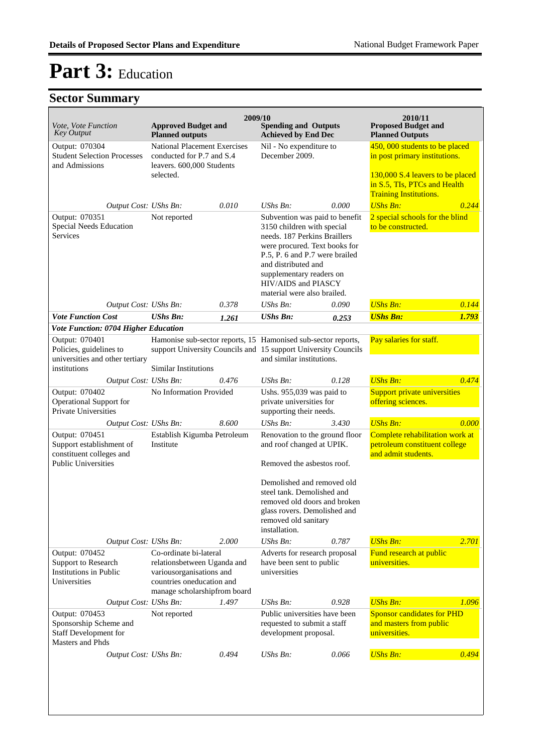# Part 3: Education

## Sector Summary

| Vote, Vote Function Key Output | 2009/10 Approved Budget and Planned outputs | | 2009/10 Spending and Outputs Achieved by End Dec | | 2010/11 Proposed Budget and Planned Outputs | |
|---|---|---|---|---|---|---|
| Output: 070304 Student Selection Processes and Admissions | National Placement Exercises conducted for P.7 and S.4 leavers. 600,000 Students selected. | | Nil - No expenditure to December 2009. | | 450, 000 students to be placed in post primary institutions.<br><br>130,000 S.4 leavers to be placed in S.5, TIs, PTCs and Health Training Institutions. | |
| *Output Cost:* | *UShs Bn:* | *0.010* | *UShs Bn:* | *0.000* | *UShs Bn:* | *0.244* |
| Output: 070351 Special Needs Education Services | Not reported | | Subvention was paid to benefit 3150 children with special needs. 187 Perkins Braillers were procured. Text books for P.5, P. 6 and P.7 were brailed and distributed and supplementary readers on HIV/AIDS and PIASCY material were also brailed. | | 2 special schools for the blind to be constructed. | |
| *Output Cost:* | *UShs Bn:* | *0.378* | *UShs Bn:* | *0.090* | *UShs Bn:* | *0.144* |
| ***Vote Function Cost*** | ***UShs Bn:*** | ***1.261*** | ***UShs Bn:*** | ***0.253*** | ***UShs Bn:*** | ***1.793*** |
| ***Vote Function: 0704 Higher Education*** | | | | | | |
| Output: 070401 Policies, guidelines to universities and other tertiary institutions | Hamonise sub-sector reports, 15 support University Councils and Similar Institutions | | Hamonised sub-sector reports, 15 support University Councils and similar institutions. | | Pay salaries for staff. | |
| *Output Cost:* | *UShs Bn:* | *0.476* | *UShs Bn:* | *0.128* | *UShs Bn:* | *0.474* |
| Output: 070402 Operational Support for Private Universities | No Information Provided | | Ushs. 955,039 was paid to private universities for supporting their needs. | | Support private universities offering sciences. | |
| *Output Cost:* | *UShs Bn:* | *8.600* | *UShs Bn:* | *3.430* | *UShs Bn:* | *0.000* |
| Output: 070451 Support establishment of constituent colleges and Public Universities | Establish Kigumba Petroleum Institute | | Renovation to the ground floor and roof changed at UPIK.<br><br>Removed the asbestos roof.<br><br>Demolished and removed old steel tank. Demolished and removed old doors and broken glass rovers. Demolished and removed old sanitary installation. | | Complete rehabilitation work at petroleum constituent college and admit students. | |
| *Output Cost:* | *UShs Bn:* | *2.000* | *UShs Bn:* | *0.787* | *UShs Bn:* | *2.701* |
| Output: 070452 Support to Research Institutions in Public Universities | Co-ordinate bi-lateral relationsbetween Uganda and variousorganisations and countries oneducation and manage scholarshipfrom board | | Adverts for research proposal have been sent to public universities | | Fund research at public universities. | |
| *Output Cost:* | *UShs Bn:* | *1.497* | *UShs Bn:* | *0.928* | *UShs Bn:* | *1.096* |
| Output: 070453 Sponsorship Scheme and Staff Development for Masters and Phds | Not reported | | Public universities have been requested to submit a staff development proposal. | | Sponsor candidates for PHD and masters from public universities. | |
| *Output Cost:* | *UShs Bn:* | *0.494* | *UShs Bn:* | *0.066* | *UShs Bn:* | *0.494* |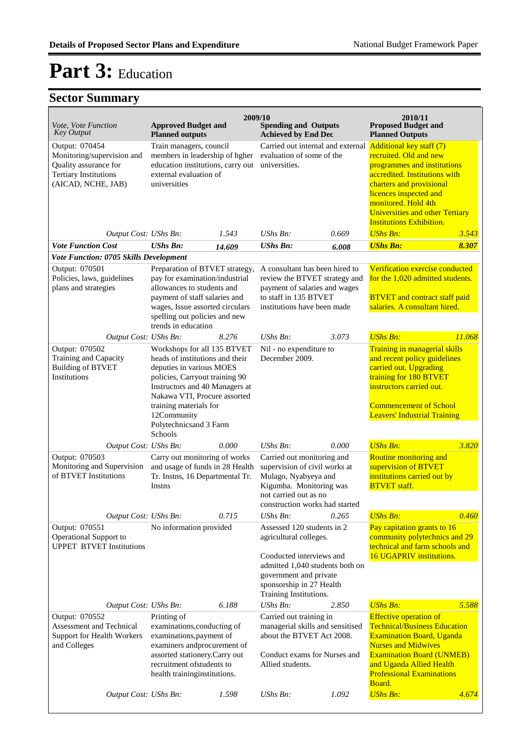# Part 3: Education

## Sector Summary

| Vote, Vote Function Key Output | 2009/10 Approved Budget and Planned outputs | | 2009/10 Spending and Outputs Achieved by End Dec | | 2010/11 Proposed Budget and Planned Outputs | |
|---|---|---|---|---|---|---|
| Output: 070454 Monitoring/supervision and Quality assurance for Tertiary Institutions (AICAD, NCHE, JAB) | Train managers, council members in leadership of hgher education institutions, carry out external evaluation of universities | | Carried out internal and external evaluation of some of the universities. | | Additional key staff (7) recruited. Old and new programmes and institutions accredited. Institutions with charters and provisional licences inspected and monitored. Hold 4th Universities and other Tertiary Institutions Exhibition. | |
| *Output Cost:* | *UShs Bn:* | *1.543* | *UShs Bn:* | *0.669* | *UShs Bn:* | *3.543* |
| ***Vote Function Cost*** | ***UShs Bn:*** | ***14.609*** | ***UShs Bn:*** | ***6.008*** | ***UShs Bn:*** | ***8.307*** |
| ***Vote Function: 0705 Skills Development*** | | | | | | |
| Output: 070501 Policies, laws, guidelines plans and strategies | Preparation of BTVET strategy, pay for examination/industrial allowances to students and payment of staff salaries and wages, Issue assorted circulars spelling out policies and new trends in education | | A consultant has been hired to review the BTVET strategy and payment of salaries and wages to staff in 135 BTVET institutions have been made | | Verification exercise conducted for the 1,020 admitted students.<br><br>BTVET and contract staff paid salaries. A consultant hired. | |
| *Output Cost:* | *UShs Bn:* | *8.276* | *UShs Bn:* | *3.073* | *UShs Bn:* | *11.068* |
| Output: 070502 Training and Capacity Building of BTVET Institutions | Workshops for all 135 BTVET heads of institutions and their deputies in various MOES policies, Carryout training 90 Instructors and 40 Managers at Nakawa VTI, Procure assorted training materials for 12Community Polytechnicsand 3 Farm Schools | | Nil - no expenditure to December 2009. | | Training in managerial skills and recent policy guidelines carried out. Upgrading training for 180 BTVET instructors carried out.<br><br>Commencement of School Leavers' Industrial Training | |
| *Output Cost:* | *UShs Bn:* | *0.000* | *UShs Bn:* | *0.000* | *UShs Bn:* | *3.820* |
| Output: 070503 Monitoring and Supervision of BTVET Institutions | Carry out monitoring of works and usage of funds in 28 Health Tr. Instns, 16 Departmental Tr. Instns | | Carried out monitoring and supervision of civil works at Mulago, Nyabyeya and Kigumba. Monitoring was not carried out as no construction works had started | | Routine monitoring and supervision of BTVET institutions carried out by BTVET staff. | |
| *Output Cost:* | *UShs Bn:* | *0.715* | *UShs Bn:* | *0.265* | *UShs Bn:* | *0.460* |
| Output: 070551 Operational Support to UPPET BTVET Institutions | No information provided | | Assessed 120 students in 2 agricultural colleges.<br><br>Conducted interviews and admitted 1,040 students both on government and private sponsorship in 27 Health Training Institutions. | | Pay capitation grants to 16 community polytechnics and 29 technical and farm schools and 16 UGAPRIV institutions. | |
| *Output Cost:* | *UShs Bn:* | *6.188* | *UShs Bn:* | *2.850* | *UShs Bn:* | *5.588* |
| Output: 070552 Assessment and Technical Support for Health Workers and Colleges | Printing of examinations,conducting of examinations,payment of examiners andprocurement of assorted stationery.Carry out recruitment ofstudents to health traininginstitutions. | | Carried out training in managerial skills and sensitised about the BTVET Act 2008.<br><br>Conduct exams for Nurses and Allied students. | | Effective operation of Technical/Business Education Examination Board, Uganda Nurses and Midwives Examination Board (UNMEB) and Uganda Allied Health Professional Examinations Board. | |
| *Output Cost:* | *UShs Bn:* | *1.598* | *UShs Bn:* | *1.092* | *UShs Bn:* | *4.674* |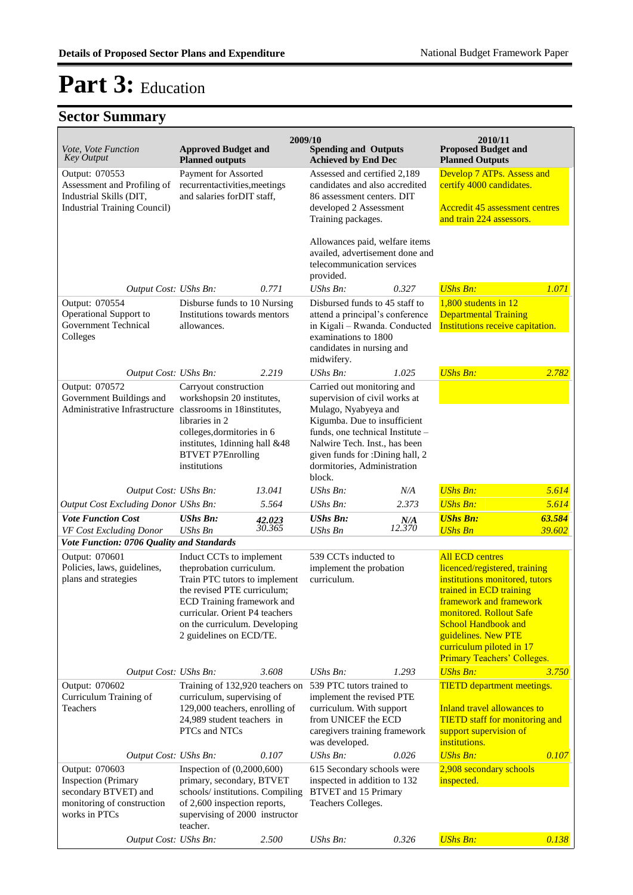# Part 3: Education

## Sector Summary

| Vote, Vote Function *Key Output* | 2009/10 Approved Budget and Planned outputs | | 2009/10 Spending and Outputs Achieved by End Dec | | 2010/11 Proposed Budget and Planned Outputs | |
|---|---|---|---|---|---|---|
| Output: 070553 Assessment and Profiling of Industrial Skills (DIT, Industrial Training Council) | Payment for Assorted recurrentactivities,meetings and salaries forDIT staff, | | Assessed and certified 2,189 candidates and also accredited 86 assessment centers. DIT developed 2 Assessment Training packages. Allowances paid, welfare items availed, advertisement done and telecommunication services provided. | | Develop 7 ATPs. Assess and certify 4000 candidates. Accredit 45 assessment centres and train 224 assessors. | |
| *Output Cost: UShs Bn:* | | *0.771* | *UShs Bn:* | *0.327* | *UShs Bn:* | *1.071* |
| Output: 070554 Operational Support to Government Technical Colleges | Disburse funds to 10 Nursing Institutions towards mentors allowances. | | Disbursed funds to 45 staff to attend a principal's conference in Kigali – Rwanda. Conducted examinations to 1800 candidates in nursing and midwifery. | | 1,800 students in 12 Departmental Training Institutions receive capitation. | |
| *Output Cost: UShs Bn:* | | *2.219* | *UShs Bn:* | *1.025* | *UShs Bn:* | *2.782* |
| Output: 070572 Government Buildings and Administrative Infrastructure | Carryout construction workshopsin 20 institutes, classrooms in 18institutes, libraries in 2 colleges,dormitories in 6 institutes, 1dinning hall &48 BTVET P7Enrolling institutions | | Carried out monitoring and supervision of civil works at Mulago, Nyabyeya and Kigumba. Due to insufficient funds, one technical Institute – Nalwire Tech. Inst., has been given funds for :Dining hall, 2 dormitories, Administration block. | | | |
| *Output Cost: UShs Bn:* | | *13.041* | *UShs Bn:* | *N/A* | *UShs Bn:* | *5.614* |
| *Output Cost Excluding Donor UShs Bn:* | | *5.564* | *UShs Bn:* | *2.373* | *UShs Bn:* | *5.614* |
| ***Vote Function Cost*** | ***UShs Bn:*** | ***42.023*** | ***UShs Bn:*** | ***N/A*** | ***UShs Bn:*** | ***63.584*** |
| *VF Cost Excluding Donor* | *UShs Bn* | *30.365* | *UShs Bn* | *12.370* | *UShs Bn* | *39.602* |
| ***Vote Function: 0706 Quality and Standards*** | | | | | | |
| Output: 070601 Policies, laws, guidelines, plans and strategies | Induct CCTs to implement theprobation curriculum. Train PTC tutors to implement the revised PTE curriculum; ECD Training framework and curricular. Orient P4 teachers on the curriculum. Developing 2 guidelines on ECD/TE. | | 539 CCTs inducted to implement the probation curriculum. | | All ECD centres licenced/registered, training institutions monitored, tutors trained in ECD training framework and framework monitored. Rollout Safe School Handbook and guidelines. New PTE curriculum piloted in 17 Primary Teachers' Colleges. | |
| *Output Cost: UShs Bn:* | | *3.608* | *UShs Bn:* | *1.293* | *UShs Bn:* | *3.750* |
| Output: 070602 Curriculum Training of Teachers | Training of 132,920 teachers on curriculum, supervising of 129,000 teachers, enrolling of 24,989 student teachers in PTCs and NTCs | | 539 PTC tutors trained to implement the revised PTE curriculum. With support from UNICEF the ECD caregivers training framework was developed. | | TIETD department meetings. Inland travel allowances to TIETD staff for monitoring and support supervision of institutions. | |
| *Output Cost: UShs Bn:* | | *0.107* | *UShs Bn:* | *0.026* | *UShs Bn:* | *0.107* |
| Output: 070603 Inspection (Primary secondary BTVET) and monitoring of construction works in PTCs | Inspection of (0,2000,600) primary, secondary, BTVET schools/ institutions. Compiling of 2,600 inspection reports, supervising of 2000 instructor teacher. | | 615 Secondary schools were inspected in addition to 132 BTVET and 15 Primary Teachers Colleges. | | 2,908 secondary schools inspected. | |
| *Output Cost: UShs Bn:* | | *2.500* | *UShs Bn:* | *0.326* | *UShs Bn:* | *0.138* |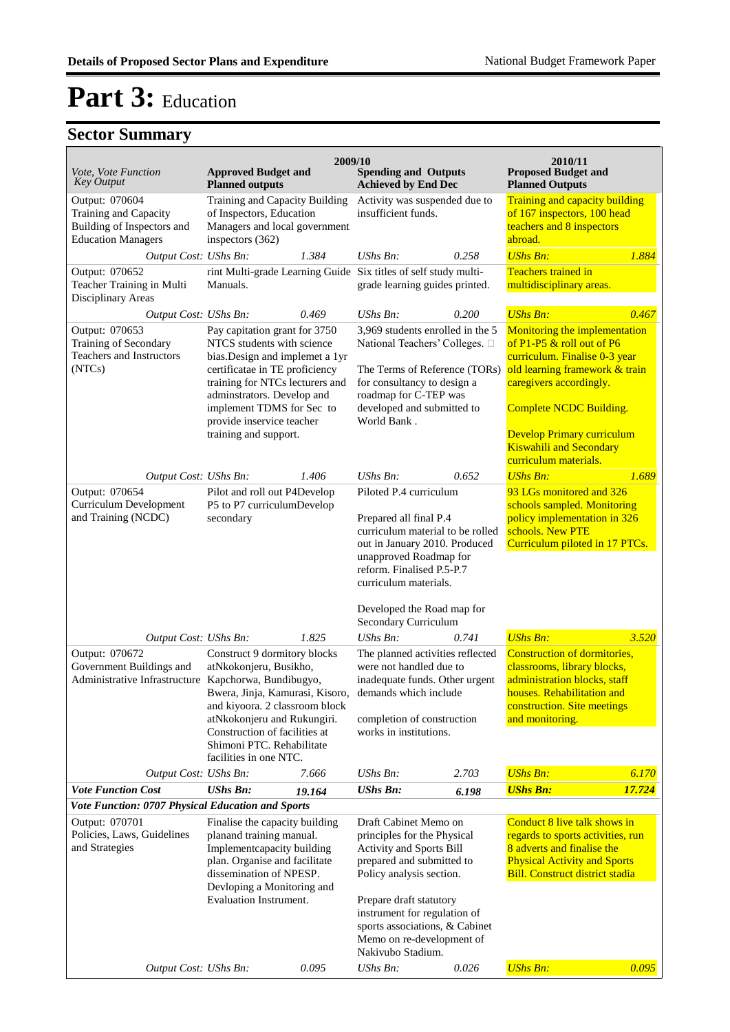# Part 3: Education

## Sector Summary

| Vote, Vote Function *Key Output* | 2009/10 Approved Budget and Planned outputs | | 2009/10 Spending and Outputs Achieved by End Dec | | 2010/11 Proposed Budget and Planned Outputs | |
|---|---|---|---|---|---|---|
| Output: 070604 Training and Capacity Building of Inspectors and Education Managers | Training and Capacity Building of Inspectors, Education Managers and local government inspectors (362) | | Activity was suspended due to insufficient funds. | | Training and capacity building of 167 inspectors, 100 head teachers and 8 inspectors abroad. | |
| *Output Cost:* | *UShs Bn:* | *1.384* | *UShs Bn:* | *0.258* | *UShs Bn:* | *1.884* |
| Output: 070652 Teacher Training in Multi Disciplinary Areas | rint Multi-grade Learning Guide Manuals. | | Six titles of self study multi-grade learning guides printed. | | Teachers trained in multidisciplinary areas. | |
| *Output Cost:* | *UShs Bn:* | *0.469* | *UShs Bn:* | *0.200* | *UShs Bn:* | *0.467* |
| Output: 070653 Training of Secondary Teachers and Instructors (NTCs) | Pay capitation grant for 3750 NTCS students with science bias.Design and implemet a 1yr certificatae in TE proficiency training for NTCs lecturers and adminstrators. Develop and implement TDMS for Sec to provide inservice teacher training and support. | | 3,969 students enrolled in the 5 National Teachers' Colleges. □<br><br>The Terms of Reference (TORs) for consultancy to design a roadmap for C-TEP was developed and submitted to World Bank . | | Monitoring the implementation of P1-P5 & roll out of P6 curriculum. Finalise 0-3 year old learning framework & train caregivers accordingly.<br><br>Complete NCDC Building.<br><br>Develop Primary curriculum Kiswahili and Secondary curriculum materials. | |
| *Output Cost:* | *UShs Bn:* | *1.406* | *UShs Bn:* | *0.652* | *UShs Bn:* | *1.689* |
| Output: 070654 Curriculum Development and Training (NCDC) | Pilot and roll out P4Develop P5 to P7 curriculumDevelop secondary | | Piloted P.4 curriculum<br><br>Prepared all final P.4 curriculum material to be rolled out in January 2010. Produced unapproved Roadmap for reform. Finalised P.5-P.7 curriculum materials.<br><br>Developed the Road map for Secondary Curriculum | | 93 LGs monitored and 326 schools sampled. Monitoring policy implementation in 326 schools. New PTE Curriculum piloted in 17 PTCs. | |
| *Output Cost:* | *UShs Bn:* | *1.825* | *UShs Bn:* | *0.741* | *UShs Bn:* | *3.520* |
| Output: 070672 Government Buildings and Administrative Infrastructure | Construct 9 dormitory blocks atNkokonjeru, Busikho, Kapchorwa, Bundibugyo, Bwera, Jinja, Kamurasi, Kisoro, and kiyoora. 2 classroom block atNkokonjeru and Rukungiri. Construction of facilities at Shimoni PTC. Rehabilitate facilities in one NTC. | | The planned activities reflected were not handled due to inadequate funds. Other urgent demands which include<br><br>completion of construction works in institutions. | | Construction of dormitories, classrooms, library blocks, administration blocks, staff houses. Rehabilitation and construction. Site meetings and monitoring. | |
| *Output Cost:* | *UShs Bn:* | *7.666* | *UShs Bn:* | *2.703* | *UShs Bn:* | *6.170* |
| ***Vote Function Cost*** | ***UShs Bn:*** | ***19.164*** | ***UShs Bn:*** | ***6.198*** | ***UShs Bn:*** | ***17.724*** |
| ***Vote Function: 0707 Physical Education and Sports*** | | | | | | |
| Output: 070701 Policies, Laws, Guidelines and Strategies | Finalise the capacity building planand training manual. Implementcapacity building plan. Organise and facilitate dissemination of NPESP. Devloping a Monitoring and Evaluation Instrument. | | Draft Cabinet Memo on principles for the Physical Activity and Sports Bill prepared and submitted to Policy analysis section.<br><br>Prepare draft statutory instrument for regulation of sports associations, & Cabinet Memo on re-development of Nakivubo Stadium. | | Conduct 8 live talk shows in regards to sports activities, run 8 adverts and finalise the Physical Activity and Sports Bill. Construct district stadia | |
| *Output Cost:* | *UShs Bn:* | *0.095* | *UShs Bn:* | *0.026* | *UShs Bn:* | *0.095* |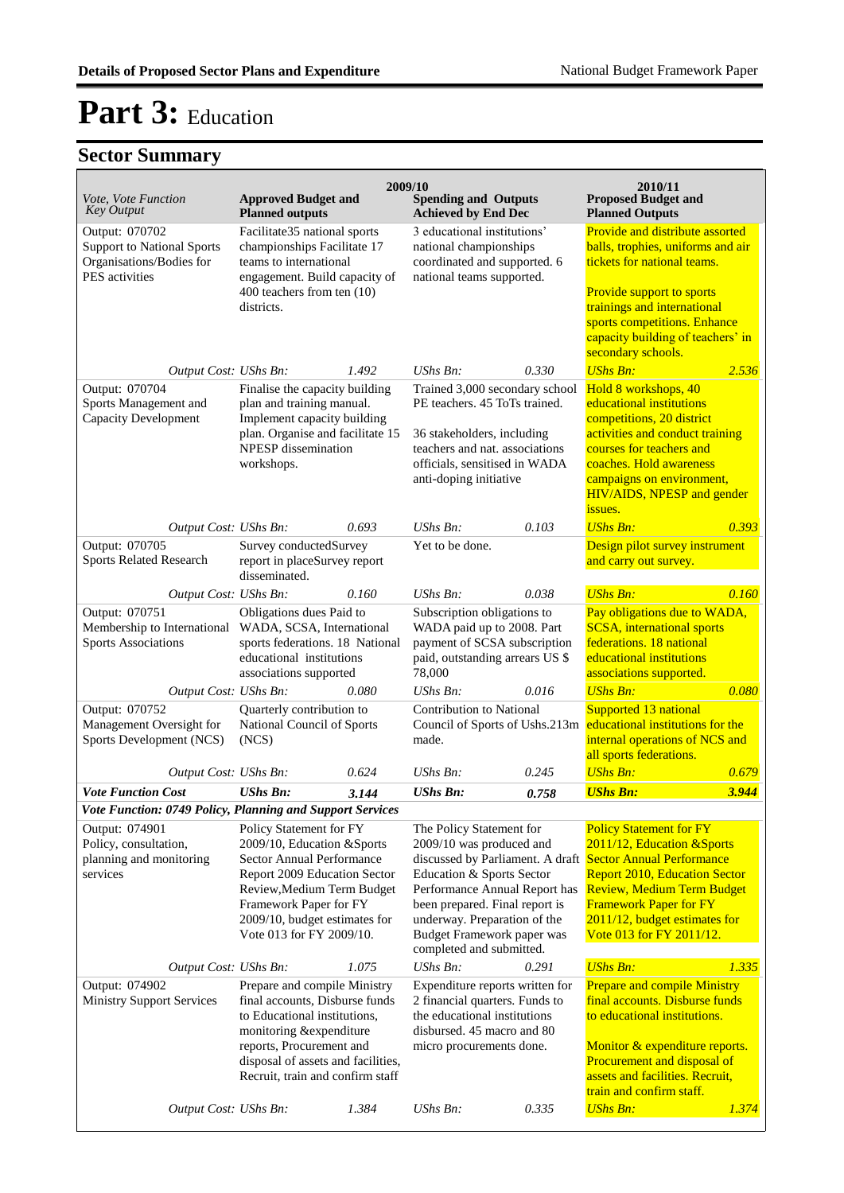# Part 3: Education

## Sector Summary

| Vote, Vote Function Key Output | 2009/10 Approved Budget and Planned outputs | | 2009/10 Spending and Outputs Achieved by End Dec | | 2010/11 Proposed Budget and Planned Outputs | |
|---|---|---|---|---|---|---|
| Output: 070702 Support to National Sports Organisations/Bodies for PES activities | Facilitate35 national sports championships Facilitate 17 teams to international engagement. Build capacity of 400 teachers from ten (10) districts. | | 3 educational institutions' national championships coordinated and supported. 6 national teams supported. | | Provide and distribute assorted balls, trophies, uniforms and air tickets for national teams.<br><br>Provide support to sports trainings and international sports competitions. Enhance capacity building of teachers' in secondary schools. | |
| *Output Cost:* | *UShs Bn:* | *1.492* | *UShs Bn:* | *0.330* | *UShs Bn:* | *2.536* |
| Output: 070704 Sports Management and Capacity Development | Finalise the capacity building plan and training manual. Implement capacity building plan. Organise and facilitate 15 NPESP dissemination workshops. | | Trained 3,000 secondary school PE teachers. 45 ToTs trained.<br><br>36 stakeholders, including teachers and nat. associations officials, sensitised in WADA anti-doping initiative | | Hold 8 workshops, 40 educational institutions competitions, 20 district activities and conduct training courses for teachers and coaches. Hold awareness campaigns on environment, HIV/AIDS, NPESP and gender issues. | |
| *Output Cost:* | *UShs Bn:* | *0.693* | *UShs Bn:* | *0.103* | *UShs Bn:* | *0.393* |
| Output: 070705 Sports Related Research | Survey conductedSurvey report in placeSurvey report disseminated. | | Yet to be done. | | Design pilot survey instrument and carry out survey. | |
| *Output Cost:* | *UShs Bn:* | *0.160* | *UShs Bn:* | *0.038* | *UShs Bn:* | *0.160* |
| Output: 070751 Membership to International Sports Associations | Obligations dues Paid to WADA, SCSA, International sports federations. 18 National educational institutions associations supported | | Subscription obligations to WADA paid up to 2008. Part payment of SCSA subscription paid, outstanding arrears US $ 78,000 | | Pay obligations due to WADA, SCSA, international sports federations. 18 national educational institutions associations supported. | |
| *Output Cost:* | *UShs Bn:* | *0.080* | *UShs Bn:* | *0.016* | *UShs Bn:* | *0.080* |
| Output: 070752 Management Oversight for Sports Development (NCS) | Quarterly contribution to National Council of Sports (NCS) | | Contribution to National Council of Sports of Ushs.213m made. | | Supported 13 national educational institutions for the internal operations of NCS and all sports federations. | |
| *Output Cost:* | *UShs Bn:* | *0.624* | *UShs Bn:* | *0.245* | *UShs Bn:* | *0.679* |
| ***Vote Function Cost*** | ***UShs Bn:*** | ***3.144*** | ***UShs Bn:*** | ***0.758*** | ***UShs Bn:*** | ***3.944*** |
| ***Vote Function: 0749 Policy, Planning and Support Services*** | | | | | | |
| Output: 074901 Policy, consultation, planning and monitoring services | Policy Statement for FY 2009/10, Education &Sports Sector Annual Performance Report 2009 Education Sector Review,Medium Term Budget Framework Paper for FY 2009/10, budget estimates for Vote 013 for FY 2009/10. | | The Policy Statement for 2009/10 was produced and discussed by Parliament. A draft Education & Sports Sector Performance Annual Report has been prepared. Final report is underway. Preparation of the Budget Framework paper was completed and submitted. | | Policy Statement for FY 2011/12, Education &Sports Sector Annual Performance Report 2010, Education Sector Review, Medium Term Budget Framework Paper for FY 2011/12, budget estimates for Vote 013 for FY 2011/12. | |
| *Output Cost:* | *UShs Bn:* | *1.075* | *UShs Bn:* | *0.291* | *UShs Bn:* | *1.335* |
| Output: 074902 Ministry Support Services | Prepare and compile Ministry final accounts, Disburse funds to Educational institutions, monitoring &expenditure reports, Procurement and disposal of assets and facilities, Recruit, train and confirm staff | | Expenditure reports written for 2 financial quarters. Funds to the educational institutions disbursed. 45 macro and 80 micro procurements done. | | Prepare and compile Ministry final accounts. Disburse funds to educational institutions.<br><br>Monitor & expenditure reports. Procurement and disposal of assets and facilities. Recruit, train and confirm staff. | |
| *Output Cost:* | *UShs Bn:* | *1.384* | *UShs Bn:* | *0.335* | *UShs Bn:* | *1.374* |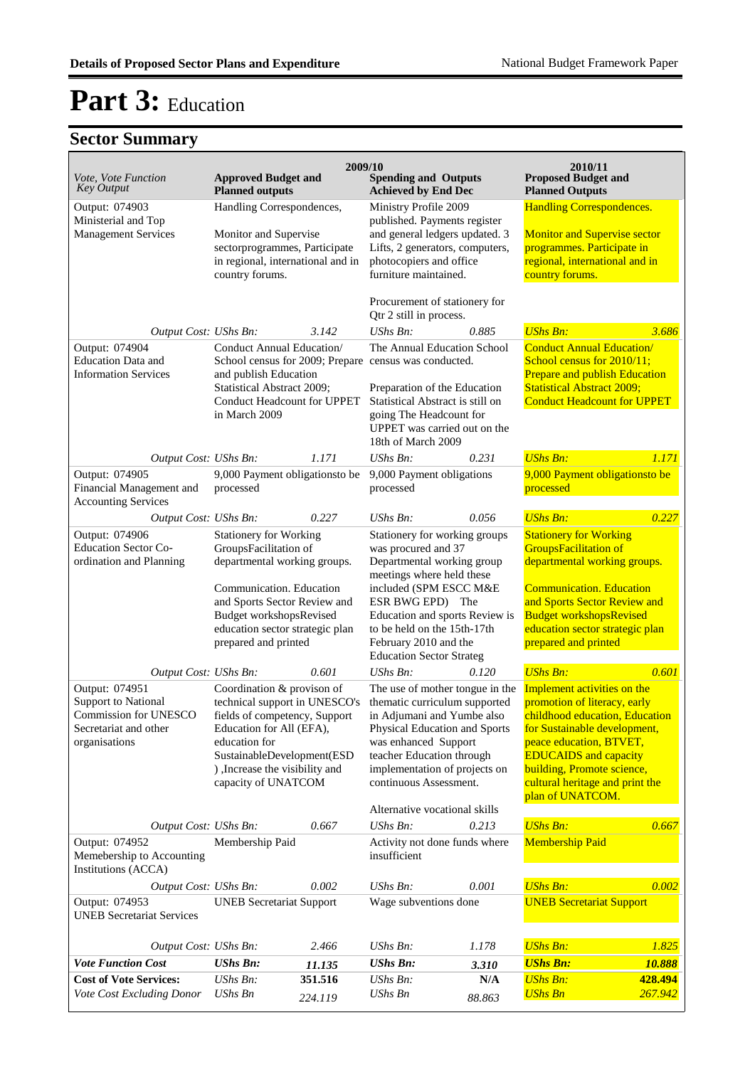# Part 3: Education

## Sector Summary

| Vote, Vote Function Key Output | 2009/10 Approved Budget and Planned outputs | | 2009/10 Spending and Outputs Achieved by End Dec | | 2010/11 Proposed Budget and Planned Outputs | |
|---|---|---|---|---|---|---|
| Output: 074903 Ministerial and Top Management Services | Handling Correspondences, Monitor and Supervise sectorprogrammes, Participate in regional, international and in country forums. | | Ministry Profile 2009 published. Payments register and general ledgers updated. 3 Lifts, 2 generators, computers, photocopiers and office furniture maintained. Procurement of stationery for Qtr 2 still in process. | | Handling Correspondences. Monitor and Supervise sector programmes. Participate in regional, international and in country forums. | |
| *Output Cost:* | *UShs Bn:* | *3.142* | *UShs Bn:* | *0.885* | *UShs Bn:* | *3.686* |
| Output: 074904 Education Data and Information Services | Conduct Annual Education/ School census for 2009; Prepare and publish Education Statistical Abstract 2009; Conduct Headcount for UPPET in March 2009 | | The Annual Education School census was conducted. Preparation of the Education Statistical Abstract is still on going The Headcount for UPPET was carried out on the 18th of March 2009 | | Conduct Annual Education/ School census for 2010/11; Prepare and publish Education Statistical Abstract 2009; Conduct Headcount for UPPET | |
| *Output Cost:* | *UShs Bn:* | *1.171* | *UShs Bn:* | *0.231* | *UShs Bn:* | *1.171* |
| Output: 074905 Financial Management and Accounting Services | 9,000 Payment obligationsto be processed | | 9,000 Payment obligations processed | | 9,000 Payment obligationsto be processed | |
| *Output Cost:* | *UShs Bn:* | *0.227* | *UShs Bn:* | *0.056* | *UShs Bn:* | *0.227* |
| Output: 074906 Education Sector Co-ordination and Planning | Stationery for Working GroupsFacilitation of departmental working groups. Communication. Education and Sports Sector Review and Budget workshopsRevised education sector strategic plan prepared and printed | | Stationery for working groups was procured and 37 Departmental working group meetings where held these included (SPM ESCC M&E ESR BWG EPD) The Education and sports Review is to be held on the 15th-17th February 2010 and the Education Sector Strateg | | Stationery for Working GroupsFacilitation of departmental working groups. Communication. Education and Sports Sector Review and Budget workshopsRevised education sector strategic plan prepared and printed | |
| *Output Cost:* | *UShs Bn:* | *0.601* | *UShs Bn:* | *0.120* | *UShs Bn:* | *0.601* |
| Output: 074951 Support to National Commission for UNESCO Secretariat and other organisations | Coordination & provison of technical support in UNESCO's fields of competency, Support Education for All (EFA), education for SustainableDevelopment(ESD ) ,Increase the visibility and capacity of UNATCOM | | The use of mother tongue in the thematic curriculum supported in Adjumani and Yumbe also Physical Education and Sports was enhanced Support teacher Education through implementation of projects on continuous Assessment. Alternative vocational skills | | Implement activities on the promotion of literacy, early childhood education, Education for Sustainable development, peace education, BTVET, EDUCAIDS and capacity building, Promote science, cultural heritage and print the plan of UNATCOM. | |
| *Output Cost:* | *UShs Bn:* | *0.667* | *UShs Bn:* | *0.213* | *UShs Bn:* | *0.667* |
| Output: 074952 Memebership to Accounting Institutions (ACCA) | Membership Paid | | Activity not done funds where insufficient | | Membership Paid | |
| *Output Cost:* | *UShs Bn:* | *0.002* | *UShs Bn:* | *0.001* | *UShs Bn:* | *0.002* |
| Output: 074953 UNEB Secretariat Services | UNEB Secretariat Support | | Wage subventions done | | UNEB Secretariat Support | |
| *Output Cost:* | *UShs Bn:* | *2.466* | *UShs Bn:* | *1.178* | *UShs Bn:* | *1.825* |
| ***Vote Function Cost*** | ***UShs Bn:*** | ***11.135*** | ***UShs Bn:*** | ***3.310*** | ***UShs Bn:*** | ***10.888*** |
| **Cost of Vote Services:** | *UShs Bn:* | **351.516** | *UShs Bn:* | **N/A** | *UShs Bn:* | **428.494** |
| *Vote Cost Excluding Donor* | *UShs Bn* | *224.119* | *UShs Bn* | *88.863* | *UShs Bn* | *267.942* |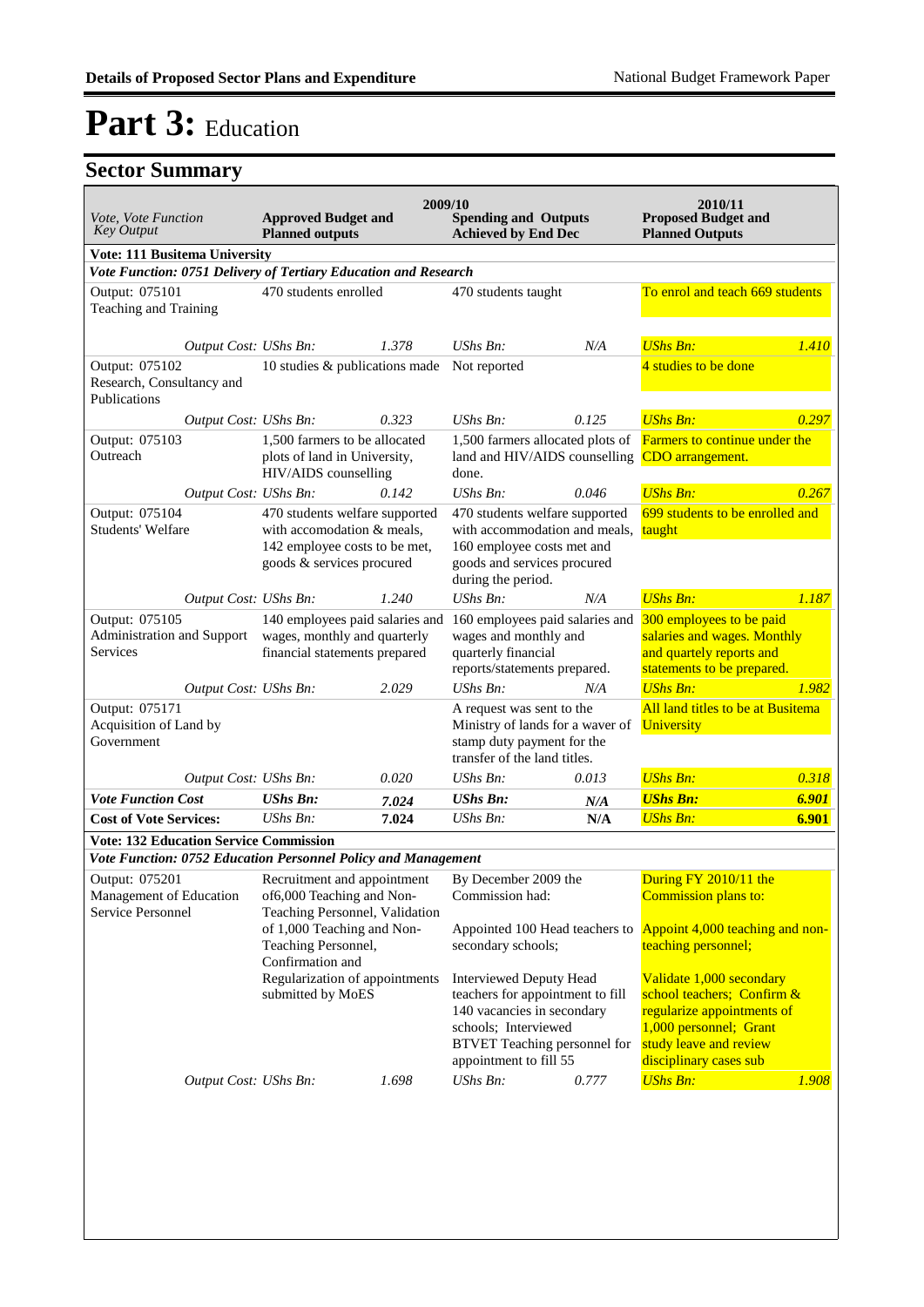# Part 3: Education

## Sector Summary

| Vote, Vote Function Key Output | 2009/10 Approved Budget and Planned outputs | | 2009/10 Spending and Outputs Achieved by End Dec | | 2010/11 Proposed Budget and Planned Outputs | |
|---|---|---|---|---|---|---|
| **Vote: 111 Busitema University** | | | | | | |
| ***Vote Function: 0751 Delivery of Tertiary Education and Research*** | | | | | | |
| Output: 075101 Teaching and Training | 470 students enrolled | | 470 students taught | | To enrol and teach 669 students | |
| *Output Cost:* | *UShs Bn:* | *1.378* | *UShs Bn:* | *N/A* | *UShs Bn:* | *1.410* |
| Output: 075102 Research, Consultancy and Publications | 10 studies & publications made | | Not reported | | 4 studies to be done | |
| *Output Cost:* | *UShs Bn:* | *0.323* | *UShs Bn:* | *0.125* | *UShs Bn:* | *0.297* |
| Output: 075103 Outreach | 1,500 farmers to be allocated plots of land in University, HIV/AIDS counselling | | 1,500 farmers allocated plots of land and HIV/AIDS counselling done. | | Farmers to continue under the CDO arrangement. | |
| *Output Cost:* | *UShs Bn:* | *0.142* | *UShs Bn:* | *0.046* | *UShs Bn:* | *0.267* |
| Output: 075104 Students' Welfare | 470 students welfare supported with accomodation & meals, 142 employee costs to be met, goods & services procured | | 470 students welfare supported with accommodation and meals, 160 employee costs met and goods and services procured during the period. | | 699 students to be enrolled and taught | |
| *Output Cost:* | *UShs Bn:* | *1.240* | *UShs Bn:* | *N/A* | *UShs Bn:* | *1.187* |
| Output: 075105 Administration and Support Services | 140 employees paid salaries and wages, monthly and quarterly financial statements prepared | | 160 employees paid salaries and wages and monthly and quarterly financial reports/statements prepared. | | 300 employees to be paid salaries and wages. Monthly and quartely reports and statements to be prepared. | |
| *Output Cost:* | *UShs Bn:* | *2.029* | *UShs Bn:* | *N/A* | *UShs Bn:* | *1.982* |
| Output: 075171 Acquisition of Land by Government | | | A request was sent to the Ministry of lands for a waver of stamp duty payment for the transfer of the land titles. | | All land titles to be at Busitema University | |
| *Output Cost:* | *UShs Bn:* | *0.020* | *UShs Bn:* | *0.013* | *UShs Bn:* | *0.318* |
| ***Vote Function Cost*** | ***UShs Bn:*** | ***7.024*** | ***UShs Bn:*** | ***N/A*** | ***UShs Bn:*** | ***6.901*** |
| **Cost of Vote Services:** | *UShs Bn:* | **7.024** | *UShs Bn:* | **N/A** | *UShs Bn:* | **6.901** |
| **Vote: 132 Education Service Commission** | | | | | | |
| ***Vote Function: 0752 Education Personnel Policy and Management*** | | | | | | |
| Output: 075201 Management of Education Service Personnel | Recruitment and appointment of6,000 Teaching and Non-Teaching Personnel, Validation of 1,000 Teaching and Non-Teaching Personnel, Confirmation and Regularization of appointments submitted by MoES | | By December 2009 the Commission had:<br><br>Appointed 100 Head teachers to secondary schools;<br><br>Interviewed Deputy Head teachers for appointment to fill 140 vacancies in secondary schools; Interviewed BTVET Teaching personnel for appointment to fill 55 | | During FY 2010/11 the Commission plans to:<br><br>Appoint 4,000 teaching and non-teaching personnel;<br><br>Validate 1,000 secondary school teachers; Confirm & regularize appointments of 1,000 personnel; Grant study leave and review disciplinary cases sub | |
| *Output Cost:* | *UShs Bn:* | *1.698* | *UShs Bn:* | *0.777* | *UShs Bn:* | *1.908* |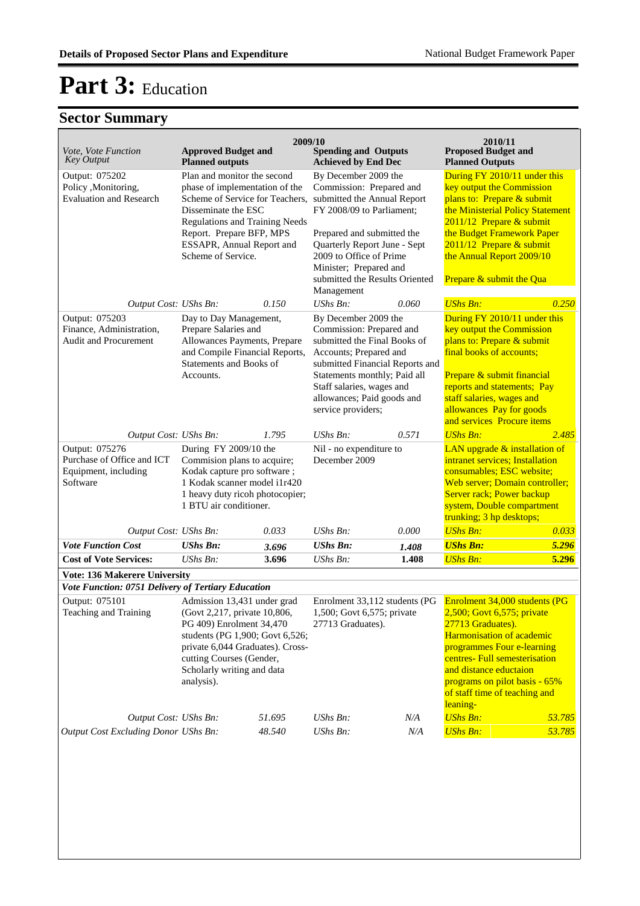# Part 3: Education

## Sector Summary

| Vote, Vote Function Key Output | 2009/10 Approved Budget and Planned outputs | | 2009/10 Spending and Outputs Achieved by End Dec | | 2010/11 Proposed Budget and Planned Outputs | |
|---|---|---|---|---|---|---|
| Output: 075202 Policy ,Monitoring, Evaluation and Research | Plan and monitor the second phase of implementation of the Scheme of Service for Teachers, Disseminate the ESC Regulations and Training Needs Report. Prepare BFP, MPS ESSAPR, Annual Report and Scheme of Service. | | By December 2009 the Commission: Prepared and submitted the Annual Report FY 2008/09 to Parliament; Prepared and submitted the Quarterly Report June - Sept 2009 to Office of Prime Minister; Prepared and submitted the Results Oriented Management | | During FY 2010/11 under this key output the Commission plans to: Prepare & submit the Ministerial Policy Statement 2011/12 Prepare & submit the Budget Framework Paper 2011/12 Prepare & submit the Annual Report 2009/10 Prepare & submit the Qua | |
| *Output Cost:* | *UShs Bn:* | *0.150* | *UShs Bn:* | *0.060* | *UShs Bn:* | *0.250* |
| Output: 075203 Finance, Administration, Audit and Procurement | Day to Day Management, Prepare Salaries and Allowances Payments, Prepare and Compile Financial Reports, Statements and Books of Accounts. | | By December 2009 the Commission: Prepared and submitted the Final Books of Accounts; Prepared and submitted Financial Reports and Statements monthly; Paid all Staff salaries, wages and allowances; Paid goods and service providers; | | During FY 2010/11 under this key output the Commission plans to: Prepare & submit final books of accounts; Prepare & submit financial reports and statements; Pay staff salaries, wages and allowances Pay for goods and services Procure items | |
| *Output Cost:* | *UShs Bn:* | *1.795* | *UShs Bn:* | *0.571* | *UShs Bn:* | *2.485* |
| Output: 075276 Purchase of Office and ICT Equipment, including Software | During FY 2009/10 the Commision plans to acquire; Kodak capture pro software ; 1 Kodak scanner model i1r420 1 heavy duty ricoh photocopier; 1 BTU air conditioner. | | Nil - no expenditure to December 2009 | | LAN upgrade & installation of intranet services; Installation consumables; ESC website; Web server; Domain controller; Server rack; Power backup system, Double compartment trunking; 3 hp desktops; | |
| *Output Cost:* | *UShs Bn:* | *0.033* | *UShs Bn:* | *0.000* | *UShs Bn:* | *0.033* |
| ***Vote Function Cost*** | ***UShs Bn:*** | ***3.696*** | ***UShs Bn:*** | ***1.408*** | ***UShs Bn:*** | ***5.296*** |
| **Cost of Vote Services:** | *UShs Bn:* | **3.696** | *UShs Bn:* | **1.408** | *UShs Bn:* | **5.296** |
| **Vote: 136 Makerere University** | | | | | | |
| ***Vote Function: 0751 Delivery of Tertiary Education*** | | | | | | |
| Output: 075101 Teaching and Training | Admission 13,431 under grad (Govt 2,217, private 10,806, PG 409) Enrolment 34,470 students (PG 1,900; Govt 6,526; private 6,044 Graduates). Cross-cutting Courses (Gender, Scholarly writing and data analysis). | | Enrolment 33,112 students (PG 1,500; Govt 6,575; private 27713 Graduates). | | Enrolment 34,000 students (PG 2,500; Govt 6,575; private 27713 Graduates). Harmonisation of academic programmes Four e-learning centres- Full semesterisation and distance eductaion programs on pilot basis - 65% of staff time of teaching and leaning- | |
| *Output Cost:* | *UShs Bn:* | *51.695* | *UShs Bn:* | *N/A* | *UShs Bn:* | *53.785* |
| *Output Cost Excluding Donor* | *UShs Bn:* | *48.540* | *UShs Bn:* | *N/A* | *UShs Bn:* | *53.785* |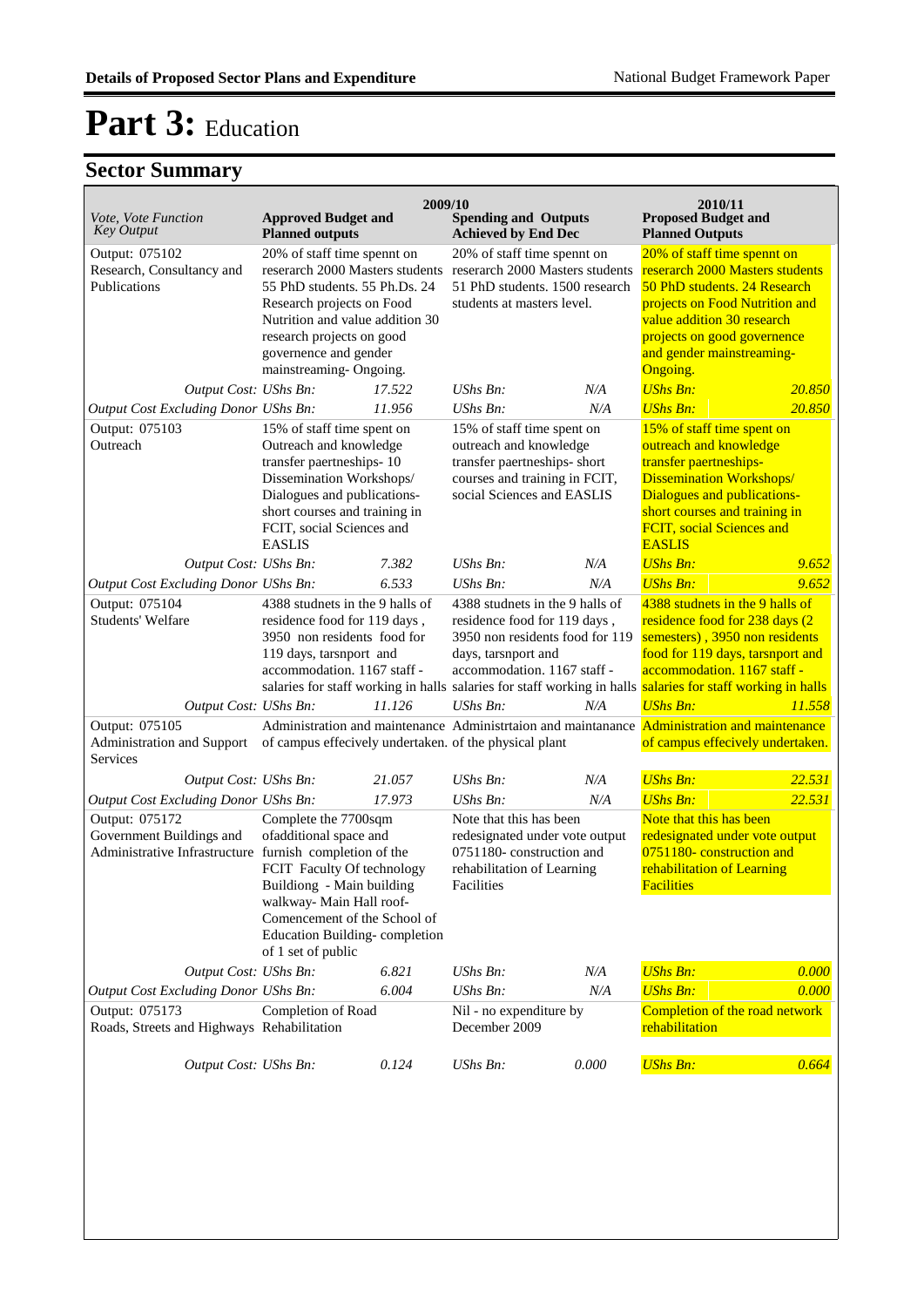# Part 3: Education

## Sector Summary

| Vote, Vote Function Key Output | 2009/10 Approved Budget and Planned outputs | | 2009/10 Spending and Outputs Achieved by End Dec | | 2010/11 Proposed Budget and Planned Outputs | |
|---|---|---|---|---|---|---|
| Output: 075102 Research, Consultancy and Publications | 20% of staff time spennt on reserarch 2000 Masters students 55 PhD students. 55 Ph.Ds. 24 Research projects on Food Nutrition and value addition 30 research projects on good governence and gender mainstreaming- Ongoing. | | 20% of staff time spennt on reserarch 2000 Masters students 51 PhD students. 1500 research students at masters level. | | 20% of staff time spennt on reserarch 2000 Masters students 50 PhD students. 24 Research projects on Food Nutrition and value addition 30 research projects on good governence and gender mainstreaming- Ongoing. | |
| *Output Cost: UShs Bn:* | | *17.522* | *UShs Bn:* | *N/A* | *UShs Bn:* | *20.850* |
| *Output Cost Excluding Donor UShs Bn:* | | *11.956* | *UShs Bn:* | *N/A* | *UShs Bn:* | *20.850* |
| Output: 075103 Outreach | 15% of staff time spent on Outreach and knowledge transfer paertneships- 10 Dissemination Workshops/ Dialogues and publications- short courses and training in FCIT, social Sciences and EASLIS | | 15% of staff time spent on outreach and knowledge transfer paertneships- short courses and training in FCIT, social Sciences and EASLIS | | 15% of staff time spent on outreach and knowledge transfer paertneships- Dissemination Workshops/ Dialogues and publications- short courses and training in FCIT, social Sciences and EASLIS | |
| *Output Cost: UShs Bn:* | | *7.382* | *UShs Bn:* | *N/A* | *UShs Bn:* | *9.652* |
| *Output Cost Excluding Donor UShs Bn:* | | *6.533* | *UShs Bn:* | *N/A* | *UShs Bn:* | *9.652* |
| Output: 075104 Students' Welfare | 4388 studnets in the 9 halls of residence food for 119 days , 3950 non residents food for 119 days, tarsnport and accommodation. 1167 staff - salaries for staff working in halls | | 4388 studnets in the 9 halls of residence food for 119 days , 3950 non residents food for 119 days, tarsnport and accommodation. 1167 staff - salaries for staff working in halls | | 4388 studnets in the 9 halls of residence food for 238 days (2 semesters) , 3950 non residents food for 119 days, tarsnport and accommodation. 1167 staff - salaries for staff working in halls | |
| *Output Cost: UShs Bn:* | | *11.126* | *UShs Bn:* | *N/A* | *UShs Bn:* | *11.558* |
| Output: 075105 Administration and Support Services | Administration and maintenance of campus effecively undertaken. | | Administrtaion and maintanance of the physical plant | | Administration and maintenance of campus effecively undertaken. | |
| *Output Cost: UShs Bn:* | | *21.057* | *UShs Bn:* | *N/A* | *UShs Bn:* | *22.531* |
| *Output Cost Excluding Donor UShs Bn:* | | *17.973* | *UShs Bn:* | *N/A* | *UShs Bn:* | *22.531* |
| Output: 075172 Government Buildings and Administrative Infrastructure | Complete the 7700sqm ofadditional space and furnish completion of the FCIT Faculty Of technology Buildiong - Main building walkway- Main Hall roof- Comencement of the School of Education Building- completion of 1 set of public | | Note that this has been redesignated under vote output 0751180- construction and rehabilitation of Learning Facilities | | Note that this has been redesignated under vote output 0751180- construction and rehabilitation of Learning Facilities | |
| *Output Cost: UShs Bn:* | | *6.821* | *UShs Bn:* | *N/A* | *UShs Bn:* | *0.000* |
| *Output Cost Excluding Donor UShs Bn:* | | *6.004* | *UShs Bn:* | *N/A* | *UShs Bn:* | *0.000* |
| Output: 075173 Roads, Streets and Highways | Completion of Road Rehabilitation | | Nil - no expenditure by December 2009 | | Completion of the road network rehabilitation | |
| *Output Cost: UShs Bn:* | | *0.124* | *UShs Bn:* | *0.000* | *UShs Bn:* | *0.664* |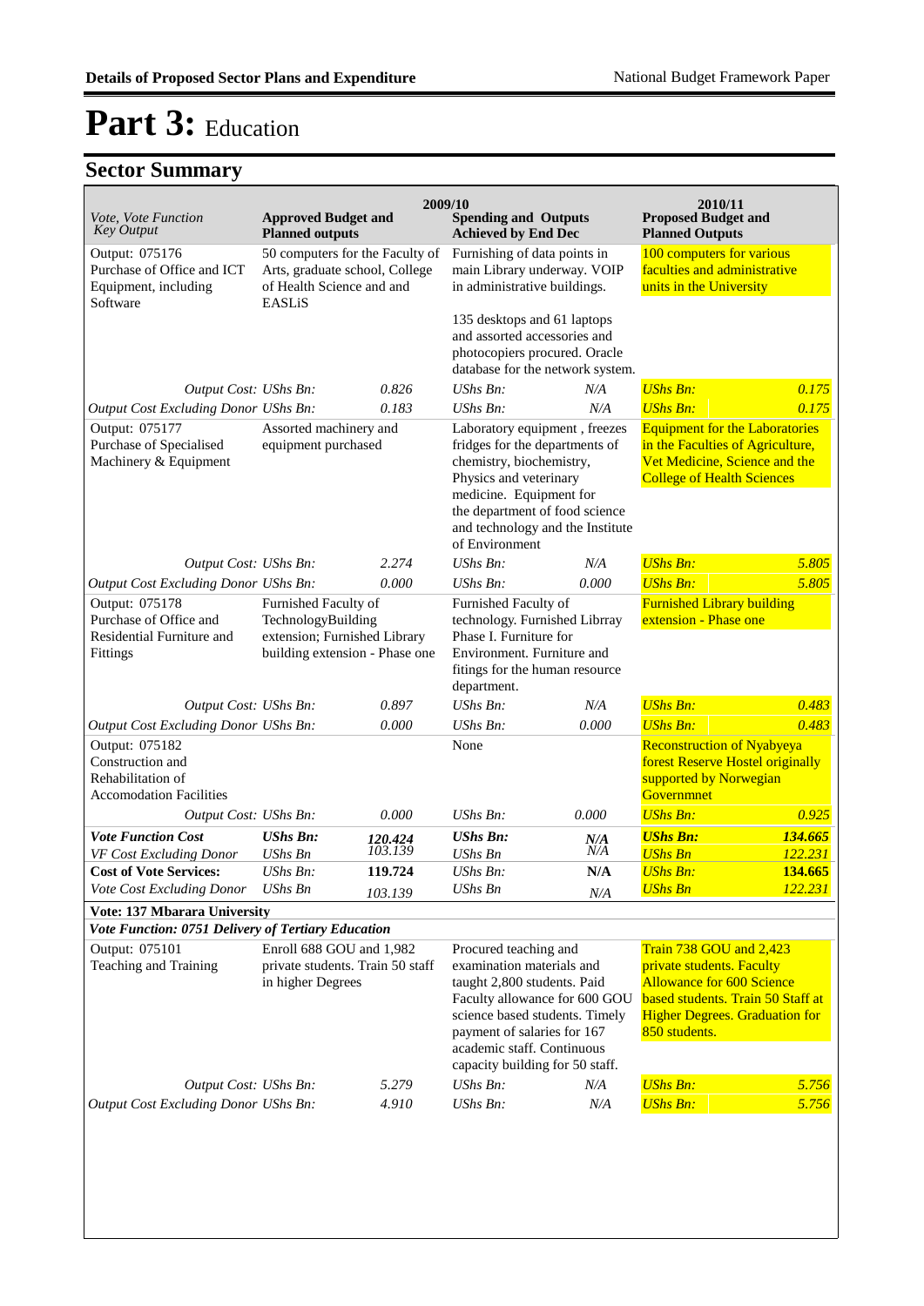# Part 3: Education

## Sector Summary

| Vote, Vote Function *Key Output* | 2009/10 Approved Budget and Planned outputs | | 2009/10 Spending and Outputs Achieved by End Dec | | 2010/11 Proposed Budget and Planned Outputs | |
|---|---|---|---|---|---|---|
| Output: 075176 Purchase of Office and ICT Equipment, including Software | 50 computers for the Faculty of Arts, graduate school, College of Health Science and and EASLiS | | Furnishing of data points in main Library underway. VOIP in administrative buildings. 135 desktops and 61 laptops and assorted accessories and photocopiers procured. Oracle database for the network system. | | 100 computers for various faculties and administrative units in the University | |
| *Output Cost: UShs Bn:* | | *0.826* | *UShs Bn:* | *N/A* | *UShs Bn:* | *0.175* |
| *Output Cost Excluding Donor UShs Bn:* | | *0.183* | *UShs Bn:* | *N/A* | *UShs Bn:* | *0.175* |
| Output: 075177 Purchase of Specialised Machinery & Equipment | Assorted machinery and equipment purchased | | Laboratory equipment , freezes fridges for the departments of chemistry, biochemistry, Physics and veterinary medicine. Equipment for the department of food science and technology and the Institute of Environment | | Equipment for the Laboratories in the Faculties of Agriculture, Vet Medicine, Science and the College of Health Sciences | |
| *Output Cost: UShs Bn:* | | *2.274* | *UShs Bn:* | *N/A* | *UShs Bn:* | *5.805* |
| *Output Cost Excluding Donor UShs Bn:* | | *0.000* | *UShs Bn:* | *0.000* | *UShs Bn:* | *5.805* |
| Output: 075178 Purchase of Office and Residential Furniture and Fittings | Furnished Faculty of TechnologyBuilding extension; Furnished Library building extension - Phase one | | Furnished Faculty of technology. Furnished Librray Phase I. Furniture for Environment. Furniture and fitings for the human resource department. | | Furnished Library building extension - Phase one | |
| *Output Cost: UShs Bn:* | | *0.897* | *UShs Bn:* | *N/A* | *UShs Bn:* | *0.483* |
| *Output Cost Excluding Donor UShs Bn:* | | *0.000* | *UShs Bn:* | *0.000* | *UShs Bn:* | *0.483* |
| Output: 075182 Construction and Rehabilitation of Accomodation Facilities | | | None | | Reconstruction of Nyabyeya forest Reserve Hostel originally supported by Norwegian Governmnet | |
| *Output Cost: UShs Bn:* | | *0.000* | *UShs Bn:* | *0.000* | *UShs Bn:* | *0.925* |
| ***Vote Function Cost*** | ***UShs Bn:*** | ***120.424*** | ***UShs Bn:*** | ***N/A*** | ***UShs Bn:*** | ***134.665*** |
| *VF Cost Excluding Donor* | *UShs Bn* | *103.139* | *UShs Bn* | *N/A* | *UShs Bn* | *122.231* |
| **Cost of Vote Services:** | *UShs Bn:* | **119.724** | *UShs Bn:* | **N/A** | *UShs Bn:* | **134.665** |
| *Vote Cost Excluding Donor* | *UShs Bn* | *103.139* | *UShs Bn* | *N/A* | *UShs Bn* | *122.231* |
| **Vote: 137 Mbarara University** | | | | | | |
| ***Vote Function: 0751 Delivery of Tertiary Education*** | | | | | | |
| Output: 075101 Teaching and Training | Enroll 688 GOU and 1,982 private students. Train 50 staff in higher Degrees | | Procured teaching and examination materials and taught 2,800 students. Paid Faculty allowance for 600 GOU science based students. Timely payment of salaries for 167 academic staff. Continuous capacity building for 50 staff. | | Train 738 GOU and 2,423 private students. Faculty Allowance for 600 Science based students. Train 50 Staff at Higher Degrees. Graduation for 850 students. | |
| *Output Cost: UShs Bn:* | | *5.279* | *UShs Bn:* | *N/A* | *UShs Bn:* | *5.756* |
| *Output Cost Excluding Donor UShs Bn:* | | *4.910* | *UShs Bn:* | *N/A* | *UShs Bn:* | *5.756* |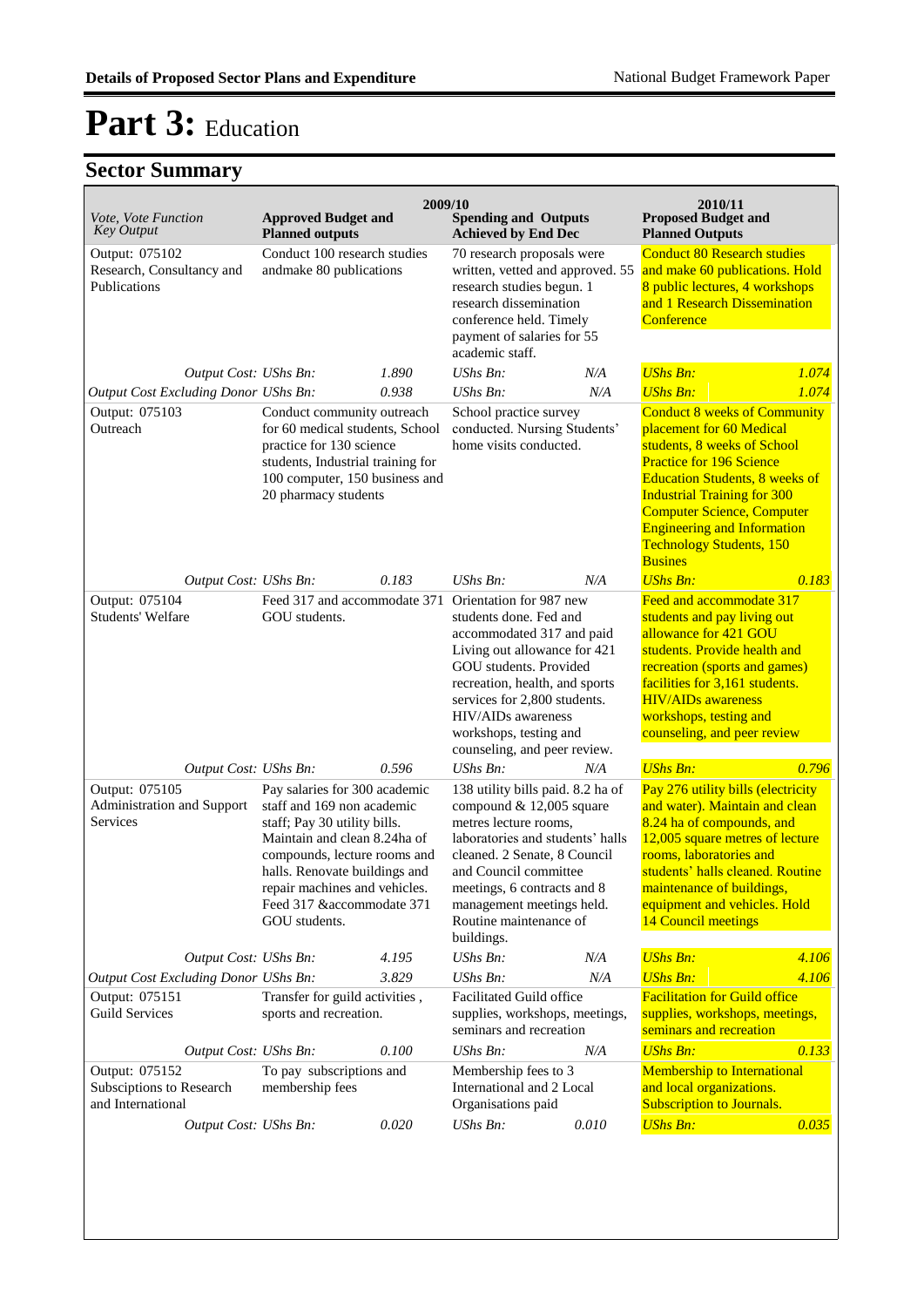# Part 3: Education

## Sector Summary

| Vote, Vote Function Key Output | 2009/10 Approved Budget and Planned outputs | | 2009/10 Spending and Outputs Achieved by End Dec | | 2010/11 Proposed Budget and Planned Outputs | |
|---|---|---|---|---|---|---|
| Output: 075102 Research, Consultancy and Publications | Conduct 100 research studies andmake 80 publications | | 70 research proposals were written, vetted and approved. 55 research studies begun. 1 research dissemination conference held. Timely payment of salaries for 55 academic staff. | | Conduct 80 Research studies and make 60 publications. Hold 8 public lectures, 4 workshops and 1 Research Dissemination Conference | |
| *Output Cost: UShs Bn:* | | *1.890* | *UShs Bn:* | *N/A* | *UShs Bn:* | *1.074* |
| *Output Cost Excluding Donor UShs Bn:* | | *0.938* | *UShs Bn:* | *N/A* | *UShs Bn:* | *1.074* |
| Output: 075103 Outreach | Conduct community outreach for 60 medical students, School practice for 130 science students, Industrial training for 100 computer, 150 business and 20 pharmacy students | | School practice survey conducted. Nursing Students' home visits conducted. | | Conduct 8 weeks of Community placement for 60 Medical students, 8 weeks of School Practice for 196 Science Education Students, 8 weeks of Industrial Training for 300 Computer Science, Computer Engineering and Information Technology Students, 150 Busines | |
| *Output Cost: UShs Bn:* | | *0.183* | *UShs Bn:* | *N/A* | *UShs Bn:* | *0.183* |
| Output: 075104 Students' Welfare | Feed 317 and accommodate 371 GOU students. | | Orientation for 987 new students done. Fed and accommodated 317 and paid Living out allowance for 421 GOU students. Provided recreation, health, and sports services for 2,800 students. HIV/AIDs awareness workshops, testing and counseling, and peer review. | | Feed and accommodate 317 students and pay living out allowance for 421 GOU students. Provide health and recreation (sports and games) facilities for 3,161 students. HIV/AIDs awareness workshops, testing and counseling, and peer review | |
| *Output Cost: UShs Bn:* | | *0.596* | *UShs Bn:* | *N/A* | *UShs Bn:* | *0.796* |
| Output: 075105 Administration and Support Services | Pay salaries for 300 academic staff and 169 non academic staff; Pay 30 utility bills. Maintain and clean 8.24ha of compounds, lecture rooms and halls. Renovate buildings and repair machines and vehicles. Feed 317 &accommodate 371 GOU students. | | 138 utility bills paid. 8.2 ha of compound & 12,005 square metres lecture rooms, laboratories and students' halls cleaned. 2 Senate, 8 Council and Council committee meetings, 6 contracts and 8 management meetings held. Routine maintenance of buildings. | | Pay 276 utility bills (electricity and water). Maintain and clean 8.24 ha of compounds, and 12,005 square metres of lecture rooms, laboratories and students' halls cleaned. Routine maintenance of buildings, equipment and vehicles. Hold 14 Council meetings | |
| *Output Cost: UShs Bn:* | | *4.195* | *UShs Bn:* | *N/A* | *UShs Bn:* | *4.106* |
| *Output Cost Excluding Donor UShs Bn:* | | *3.829* | *UShs Bn:* | *N/A* | *UShs Bn:* | *4.106* |
| Output: 075151 Guild Services | Transfer for guild activities , sports and recreation. | | Facilitated Guild office supplies, workshops, meetings, seminars and recreation | | Facilitation for Guild office supplies, workshops, meetings, seminars and recreation | |
| *Output Cost: UShs Bn:* | | *0.100* | *UShs Bn:* | *N/A* | *UShs Bn:* | *0.133* |
| Output: 075152 Subsciptions to Research and International | To pay subscriptions and membership fees | | Membership fees to 3 International and 2 Local Organisations paid | | Membership to International and local organizations. Subscription to Journals. | |
| *Output Cost: UShs Bn:* | | *0.020* | *UShs Bn:* | *0.010* | *UShs Bn:* | *0.035* |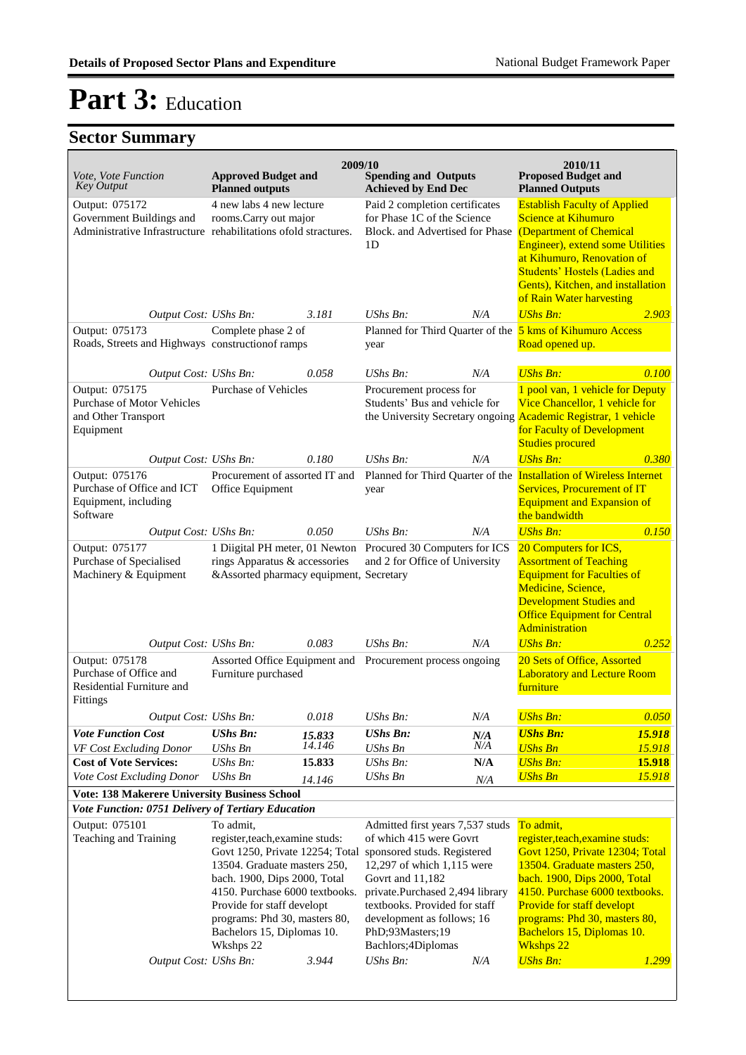# Part 3: Education

## Sector Summary

| Vote, Vote Function Key Output | 2009/10 Approved Budget and Planned outputs | | 2009/10 Spending and Outputs Achieved by End Dec | | 2010/11 Proposed Budget and Planned Outputs | |
|---|---|---|---|---|---|---|
| Output: 075172 Government Buildings and Administrative Infrastructure | 4 new labs 4 new lecture rooms.Carry out major rehabilitations ofold stractures. | | Paid 2 completion certificates for Phase 1C of the Science Block. and Advertised for Phase 1D | | Establish Faculty of Applied Science at Kihumuro (Department of Chemical Engineer), extend some Utilities at Kihumuro, Renovation of Students' Hostels (Ladies and Gents), Kitchen, and installation of Rain Water harvesting | |
| *Output Cost:* | *UShs Bn:* | *3.181* | *UShs Bn:* | *N/A* | *UShs Bn:* | *2.903* |
| Output: 075173 Roads, Streets and Highways | Complete phase 2 of constructionof ramps | | Planned for Third Quarter of the year | | 5 kms of Kihumuro Access Road opened up. | |
| *Output Cost:* | *UShs Bn:* | *0.058* | *UShs Bn:* | *N/A* | *UShs Bn:* | *0.100* |
| Output: 075175 Purchase of Motor Vehicles and Other Transport Equipment | Purchase of Vehicles | | Procurement process for Students' Bus and vehicle for the University Secretary ongoing | | 1 pool van, 1 vehicle for Deputy Vice Chancellor, 1 vehicle for Academic Registrar, 1 vehicle for Faculty of Development Studies procured | |
| *Output Cost:* | *UShs Bn:* | *0.180* | *UShs Bn:* | *N/A* | *UShs Bn:* | *0.380* |
| Output: 075176 Purchase of Office and ICT Equipment, including Software | Procurement of assorted IT and Office Equipment | | Planned for Third Quarter of the year | | Installation of Wireless Internet Services, Procurement of IT Equipment and Expansion of the bandwidth | |
| *Output Cost:* | *UShs Bn:* | *0.050* | *UShs Bn:* | *N/A* | *UShs Bn:* | *0.150* |
| Output: 075177 Purchase of Specialised Machinery & Equipment | 1 Diigital PH meter, 01 Newton rings Apparatus & accessories &Assorted pharmacy equipment, | | Procured 30 Computers for ICS and 2 for Office of University Secretary | | 20 Computers for ICS, Assortment of Teaching Equipment for Faculties of Medicine, Science, Development Studies and Office Equipment for Central Administration | |
| *Output Cost:* | *UShs Bn:* | *0.083* | *UShs Bn:* | *N/A* | *UShs Bn:* | *0.252* |
| Output: 075178 Purchase of Office and Residential Furniture and Fittings | Assorted Office Equipment and Furniture purchased | | Procurement process ongoing | | 20 Sets of Office, Assorted Laboratory and Lecture Room furniture | |
| *Output Cost:* | *UShs Bn:* | *0.018* | *UShs Bn:* | *N/A* | *UShs Bn:* | *0.050* |
| ***Vote Function Cost*** | ***UShs Bn:*** | ***15.833*** | ***UShs Bn:*** | ***N/A*** | ***UShs Bn:*** | ***15.918*** |
| *VF Cost Excluding Donor* | *UShs Bn* | *14.146* | *UShs Bn* | *N/A* | *UShs Bn* | *15.918* |
| **Cost of Vote Services:** | *UShs Bn:* | **15.833** | *UShs Bn:* | **N/A** | *UShs Bn:* | **15.918** |
| *Vote Cost Excluding Donor* | *UShs Bn* | *14.146* | *UShs Bn* | *N/A* | *UShs Bn* | *15.918* |
| **Vote: 138 Makerere University Business School** | | | | | | |
| ***Vote Function: 0751 Delivery of Tertiary Education*** | | | | | | |
| Output: 075101 Teaching and Training | To admit, register,teach,examine studs: Govt 1250, Private 12254; Total 13504. Graduate masters 250, bach. 1900, Dips 2000, Total 4150. Purchase 6000 textbooks. Provide for staff develop programs: Phd 30, masters 80, Bachelors 15, Diplomas 10. Wkshps 22 | | Admitted first years 7,537 studs of which 415 were Govt sponsored studs. Registered 12,297 of which 1,115 were Govt and 11,182 private.Purchased 2,494 library textbooks. Provided for staff development as follows; 16 PhD;93Masters;19 Bachlors;4Diplomas | | To admit, register,teach,examine studs: Govt 1250, Private 12304; Total 13504. Graduate masters 250, bach. 1900, Dips 2000, Total 4150. Purchase 6000 textbooks. Provide for staff develop programs: Phd 30, masters 80, Bachelors 15, Diplomas 10. Wkshps 22 | |
| *Output Cost:* | *UShs Bn:* | *3.944* | *UShs Bn:* | *N/A* | *UShs Bn:* | *1.299* |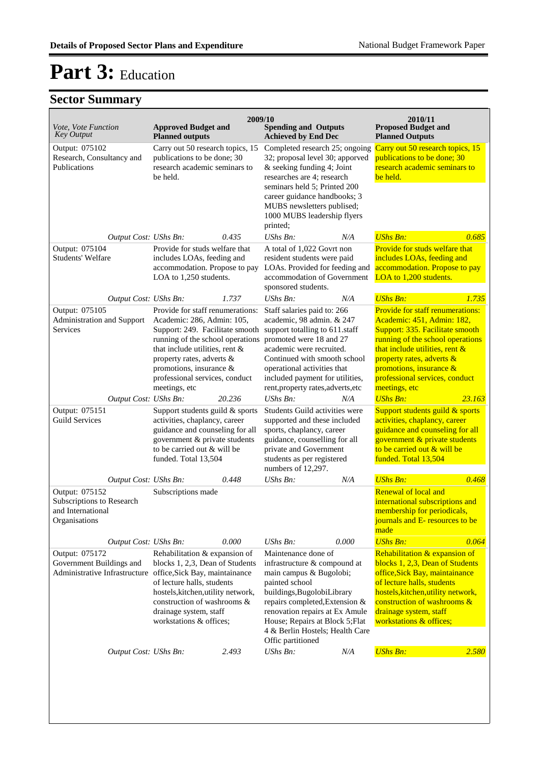# Part 3: Education

## Sector Summary

| Vote, Vote Function Key Output | 2009/10 Approved Budget and Planned outputs | | 2009/10 Spending and Outputs Achieved by End Dec | | 2010/11 Proposed Budget and Planned Outputs | |
|---|---|---|---|---|---|---|
| Output: 075102 Research, Consultancy and Publications | Carry out 50 research topics, 15 publications to be done; 30 research academic seminars to be held. | | Completed research 25; ongoing 32; proposal level 30; apporved & seeking funding 4; Joint researches are 4; research seminars held 5; Printed 200 career guidance handbooks; 3 MUBS newsletters publised; 1000 MUBS leadership flyers printed; | | Carry out 50 research topics, 15 publications to be done; 30 research academic seminars to be held. | |
| *Output Cost:* | *UShs Bn:* | *0.435* | *UShs Bn:* | *N/A* | *UShs Bn:* | *0.685* |
| Output: 075104 Students' Welfare | Provide for studs welfare that includes LOAs, feeding and accommodation. Propose to pay LOA to 1,250 students. | | A total of 1,022 Govrt non resident students were paid LOAs. Provided for feeding and accommodation of Government sponsored students. | | Provide for studs welfare that includes LOAs, feeding and accommodation. Propose to pay LOA to 1,200 students. | |
| *Output Cost:* | *UShs Bn:* | *1.737* | *UShs Bn:* | *N/A* | *UShs Bn:* | *1.735* |
| Output: 075105 Administration and Support Services | Provide for staff renumerations: Academic: 286, Admin: 105, Support: 249. Facilitate smooth running of the school operations that include utilities, rent & property rates, adverts & promotions, insurance & professional services, conduct meetings, etc | | Staff salaries paid to: 266 academic, 98 admin. & 247 support totalling to 611.staff promoted were 18 and 27 academic were recruited. Continued with smooth school operational activities that included payment for utilities, rent,property rates,adverts,etc | | Provide for staff renumerations: Academic: 451, Admin: 182, Support: 335. Facilitate smooth running of the school operations that include utilities, rent & property rates, adverts & promotions, insurance & professional services, conduct meetings, etc | |
| *Output Cost:* | *UShs Bn:* | *20.236* | *UShs Bn:* | *N/A* | *UShs Bn:* | *23.163* |
| Output: 075151 Guild Services | Support students guild & sports activities, chaplancy, career guidance and counseling for all government & private students to be carried out & will be funded. Total 13,504 | | Students Guild activities were supported and these included sports, chaplancy, career guidance, counselling for all private and Government students as per registered numbers of 12,297. | | Support students guild & sports activities, chaplancy, career guidance and counseling for all government & private students to be carried out & will be funded. Total 13,504 | |
| *Output Cost:* | *UShs Bn:* | *0.448* | *UShs Bn:* | *N/A* | *UShs Bn:* | *0.468* |
| Output: 075152 Subscriptions to Research and International Organisations | Subscriptions made | | | | Renewal of local and international subscriptions and membership for periodicals, journals and E- resources to be made | |
| *Output Cost:* | *UShs Bn:* | *0.000* | *UShs Bn:* | *0.000* | *UShs Bn:* | *0.064* |
| Output: 075172 Government Buildings and Administrative Infrastructure | Rehabilitation & expansion of blocks 1, 2,3, Dean of Students office,Sick Bay, maintainance of lecture halls, students hostels,kitchen,utility network, construction of washrooms & drainage system, staff workstations & offices; | | Maintenance done of infrastructure & compound at main campus & Bugolobi; painted school buildings,BugolobiLibrary repairs completed,Extension & renovation repairs at Ex Amule House; Repairs at Block 5;Flat 4 & Berlin Hostels; Health Care Offic partitioned | | Rehabilitation & expansion of blocks 1, 2,3, Dean of Students office,Sick Bay, maintainance of lecture halls, students hostels,kitchen,utility network, construction of washrooms & drainage system, staff workstations & offices; | |
| *Output Cost:* | *UShs Bn:* | *2.493* | *UShs Bn:* | *N/A* | *UShs Bn:* | *2.580* |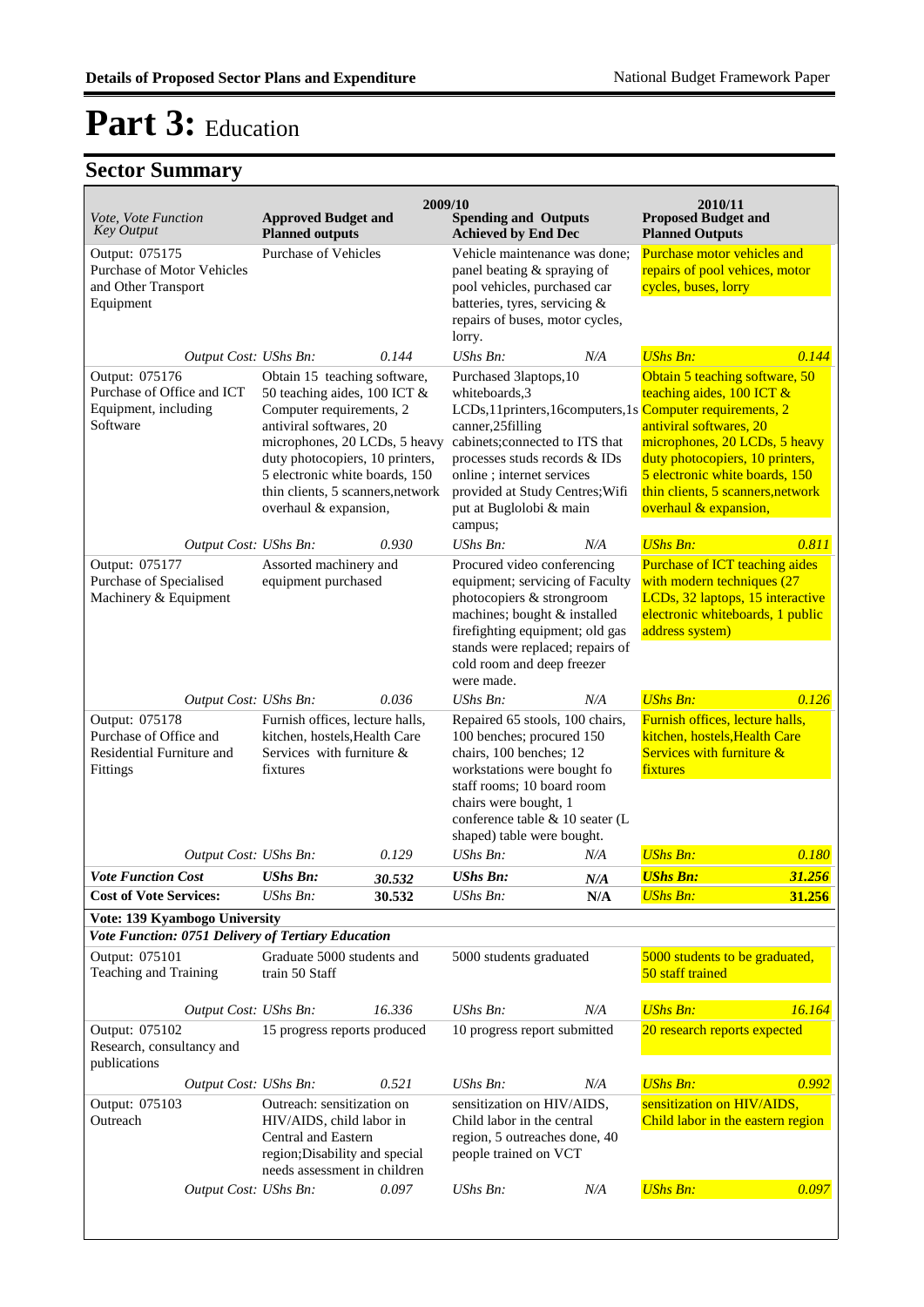# Part 3: Education

## Sector Summary

| Vote, Vote Function Key Output | 2009/10 Approved Budget and Planned outputs | | 2009/10 Spending and Outputs Achieved by End Dec | | 2010/11 Proposed Budget and Planned Outputs | |
|---|---|---|---|---|---|---|
| Output: 075175 Purchase of Motor Vehicles and Other Transport Equipment | Purchase of Vehicles | | Vehicle maintenance was done; panel beating & spraying of pool vehicles, purchased car batteries, tyres, servicing & repairs of buses, motor cycles, lorry. | | Purchase motor vehicles and repairs of pool vehices, motor cycles, buses, lorry | |
| *Output Cost:* | *UShs Bn:* | *0.144* | *UShs Bn:* | *N/A* | *UShs Bn:* | *0.144* |
| Output: 075176 Purchase of Office and ICT Equipment, including Software | Obtain 15 teaching software, 50 teaching aides, 100 ICT & Computer requirements, 2 antiviral softwares, 20 microphones, 20 LCDs, 5 heavy duty photocopiers, 10 printers, 5 electronic white boards, 150 thin clients, 5 scanners,network overhaul & expansion, | | Purchased 3laptops,10 whiteboards,3 LCDs,11printers,16computers,1s canner,25filling cabinets;connected to ITS that processes studs records & IDs online ; internet services provided at Study Centres;Wifi put at Buglolobi & main campus; | | Obtain 5 teaching software, 50 teaching aides, 100 ICT & Computer requirements, 2 antiviral softwares, 20 microphones, 20 LCDs, 5 heavy duty photocopiers, 10 printers, 5 electronic white boards, 150 thin clients, 5 scanners,network overhaul & expansion, | |
| *Output Cost:* | *UShs Bn:* | *0.930* | *UShs Bn:* | *N/A* | *UShs Bn:* | *0.811* |
| Output: 075177 Purchase of Specialised Machinery & Equipment | Assorted machinery and equipment purchased | | Procured video conferencing equipment; servicing of Faculty photocopiers & strongroom machines; bought & installed firefighting equipment; old gas stands were replaced; repairs of cold room and deep freezer were made. | | Purchase of ICT teaching aides with modern techniques (27 LCDs, 32 laptops, 15 interactive electronic whiteboards, 1 public address system) | |
| *Output Cost:* | *UShs Bn:* | *0.036* | *UShs Bn:* | *N/A* | *UShs Bn:* | *0.126* |
| Output: 075178 Purchase of Office and Residential Furniture and Fittings | Furnish offices, lecture halls, kitchen, hostels,Health Care Services with furniture & fixtures | | Repaired 65 stools, 100 chairs, 100 benches; procured 150 chairs, 100 benches; 12 workstations were bought fo staff rooms; 10 board room chairs were bought, 1 conference table & 10 seater (L shaped) table were bought. | | Furnish offices, lecture halls, kitchen, hostels,Health Care Services with furniture & fixtures | |
| *Output Cost:* | *UShs Bn:* | *0.129* | *UShs Bn:* | *N/A* | *UShs Bn:* | *0.180* |
| ***Vote Function Cost*** | ***UShs Bn:*** | ***30.532*** | ***UShs Bn:*** | ***N/A*** | ***UShs Bn:*** | ***31.256*** |
| **Cost of Vote Services:** | *UShs Bn:* | **30.532** | *UShs Bn:* | **N/A** | *UShs Bn:* | **31.256** |
| **Vote: 139 Kyambogo University** | | | | | | |
| ***Vote Function: 0751 Delivery of Tertiary Education*** | | | | | | |
| Output: 075101 Teaching and Training | Graduate 5000 students and train 50 Staff | | 5000 students graduated | | 5000 students to be graduated, 50 staff trained | |
| *Output Cost:* | *UShs Bn:* | *16.336* | *UShs Bn:* | *N/A* | *UShs Bn:* | *16.164* |
| Output: 075102 Research, consultancy and publications | 15 progress reports produced | | 10 progress report submitted | | 20 research reports expected | |
| *Output Cost:* | *UShs Bn:* | *0.521* | *UShs Bn:* | *N/A* | *UShs Bn:* | *0.992* |
| Output: 075103 Outreach | Outreach: sensitization on HIV/AIDS, child labor in Central and Eastern region;Disability and special needs assessment in children | | sensitization on HIV/AIDS, Child labor in the central region, 5 outreaches done, 40 people trained on VCT | | sensitization on HIV/AIDS, Child labor in the eastern region | |
| *Output Cost:* | *UShs Bn:* | *0.097* | *UShs Bn:* | *N/A* | *UShs Bn:* | *0.097* |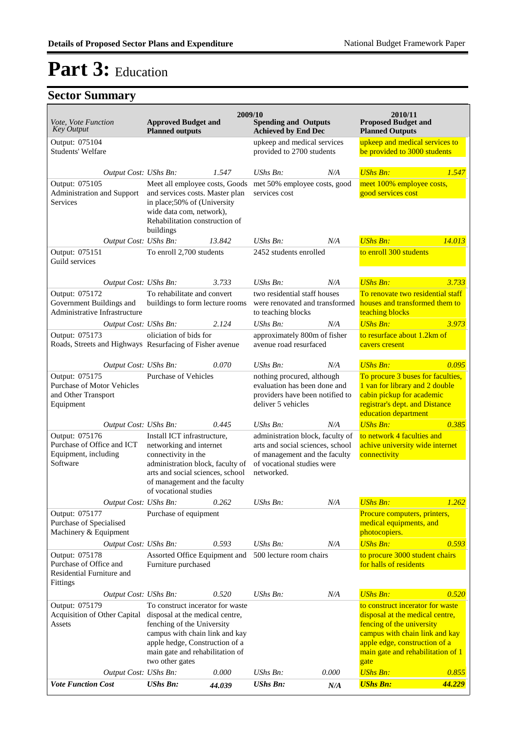# Part 3: Education

## Sector Summary

| Vote, Vote Function Key Output | 2009/10 Approved Budget and Planned outputs | | 2009/10 Spending and Outputs Achieved by End Dec | | 2010/11 Proposed Budget and Planned Outputs | |
|---|---|---|---|---|---|---|
| Output: 075104 Students' Welfare | | | upkeep and medical services provided to 2700 students | | upkeep and medical services to be provided to 3000 students | |
| *Output Cost:* | *UShs Bn:* | *1.547* | *UShs Bn:* | *N/A* | *UShs Bn:* | *1.547* |
| Output: 075105 Administration and Support Services | Meet all employee costs, Goods and services costs. Master plan in place;50% of (University wide data com, network), Rehabilitation construction of buildings | | met 50% employee costs, good services cost | | meet 100% employee costs, good services cost | |
| *Output Cost:* | *UShs Bn:* | *13.842* | *UShs Bn:* | *N/A* | *UShs Bn:* | *14.013* |
| Output: 075151 Guild services | To enroll 2,700 students | | 2452 students enrolled | | to enroll 300 students | |
| *Output Cost:* | *UShs Bn:* | *3.733* | *UShs Bn:* | *N/A* | *UShs Bn:* | *3.733* |
| Output: 075172 Government Buildings and Administrative Infrastructure | To rehabilitate and convert buildings to form lecture rooms | | two residential staff houses were renovated and transformed to teaching blocks | | To renovate two residential staff houses and transformed them to teaching blocks | |
| *Output Cost:* | *UShs Bn:* | *2.124* | *UShs Bn:* | *N/A* | *UShs Bn:* | *3.973* |
| Output: 075173 Roads, Streets and Highways | oliciation of bids for Resurfacing of Fisher avenue | | approximately 800m of fisher avenue road resurfaced | | to resurface about 1.2km of cavers cresent | |
| *Output Cost:* | *UShs Bn:* | *0.070* | *UShs Bn:* | *N/A* | *UShs Bn:* | *0.095* |
| Output: 075175 Purchase of Motor Vehicles and Other Transport Equipment | Purchase of Vehicles | | nothing procured, although evaluation has been done and providers have been notified to deliver 5 vehicles | | To procure 3 buses for faculties, 1 van for library and 2 double cabin pickup for academic registrar's dept. and Distance education department | |
| *Output Cost:* | *UShs Bn:* | *0.445* | *UShs Bn:* | *N/A* | *UShs Bn:* | *0.385* |
| Output: 075176 Purchase of Office and ICT Equipment, including Software | Install ICT infrastructure, networking and internet connectivity in the administration block, faculty of arts and social sciences, school of management and the faculty of vocational studies | | administration block, faculty of arts and social sciences, school of management and the faculty of vocational studies were networked. | | to network 4 faculties and achive university wide internet connectivity | |
| *Output Cost:* | *UShs Bn:* | *0.262* | *UShs Bn:* | *N/A* | *UShs Bn:* | *1.262* |
| Output: 075177 Purchase of Specialised Machinery & Equipment | Purchase of equipment | | | | Procure computers, printers, medical equipments, and photocopiers. | |
| *Output Cost:* | *UShs Bn:* | *0.593* | *UShs Bn:* | *N/A* | *UShs Bn:* | *0.593* |
| Output: 075178 Purchase of Office and Residential Furniture and Fittings | Assorted Office Equipment and Furniture purchased | | 500 lecture room chairs | | to procure 3000 student chairs for halls of residents | |
| *Output Cost:* | *UShs Bn:* | *0.520* | *UShs Bn:* | *N/A* | *UShs Bn:* | *0.520* |
| Output: 075179 Acquisition of Other Capital Assets | To construct incerator for waste disposal at the medical centre, fenching of the University campus with chain link and kay apple hedge, Construction of a main gate and rehabilitation of two other gates | | | | to construct incerator for waste disposal at the medical centre, fencing of the university campus with chain link and kay apple edge, construction of a main gate and rehabilitation of 1 gate | |
| *Output Cost:* | *UShs Bn:* | *0.000* | *UShs Bn:* | *0.000* | *UShs Bn:* | *0.855* |
| ***Vote Function Cost*** | ***UShs Bn:*** | ***44.039*** | ***UShs Bn:*** | ***N/A*** | ***UShs Bn:*** | ***44.229*** |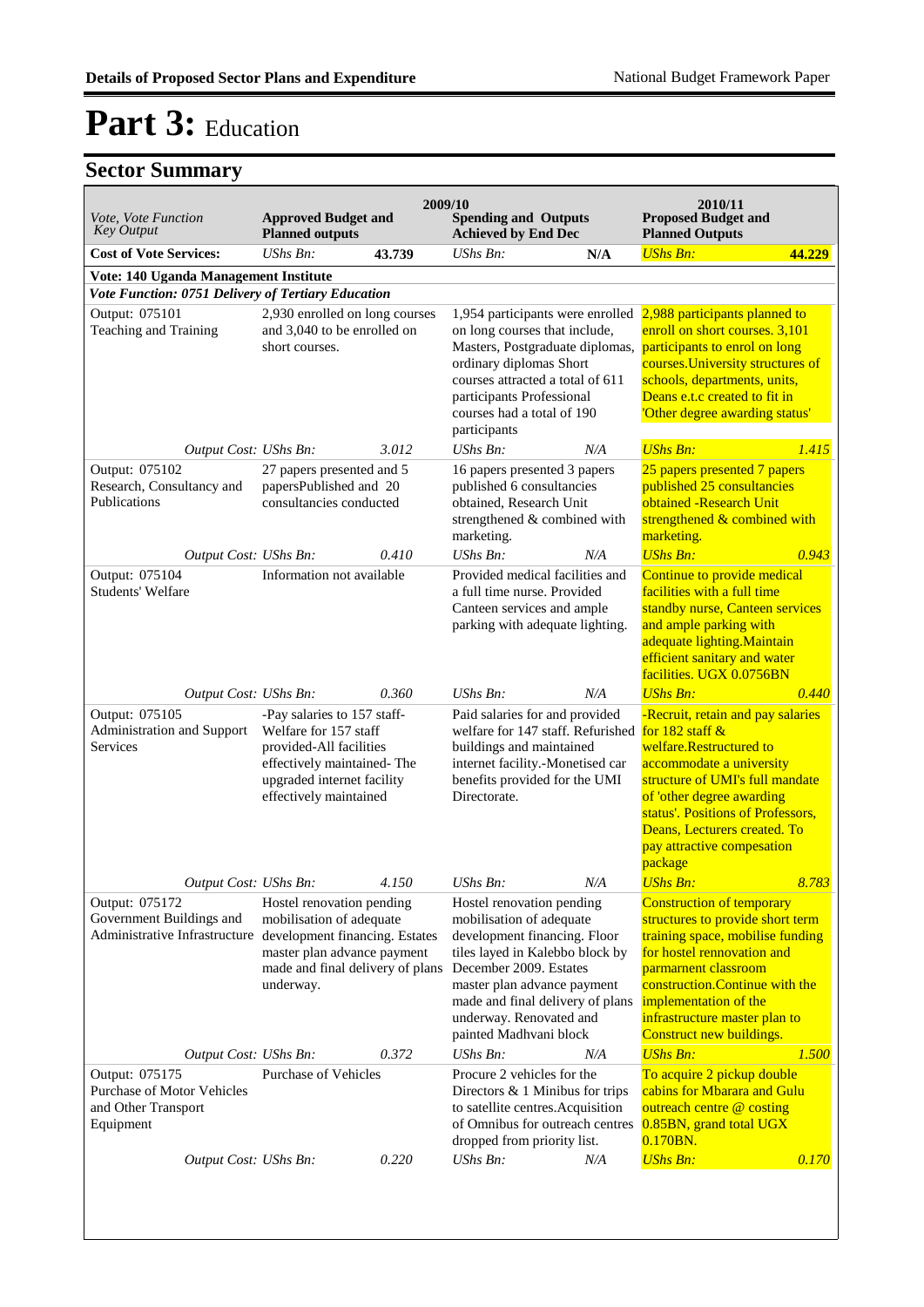# Part 3: Education

## Sector Summary

| Vote, Vote Function *Key Output* | 2009/10 Approved Budget and Planned outputs | | 2009/10 Spending and Outputs Achieved by End Dec | | 2010/11 Proposed Budget and Planned Outputs | |
|---|---|---|---|---|---|---|
| **Cost of Vote Services:** | *UShs Bn:* | **43.739** | *UShs Bn:* | **N/A** | *UShs Bn:* | **44.229** |
| **Vote: 140 Uganda Management Institute** | | | | | | |
| ***Vote Function: 0751 Delivery of Tertiary Education*** | | | | | | |
| Output: 075101 Teaching and Training | 2,930 enrolled on long courses and 3,040 to be enrolled on short courses. | | 1,954 participants were enrolled on long courses that include, Masters, Postgraduate diplomas, ordinary diplomas Short courses attracted a total of 611 participants Professional courses had a total of 190 participants | | 2,988 participants planned to enroll on short courses. 3,101 participants to enrol on long courses.University structures of schools, departments, units, Deans e.t.c created to fit in 'Other degree awarding status' | |
| *Output Cost: UShs Bn:* | | *3.012* | *UShs Bn:* | *N/A* | *UShs Bn:* | *1.415* |
| Output: 075102 Research, Consultancy and Publications | 27 papers presented and 5 papersPublished and 20 consultancies conducted | | 16 papers presented 3 papers published 6 consultancies obtained, Research Unit strengthened & combined with marketing. | | 25 papers presented 7 papers published 25 consultancies obtained -Research Unit strengthened & combined with marketing. | |
| *Output Cost: UShs Bn:* | | *0.410* | *UShs Bn:* | *N/A* | *UShs Bn:* | *0.943* |
| Output: 075104 Students' Welfare | Information not available | | Provided medical facilities and a full time nurse. Provided Canteen services and ample parking with adequate lighting. | | Continue to provide medical facilities with a full time standby nurse, Canteen services and ample parking with adequate lighting.Maintain efficient sanitary and water facilities. UGX 0.0756BN | |
| *Output Cost: UShs Bn:* | | *0.360* | *UShs Bn:* | *N/A* | *UShs Bn:* | *0.440* |
| Output: 075105 Administration and Support Services | -Pay salaries to 157 staff-Welfare for 157 staff provided-All facilities effectively maintained- The upgraded internet facility effectively maintained | | Paid salaries for and provided welfare for 147 staff. Refurished buildings and maintained internet facility.-Monetised car benefits provided for the UMI Directorate. | | -Recruit, retain and pay salaries for 182 staff & welfare.Restructured to accommodate a university structure of UMI's full mandate of 'other degree awarding status'. Positions of Professors, Deans, Lecturers created. To pay attractive compesation package | |
| *Output Cost: UShs Bn:* | | *4.150* | *UShs Bn:* | *N/A* | *UShs Bn:* | *8.783* |
| Output: 075172 Government Buildings and Administrative Infrastructure | Hostel renovation pending mobilisation of adequate development financing. Estates master plan advance payment made and final delivery of plans underway. | | Hostel renovation pending mobilisation of adequate development financing. Floor tiles layed in Kalebbo block by December 2009. Estates master plan advance payment made and final delivery of plans underway. Renovated and painted Madhvani block | | Construction of temporary structures to provide short term training space, mobilise funding for hostel rennovation and parmarnent classroom construction.Continue with the implementation of the infrastructure master plan to Construct new buildings. | |
| *Output Cost: UShs Bn:* | | *0.372* | *UShs Bn:* | *N/A* | *UShs Bn:* | *1.500* |
| Output: 075175 Purchase of Motor Vehicles and Other Transport Equipment | Purchase of Vehicles | | Procure 2 vehicles for the Directors & 1 Minibus for trips to satellite centres.Acquisition of Omnibus for outreach centres dropped from priority list. | | To acquire 2 pickup double cabins for Mbarara and Gulu outreach centre @ costing 0.85BN, grand total UGX 0.170BN. | |
| *Output Cost: UShs Bn:* | | *0.220* | *UShs Bn:* | *N/A* | *UShs Bn:* | *0.170* |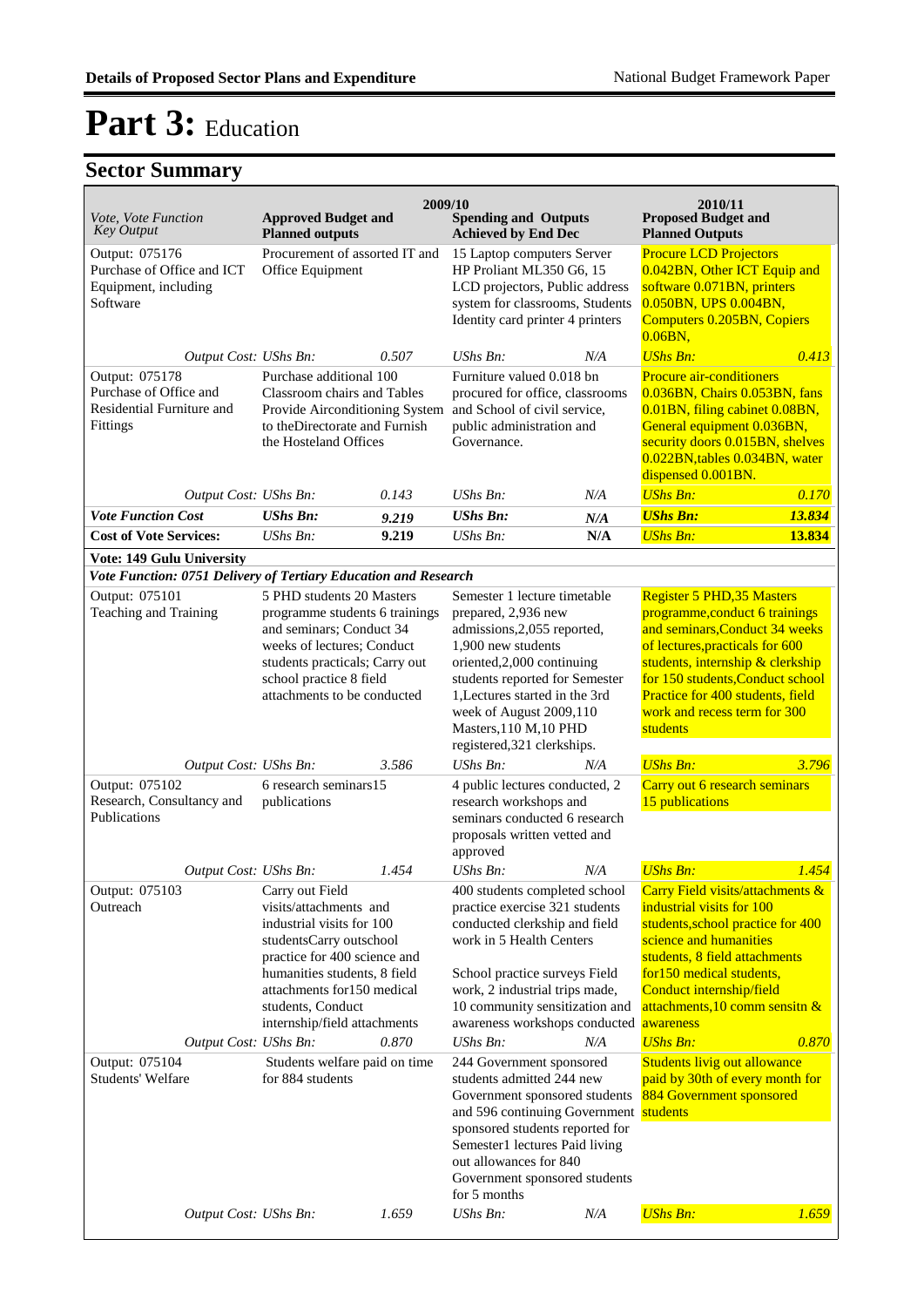# Part 3: Education

## Sector Summary

| Vote, Vote Function Key Output | 2009/10 Approved Budget and Planned outputs | | 2009/10 Spending and Outputs Achieved by End Dec | | 2010/11 Proposed Budget and Planned Outputs | |
|---|---|---|---|---|---|---|
| Output: 075176 Purchase of Office and ICT Equipment, including Software | Procurement of assorted IT and Office Equipment | | 15 Laptop computers Server HP Proliant ML350 G6, 15 LCD projectors, Public address system for classrooms, Students Identity card printer 4 printers | | Procure LCD Projectors 0.042BN, Other ICT Equip and software 0.071BN, printers 0.050BN, UPS 0.004BN, Computers 0.205BN, Copiers 0.06BN, | |
| *Output Cost:* | *UShs Bn:* | *0.507* | *UShs Bn:* | *N/A* | *UShs Bn:* | *0.413* |
| Output: 075178 Purchase of Office and Residential Furniture and Fittings | Purchase additional 100 Classroom chairs and Tables Provide Airconditioning System to theDirectorate and Furnish the Hosteland Offices | | Furniture valued 0.018 bn procured for office, classrooms and School of civil service, public administration and Governance. | | Procure air-conditioners 0.036BN, Chairs 0.053BN, fans 0.01BN, filing cabinet 0.08BN, General equipment 0.036BN, security doors 0.015BN, shelves 0.022BN,tables 0.034BN, water dispensed 0.001BN. | |
| *Output Cost:* | *UShs Bn:* | *0.143* | *UShs Bn:* | *N/A* | *UShs Bn:* | *0.170* |
| ***Vote Function Cost*** | ***UShs Bn:*** | ***9.219*** | ***UShs Bn:*** | ***N/A*** | ***UShs Bn:*** | ***13.834*** |
| **Cost of Vote Services:** | *UShs Bn:* | **9.219** | *UShs Bn:* | **N/A** | *UShs Bn:* | **13.834** |
| **Vote: 149 Gulu University** | | | | | | |
| ***Vote Function: 0751 Delivery of Tertiary Education and Research*** | | | | | | |
| Output: 075101 Teaching and Training | 5 PHD students 20 Masters programme students 6 trainings and seminars; Conduct 34 weeks of lectures; Conduct students practicals; Carry out school practice 8 field attachments to be conducted | | Semester 1 lecture timetable prepared, 2,936 new admissions,2,055 reported, 1,900 new students oriented,2,000 continuing students reported for Semester 1,Lectures started in the 3rd week of August 2009,110 Masters,110 M,10 PHD registered,321 clerkships. | | Register 5 PHD,35 Masters programme,conduct 6 trainings and seminars,Conduct 34 weeks of lectures,practicals for 600 students, internship & clerkship for 150 students,Conduct school Practice for 400 students, field work and recess term for 300 students | |
| *Output Cost:* | *UShs Bn:* | *3.586* | *UShs Bn:* | *N/A* | *UShs Bn:* | *3.796* |
| Output: 075102 Research, Consultancy and Publications | 6 research seminars15 publications | | 4 public lectures conducted, 2 research workshops and seminars conducted 6 research proposals written vetted and approved | | Carry out 6 research seminars 15 publications | |
| *Output Cost:* | *UShs Bn:* | *1.454* | *UShs Bn:* | *N/A* | *UShs Bn:* | *1.454* |
| Output: 075103 Outreach | Carry out Field visits/attachments and industrial visits for 100 studentsCarry outschool practice for 400 science and humanities students, 8 field attachments for150 medical students, Conduct internship/field attachments | | 400 students completed school practice exercise 321 students conducted clerkship and field work in 5 Health Centers<br><br>School practice surveys Field work, 2 industrial trips made, 10 community sensitization and awareness workshops conducted | | Carry Field visits/attachments & industrial visits for 100 students,school practice for 400 science and humanities students, 8 field attachments for150 medical students, Conduct internship/field attachments,10 comm sensitn & awareness | |
| *Output Cost:* | *UShs Bn:* | *0.870* | *UShs Bn:* | *N/A* | *UShs Bn:* | *0.870* |
| Output: 075104 Students' Welfare | Students welfare paid on time for 884 students | | 244 Government sponsored students admitted 244 new Government sponsored students and 596 continuing Government sponsored students reported for Semester1 lectures Paid living out allowances for 840 Government sponsored students for 5 months | | Students livig out allowance paid by 30th of every month for 884 Government sponsored students | |
| *Output Cost:* | *UShs Bn:* | *1.659* | *UShs Bn:* | *N/A* | *UShs Bn:* | *1.659* |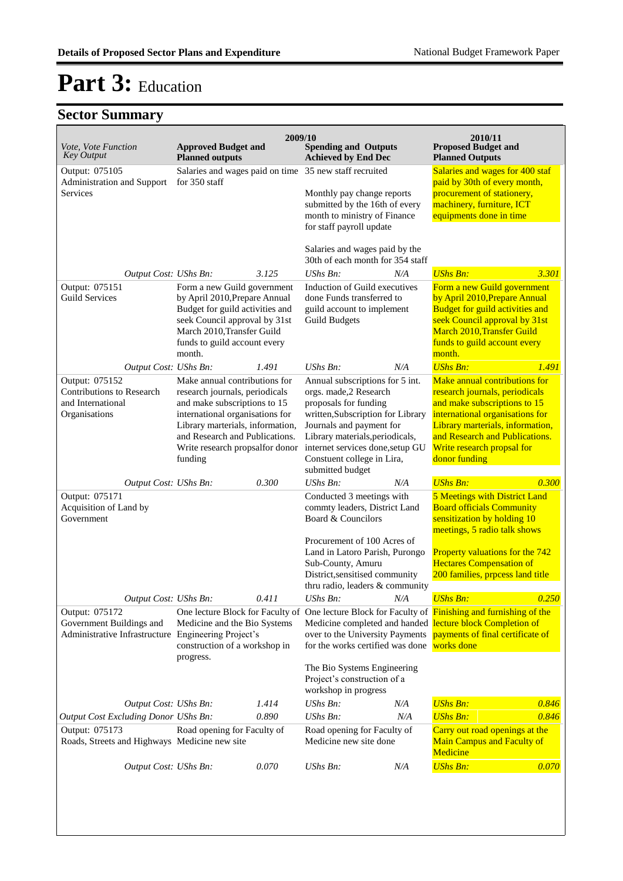# Part 3: Education

## Sector Summary

| Vote, Vote Function Key Output | 2009/10 Approved Budget and Planned outputs | | 2009/10 Spending and Outputs Achieved by End Dec | | 2010/11 Proposed Budget and Planned Outputs | |
|---|---|---|---|---|---|---|
| Output: 075105 Administration and Support Services | Salaries and wages paid on time for 350 staff | | 35 new staff recruited<br><br>Monthly pay change reports submitted by the 16th of every month to ministry of Finance for staff payroll update<br><br>Salaries and wages paid by the 30th of each month for 354 staff | | Salaries and wages for 400 staf paid by 30th of every month, procurement of stationery, machinery, furniture, ICT equipments done in time | |
| *Output Cost:* | *UShs Bn:* | *3.125* | *UShs Bn:* | *N/A* | *UShs Bn:* | *3.301* |
| Output: 075151 Guild Services | Form a new Guild government by April 2010,Prepare Annual Budget for guild activities and seek Council approval by 31st March 2010,Transfer Guild funds to guild account every month. | | Induction of Guild executives done Funds transferred to guild account to implement Guild Budgets | | Form a new Guild government by April 2010,Prepare Annual Budget for guild activities and seek Council approval by 31st March 2010,Transfer Guild funds to guild account every month. | |
| *Output Cost:* | *UShs Bn:* | *1.491* | *UShs Bn:* | *N/A* | *UShs Bn:* | *1.491* |
| Output: 075152 Contributions to Research and International Organisations | Make annual contributions for research journals, periodicals and make subscriptions to 15 international organisations for Library marterials, information, and Research and Publications. Write research propsalfor donor funding | | Annual subscriptions for 5 int. orgs. made,2 Research proposals for funding written,Subscription for Library Journals and payment for Library materials,periodicals, internet services done,setup GU Constuent college in Lira, submitted budget | | Make annual contributions for research journals, periodicals and make subscriptions to 15 international organisations for Library marterials, information, and Research and Publications. Write research propsal for donor funding | |
| *Output Cost:* | *UShs Bn:* | *0.300* | *UShs Bn:* | *N/A* | *UShs Bn:* | *0.300* |
| Output: 075171 Acquisition of Land by Government | | | Conducted 3 meetings with commty leaders, District Land Board & Councilors<br><br>Procurement of 100 Acres of Land in Latoro Parish, Purongo Sub-County, Amuru District,sensitised community thru radio, leaders & community | | 5 Meetings with District Land Board officials Community sensitization by holding 10 meetings, 5 radio talk shows<br><br>Property valuations for the 742 Hectares Compensation of 200 families, prpcess land title | |
| *Output Cost:* | *UShs Bn:* | *0.411* | *UShs Bn:* | *N/A* | *UShs Bn:* | *0.250* |
| Output: 075172 Government Buildings and Administrative Infrastructure | One lecture Block for Faculty of Medicine and the Bio Systems Engineering Project's construction of a workshop in progress. | | One lecture Block for Faculty of Medicine completed and handed over to the University Payments for the works certified was done<br><br>The Bio Systems Engineering Project's construction of a workshop in progress | | Finishing and furnishing of the lecture block Completion of payments of final certificate of works done | |
| *Output Cost:* | *UShs Bn:* | *1.414* | *UShs Bn:* | *N/A* | *UShs Bn:* | *0.846* |
| *Output Cost Excluding Donor* | *UShs Bn:* | *0.890* | *UShs Bn:* | *N/A* | *UShs Bn:* | *0.846* |
| Output: 075173 Roads, Streets and Highways | Road opening for Faculty of Medicine new site | | Road opening for Faculty of Medicine new site done | | Carry out road openings at the Main Campus and Faculty of Medicine | |
| *Output Cost:* | *UShs Bn:* | *0.070* | *UShs Bn:* | *N/A* | *UShs Bn:* | *0.070* |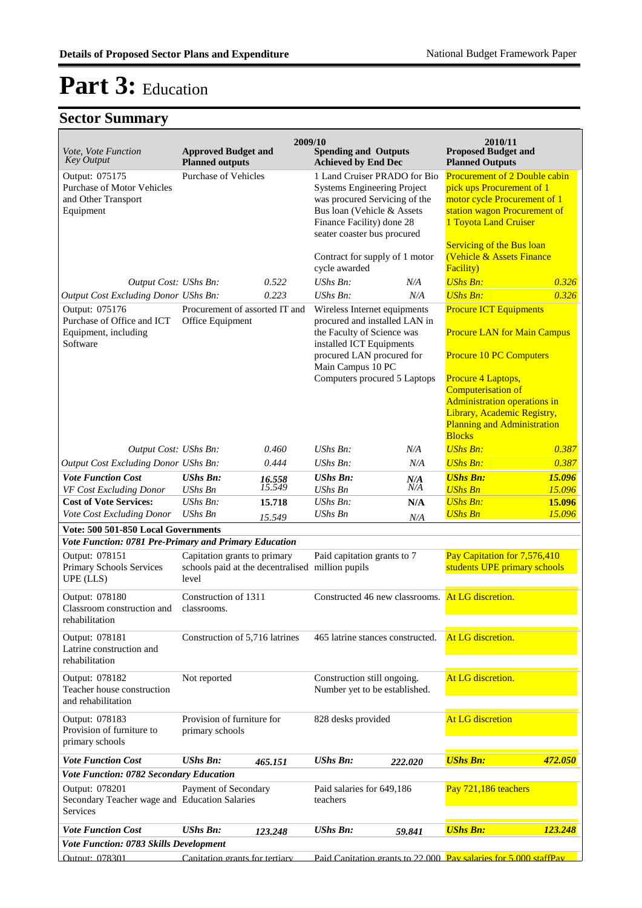# Part 3: Education

## Sector Summary

| Vote, Vote Function Key Output | 2009/10 Approved Budget and Planned outputs | | 2009/10 Spending and Outputs Achieved by End Dec | | 2010/11 Proposed Budget and Planned Outputs | |
|---|---|---|---|---|---|---|
| Output: 075175 Purchase of Motor Vehicles and Other Transport Equipment | Purchase of Vehicles | | 1 Land Cruiser PRADO for Bio Systems Engineering Project was procured Servicing of the Bus loan (Vehicle & Assets Finance Facility) done 28 seater coaster bus procured<br><br>Contract for supply of 1 motor cycle awarded | | Procurement of 2 Double cabin pick ups Procurement of 1 motor cycle Procurement of 1 station wagon Procurement of 1 Toyota Land Cruiser<br><br>Servicing of the Bus loan (Vehicle & Assets Finance Facility) | |
| *Output Cost: UShs Bn:* | | *0.522* | *UShs Bn:* | *N/A* | *UShs Bn:* | *0.326* |
| *Output Cost Excluding Donor UShs Bn:* | | *0.223* | *UShs Bn:* | *N/A* | *UShs Bn:* | *0.326* |
| Output: 075176 Purchase of Office and ICT Equipment, including Software | Procurement of assorted IT and Office Equipment | | Wireless Internet equipments procured and installed LAN in the Faculty of Science was installed ICT Equipments procured LAN procured for Main Campus 10 PC Computers procured 5 Laptops | | Procure ICT Equipments<br><br>Procure LAN for Main Campus<br><br>Procure 10 PC Computers<br><br>Procure 4 Laptops, Computerisation of Administration operations in Library, Academic Registry, Planning and Administration Blocks | |
| *Output Cost: UShs Bn:* | | *0.460* | *UShs Bn:* | *N/A* | *UShs Bn:* | *0.387* |
| *Output Cost Excluding Donor UShs Bn:* | | *0.444* | *UShs Bn:* | *N/A* | *UShs Bn:* | *0.387* |
| ***Vote Function Cost*** | ***UShs Bn:*** | ***16.558*** | ***UShs Bn:*** | ***N/A*** | ***UShs Bn:*** | ***15.096*** |
| *VF Cost Excluding Donor* | *UShs Bn* | *15.549* | *UShs Bn* | *N/A* | *UShs Bn* | *15.096* |
| **Cost of Vote Services:** | *UShs Bn:* | **15.718** | *UShs Bn:* | **N/A** | *UShs Bn:* | **15.096** |
| *Vote Cost Excluding Donor* | *UShs Bn* | *15.549* | *UShs Bn* | *N/A* | *UShs Bn* | *15.096* |
| **Vote: 500 501-850 Local Governments** | | | | | | |
| ***Vote Function: 0781 Pre-Primary and Primary Education*** | | | | | | |
| Output: 078151 Primary Schools Services UPE (LLS) | Capitation grants to primary schools paid at the decentralised level | | Paid capitation grants to 7 million pupils | | Pay Capitation for 7,576,410 students UPE primary schools | |
| Output: 078180 Classroom construction and rehabilitation | Construction of 1311 classrooms. | | Constructed 46 new classrooms. | | At LG discretion. | |
| Output: 078181 Latrine construction and rehabilitation | Construction of 5,716 latrines | | 465 latrine stances constructed. | | At LG discretion. | |
| Output: 078182 Teacher house construction and rehabilitation | Not reported | | Construction still ongoing. Number yet to be established. | | At LG discretion. | |
| Output: 078183 Provision of furniture to primary schools | Provision of furniture for primary schools | | 828 desks provided | | At LG discretion | |
| ***Vote Function Cost*** | ***UShs Bn:*** | ***465.151*** | ***UShs Bn:*** | ***222.020*** | ***UShs Bn:*** | ***472.050*** |
| ***Vote Function: 0782 Secondary Education*** | | | | | | |
| Output: 078201 Secondary Teacher wage and Services | Payment of Secondary Education Salaries | | Paid salaries for 649,186 teachers | | Pay 721,186 teachers | |
| ***Vote Function Cost*** | ***UShs Bn:*** | ***123.248*** | ***UShs Bn:*** | ***59.841*** | ***UShs Bn:*** | ***123.248*** |
| ***Vote Function: 0783 Skills Development*** | | | | | | |
| Output: 078301 | Capitation grants for tertiary | | Paid Capitation grants to 22,000 | | Pay salaries for 5,000 staffPay | |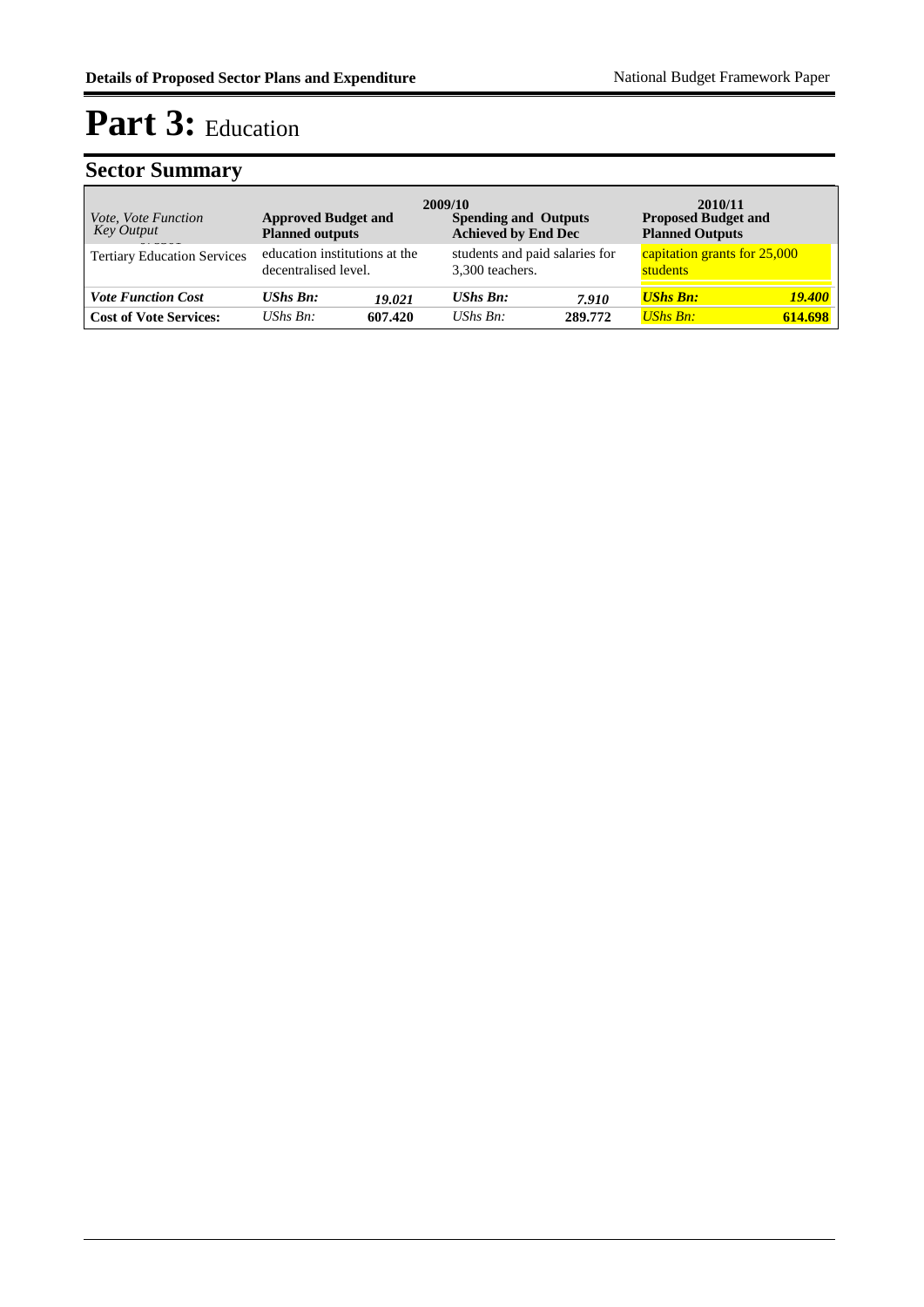# Part 3: Education

## Sector Summary

| *Vote, Vote Function Key Output* | 2009/10 Approved Budget and Planned outputs | | Spending and Outputs Achieved by End Dec | | 2010/11 Proposed Budget and Planned Outputs | |
|---|---|---|---|---|---|---|
| Tertiary Education Services | education institutions at the decentralised level. | | students and paid salaries for 3,300 teachers. | | capitation grants for 25,000 students | |
| ***Vote Function Cost*** | ***UShs Bn:*** | ***19.021*** | ***UShs Bn:*** | ***7.910*** | ***UShs Bn:*** | ***19.400*** |
| **Cost of Vote Services:** | *UShs Bn:* | **607.420** | *UShs Bn:* | **289.772** | *UShs Bn:* | **614.698** |